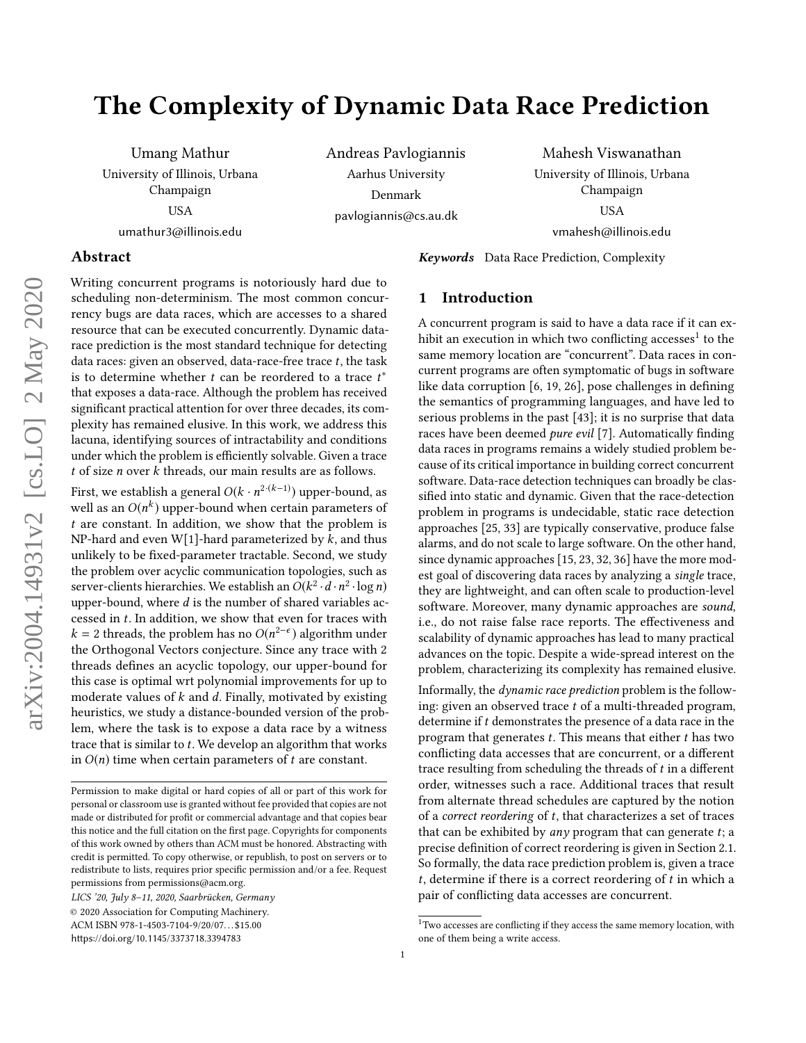# The Complexity of Dynamic Data Race Prediction

Umang Mathur
University of Illinois, Urbana Champaign
USA
umathur3@illinois.edu

Andreas Pavlogiannis
Aarhus University
Denmark
pavlogiannis@cs.au.dk

Mahesh Viswanathan
University of Illinois, Urbana Champaign
USA
vmahesh@illinois.edu

## Abstract

Writing concurrent programs is notoriously hard due to scheduling non-determinism. The most common concurrency bugs are data races, which are accesses to a shared resource that can be executed concurrently. Dynamic data-race prediction is the most standard technique for detecting data races: given an observed, data-race-free trace $t$, the task is to determine whether $t$ can be reordered to a trace $t^*$ that exposes a data-race. Although the problem has received significant practical attention for over three decades, its complexity has remained elusive. In this work, we address this lacuna, identifying sources of intractability and conditions under which the problem is efficiently solvable. Given a trace $t$ of size $n$ over $k$ threads, our main results are as follows.

First, we establish a general $O(k \cdot n^{2\cdot(k-1)})$ upper-bound, as well as an $O(n^k)$ upper-bound when certain parameters of $t$ are constant. In addition, we show that the problem is NP-hard and even W[1]-hard parameterized by $k$, and thus unlikely to be fixed-parameter tractable. Second, we study the problem over acyclic communication topologies, such as server-clients hierarchies. We establish an $\widetilde{O}(k^2 \cdot d \cdot n^2 \cdot \log n)$ upper-bound, where $d$ is the number of shared variables accessed in $t$. In addition, we show that even for traces with $k = 2$ threads, the problem has no $O(n^{2-\epsilon})$ algorithm under the Orthogonal Vectors conjecture. Since any trace with 2 threads defines an acyclic topology, our upper-bound for this case is optimal wrt polynomial improvements for up to moderate values of $k$ and $d$. Finally, motivated by existing heuristics, we study a distance-bounded version of the problem, where the task is to expose a data race by a witness trace that is similar to $t$. We develop an algorithm that works in $O(n)$ time when certain parameters of $t$ are constant.

Permission to make digital or hard copies of all or part of this work for personal or classroom use is granted without fee provided that copies are not made or distributed for profit or commercial advantage and that copies bear this notice and the full citation on the first page. Copyrights for components of this work owned by others than ACM must be honored. Abstracting with credit is permitted. To copy otherwise, or republish, to post on servers or to redistribute to lists, requires prior specific permission and/or a fee. Request permissions from permissions@acm.org.

*LICS '20, July 8–11, 2020, Saarbrücken, Germany*
© 2020 Association for Computing Machinery.
ACM ISBN 978-1-4503-7104-9/20/07...$15.00
https://doi.org/10.1145/3373718.3394783

***Keywords*** Data Race Prediction, Complexity

## 1 Introduction

A concurrent program is said to have a data race if it can exhibit an execution in which two conflicting accesses[1] to the same memory location are "concurrent". Data races in concurrent programs are often symptomatic of bugs in software like data corruption [6, 19, 26], pose challenges in defining the semantics of programming languages, and have led to serious problems in the past [43]; it is no surprise that data races have been deemed *pure evil* [7]. Automatically finding data races in programs remains a widely studied problem because of its critical importance in building correct concurrent software. Data-race detection techniques can broadly be classified into static and dynamic. Given that the race-detection problem in programs is undecidable, static race detection approaches [25, 33] are typically conservative, produce false alarms, and do not scale to large software. On the other hand, since dynamic approaches [15, 23, 32, 36] have the more modest goal of discovering data races by analyzing a *single* trace, they are lightweight, and can often scale to production-level software. Moreover, many dynamic approaches are *sound*, i.e., do not raise false race reports. The effectiveness and scalability of dynamic approaches has lead to many practical advances on the topic. Despite a wide-spread interest on the problem, characterizing its complexity has remained elusive.

Informally, the *dynamic race prediction* problem is the following: given an observed trace $t$ of a multi-threaded program, determine if $t$ demonstrates the presence of a data race in the program that generates $t$. This means that either $t$ has two conflicting data accesses that are concurrent, or a different trace resulting from scheduling the threads of $t$ in a different order, witnesses such a race. Additional traces that result from alternate thread schedules are captured by the notion of a *correct reordering* of $t$, that characterizes a set of traces that can be exhibited by *any* program that can generate $t$; a precise definition of correct reordering is given in Section 2.1. So formally, the data race prediction problem is, given a trace $t$, determine if there is a correct reordering of $t$ in which a pair of conflicting data accesses are concurrent.

[1] Two accesses are conflicting if they access the same memory location, with one of them being a write access.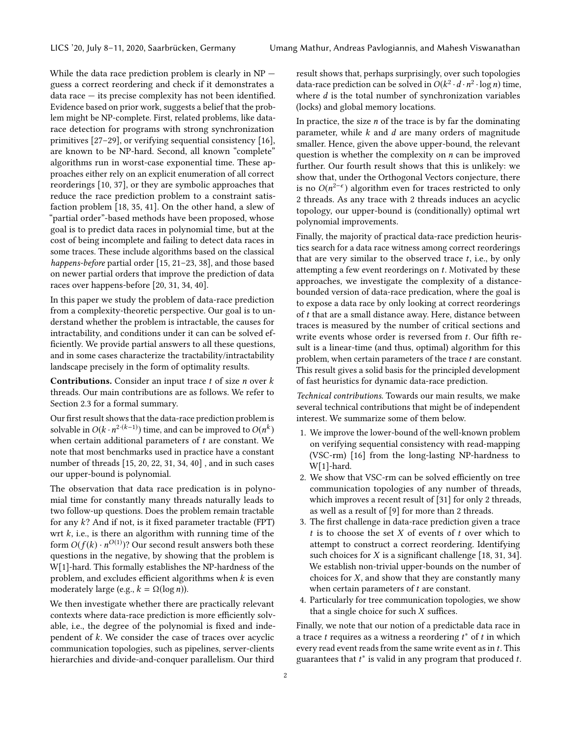While the data race prediction problem is clearly in NP — guess a correct reordering and check if it demonstrates a data race — its precise complexity has not been identified. Evidence based on prior work, suggests a belief that the problem might be NP-complete. First, related problems, like data-race detection for programs with strong synchronization primitives [27–29], or verifying sequential consistency [16], are known to be NP-hard. Second, all known "complete" algorithms run in worst-case exponential time. These approaches either rely on an explicit enumeration of all correct reorderings [10, 37], or they are symbolic approaches that reduce the race prediction problem to a constraint satisfaction problem [18, 35, 41]. On the other hand, a slew of "partial order"-based methods have been proposed, whose goal is to predict data races in polynomial time, but at the cost of being incomplete and failing to detect data races in some traces. These include algorithms based on the classical *happens-before* partial order [15, 21–23, 38], and those based on newer partial orders that improve the prediction of data races over happens-before [20, 31, 34, 40].

In this paper we study the problem of data-race prediction from a complexity-theoretic perspective. Our goal is to understand whether the problem is intractable, the causes for intractability, and conditions under it can be solved efficiently. We provide partial answers to all these questions, and in some cases characterize the tractability/intractability landscape precisely in the form of optimality results.

**Contributions.** Consider an input trace $t$ of size $n$ over $k$ threads. Our main contributions are as follows. We refer to Section 2.3 for a formal summary.

Our first result shows that the data-race prediction problem is solvable in $O(k \cdot n^{2\cdot(k-1)})$ time, and can be improved to $O(n^k)$ when certain additional parameters of $t$ are constant. We note that most benchmarks used in practice have a constant number of threads [15, 20, 22, 31, 34, 40] , and in such cases our upper-bound is polynomial.

The observation that data race predication is in polynomial time for constantly many threads naturally leads to two follow-up questions. Does the problem remain tractable for any $k$? And if not, is it fixed parameter tractable (FPT) wrt $k$, i.e., is there an algorithm with running time of the form $O(f(k) \cdot n^{O(1)})$? Our second result answers both these questions in the negative, by showing that the problem is W[1]-hard. This formally establishes the NP-hardness of the problem, and excludes efficient algorithms when $k$ is even moderately large (e.g., $k = \Omega(\log n)$).

We then investigate whether there are practically relevant contexts where data-race prediction is more efficiently solvable, i.e., the degree of the polynomial is fixed and independent of $k$. We consider the case of traces over acyclic communication topologies, such as pipelines, server-clients hierarchies and divide-and-conquer parallelism. Our third result shows that, perhaps surprisingly, over such topologies data-race prediction can be solved in $O(k^2 \cdot d \cdot n^2 \cdot \log n)$ time, where $d$ is the total number of synchronization variables (locks) and global memory locations.

In practice, the size $n$ of the trace is by far the dominating parameter, while $k$ and $d$ are many orders of magnitude smaller. Hence, given the above upper-bound, the relevant question is whether the complexity on $n$ can be improved further. Our fourth result shows that this is unlikely: we show that, under the Orthogonal Vectors conjecture, there is no $O(n^{2-\epsilon})$ algorithm even for traces restricted to only 2 threads. As any trace with 2 threads induces an acyclic topology, our upper-bound is (conditionally) optimal wrt polynomial improvements.

Finally, the majority of practical data-race prediction heuristics search for a data race witness among correct reorderings that are very similar to the observed trace $t$, i.e., by only attempting a few event reorderings on $t$. Motivated by these approaches, we investigate the complexity of a distance-bounded version of data-race predication, where the goal is to expose a data race by only looking at correct reorderings of $t$ that are a small distance away. Here, distance between traces is measured by the number of critical sections and write events whose order is reversed from $t$. Our fifth result is a linear-time (and thus, optimal) algorithm for this problem, when certain parameters of the trace $t$ are constant. This result gives a solid basis for the principled development of fast heuristics for dynamic data-race prediction.

*Technical contributions.* Towards our main results, we make several technical contributions that might be of independent interest. We summarize some of them below.

1. We improve the lower-bound of the well-known problem on verifying sequential consistency with read-mapping (VSC-rm) [16] from the long-lasting NP-hardness to W[1]-hard.
2. We show that VSC-rm can be solved efficiently on tree communication topologies of any number of threads, which improves a recent result of [31] for only 2 threads, as well as a result of [9] for more than 2 threads.
3. The first challenge in data-race prediction given a trace $t$ is to choose the set $X$ of events of $t$ over which to attempt to construct a correct reordering. Identifying such choices for $X$ is a significant challenge [18, 31, 34]. We establish non-trivial upper-bounds on the number of choices for $X$, and show that they are constantly many when certain parameters of $t$ are constant.
4. Particularly for tree communication topologies, we show that a single choice for such $X$ suffices.

Finally, we note that our notion of a predictable data race in a trace $t$ requires as a witness a reordering $t^*$ of $t$ in which every read event reads from the same write event as in $t$. This guarantees that $t^*$ is valid in any program that produced $t$.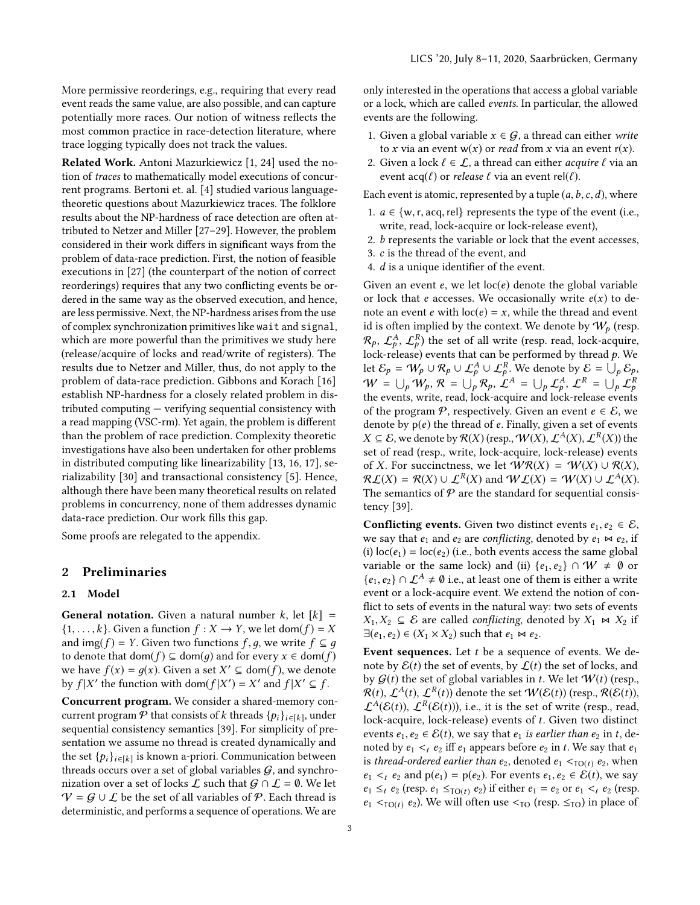More permissive reorderings, e.g., requiring that every read event reads the same value, are also possible, and can capture potentially more races. Our notion of witness reflects the most common practice in race-detection literature, where trace logging typically does not track the values.

**Related Work.** Antoni Mazurkiewicz [1, 24] used the notion of *traces* to mathematically model executions of concurrent programs. Bertoni et. al. [4] studied various language-theoretic questions about Mazurkiewicz traces. The folklore results about the NP-hardness of race detection are often attributed to Netzer and Miller [27–29]. However, the problem considered in their work differs in significant ways from the problem of data-race prediction. First, the notion of feasible executions in [27] (the counterpart of the notion of correct reorderings) requires that any two conflicting events be ordered in the same way as the observed execution, and hence, are less permissive. Next, the NP-hardness arises from the use of complex synchronization primitives like `wait` and `signal`, which are more powerful than the primitives we study here (release/acquire of locks and read/write of registers). The results due to Netzer and Miller, thus, do not apply to the problem of data-race prediction. Gibbons and Korach [16] establish NP-hardness for a closely related problem in distributed computing — verifying sequential consistency with a read mapping (VSC-rm). Yet again, the problem is different than the problem of race prediction. Complexity theoretic investigations have also been undertaken for other problems in distributed computing like linearizability [13, 16, 17], serializability [30] and transactional consistency [5]. Hence, although there have been many theoretical results on related problems in concurrency, none of them addresses dynamic data-race prediction. Our work fills this gap.

Some proofs are relegated to the appendix.

## 2 Preliminaries

### 2.1 Model

**General notation.** Given a natural number $k$, let $[k] = \{1, \dots, k\}$. Given a function $f : X \to Y$, we let $\mathsf{dom}(f) = X$ and $\mathsf{img}(f) = Y$. Given two functions $f, g$, we write $f \subseteq g$ to denote that $\mathsf{dom}(f) \subseteq \mathsf{dom}(g)$ and for every $x \in \mathsf{dom}(f)$ we have $f(x) = g(x)$. Given a set $X' \subseteq \mathsf{dom}(f)$, we denote by $f|X'$ the function with $\mathsf{dom}(f|X') = X'$ and $f|X' \subseteq f$.

**Concurrent program.** We consider a shared-memory concurrent program $\mathcal{P}$ that consists of $k$ threads $\{p_i\}_{i\in[k]}$, under sequential consistency semantics [39]. For simplicity of presentation we assume no thread is created dynamically and the set $\{p_i\}_{i\in[k]}$ is known a-priori. Communication between threads occurs over a set of global variables $\mathcal{G}$, and synchronization over a set of locks $\mathcal{L}$ such that $\mathcal{G} \cap \mathcal{L} = \emptyset$. We let $\mathcal{V} = \mathcal{G} \cup \mathcal{L}$ be the set of all variables of $\mathcal{P}$. Each thread is deterministic, and performs a sequence of operations. We are only interested in the operations that access a global variable or a lock, which are called *events*. In particular, the allowed events are the following.

1. Given a global variable $x \in \mathcal{G}$, a thread can either *write* to $x$ via an event $\mathsf{w}(x)$ or *read* from $x$ via an event $\mathsf{r}(x)$.
2. Given a lock $\ell \in \mathcal{L}$, a thread can either *acquire* $\ell$ via an event $\mathsf{acq}(\ell)$ or *release* $\ell$ via an event $\mathsf{rel}(\ell)$.

Each event is atomic, represented by a tuple $(a, b, c, d)$, where

1. $a \in \{\mathsf{w}, \mathsf{r}, \mathsf{acq}, \mathsf{rel}\}$ represents the type of the event (i.e., write, read, lock-acquire or lock-release event),
2. $b$ represents the variable or lock that the event accesses,
3. $c$ is the thread of the event, and
4. $d$ is a unique identifier of the event.

Given an event $e$, we let $\mathsf{loc}(e)$ denote the global variable or lock that $e$ accesses. We occasionally write $e(x)$ to denote an event $e$ with $\mathsf{loc}(e) = x$, while the thread and event id is often implied by the context. We denote by $\mathcal{W}_p$ (resp. $\mathcal{R}_p$, $\mathcal{L}^A_p$, $\mathcal{L}^R_p$) the set of all write (resp. read, lock-acquire, lock-release) events that can be performed by thread $p$. We let $\mathcal{E}_p = \mathcal{W}_p \cup \mathcal{R}_p \cup \mathcal{L}^A_p \cup \mathcal{L}^R_p$. We denote by $\mathcal{E} = \bigcup_p \mathcal{E}_p$, $\mathcal{W} = \bigcup_p \mathcal{W}_p$, $\mathcal{R} = \bigcup_p \mathcal{R}_p$, $\mathcal{L}^A = \bigcup_p \mathcal{L}^A_p$, $\mathcal{L}^R = \bigcup_p \mathcal{L}^R_p$ the events, write, read, lock-acquire and lock-release events of the program $\mathcal{P}$, respectively. Given an event $e \in \mathcal{E}$, we denote by $\mathsf{p}(e)$ the thread of $e$. Finally, given a set of events $X \subseteq \mathcal{E}$, we denote by $\mathcal{R}(X)$ (resp., $\mathcal{W}(X)$, $\mathcal{L}^A(X)$, $\mathcal{L}^R(X)$) the set of read (resp., write, lock-acquire, lock-release) events of $X$. For succinctness, we let $\mathcal{WR}(X) = \mathcal{W}(X) \cup \mathcal{R}(X)$, $\mathcal{RL}(X) = \mathcal{R}(X) \cup \mathcal{L}^R(X)$ and $\mathcal{WL}(X) = \mathcal{W}(X) \cup \mathcal{L}^A(X)$. The semantics of $\mathcal{P}$ are the standard for sequential consistency [39].

**Conflicting events.** Given two distinct events $e_1, e_2 \in \mathcal{E}$, we say that $e_1$ and $e_2$ are *conflicting*, denoted by $e_1 \bowtie e_2$, if (i) $\mathsf{loc}(e_1) = \mathsf{loc}(e_2)$ (i.e., both events access the same global variable or the same lock) and (ii) $\{e_1, e_2\} \cap \mathcal{W} \neq \emptyset$ or $\{e_1, e_2\} \cap \mathcal{L}^A \neq \emptyset$ i.e., at least one of them is either a write event or a lock-acquire event. We extend the notion of conflict to sets of events in the natural way: two sets of events $X_1, X_2 \subseteq \mathcal{E}$ are called *conflicting*, denoted by $X_1 \bowtie X_2$ if $\exists (e_1, e_2) \in (X_1 \times X_2)$ such that $e_1 \bowtie e_2$.

**Event sequences.** Let $t$ be a sequence of events. We denote by $\mathcal{E}(t)$ the set of events, by $\mathcal{L}(t)$ the set of locks, and by $\mathcal{G}(t)$ the set of global variables in $t$. We let $\mathcal{W}(t)$ (resp., $\mathcal{R}(t)$, $\mathcal{L}^A(t)$, $\mathcal{L}^R(t)$) denote the set $\mathcal{W}(\mathcal{E}(t))$ (resp., $\mathcal{R}(\mathcal{E}(t))$, $\mathcal{L}^A(\mathcal{E}(t))$, $\mathcal{L}^R(\mathcal{E}(t))$), i.e., it is the set of write (resp., read, lock-acquire, lock-release) events of $t$. Given two distinct events $e_1, e_2 \in \mathcal{E}(t)$, we say that $e_1$ *is earlier than* $e_2$ in $t$, denoted by $e_1 <_t e_2$ iff $e_1$ appears before $e_2$ in $t$. We say that $e_1$ is *thread-ordered earlier than* $e_2$, denoted $e_1 <_{\mathsf{TO}(t)} e_2$, when $e_1 <_t e_2$ and $\mathsf{p}(e_1) = \mathsf{p}(e_2)$. For events $e_1, e_2 \in \mathcal{E}(t)$, we say $e_1 \leq_t e_2$ (resp. $e_1 \leq_{\mathsf{TO}(t)} e_2$) if either $e_1 = e_2$ or $e_1 <_t e_2$ (resp. $e_1 <_{\mathsf{TO}(t)} e_2$). We will often use $<_{\mathsf{TO}}$ (resp. $\leq_{\mathsf{TO}}$) in place of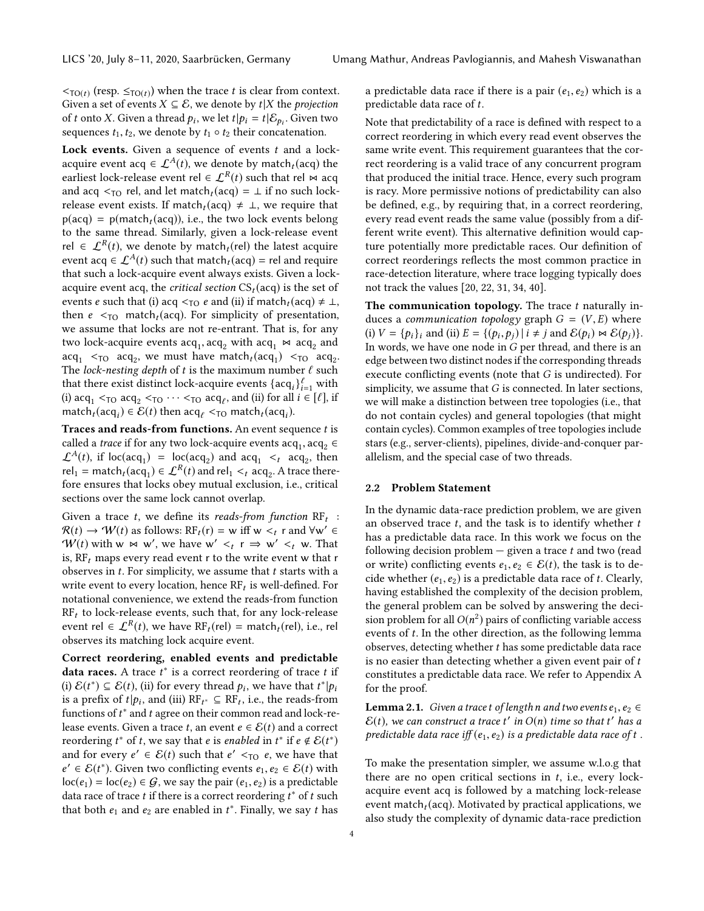$<_{\mathsf{TO}(t)}$ (resp. $\leq_{\mathsf{TO}(t)}$) when the trace $t$ is clear from context. Given a set of events $X \subseteq \mathcal{E}$, we denote by $t|X$ the *projection* of $t$ onto $X$. Given a thread $p_i$, we let $t|p_i = t|\mathcal{E}_{p_i}$. Given two sequences $t_1, t_2$, we denote by $t_1 \circ t_2$ their concatenation.

**Lock events.** Given a sequence of events $t$ and a lock-acquire event $\mathsf{acq} \in \mathcal{L}^A(t)$, we denote by $\mathsf{match}_t(\mathsf{acq})$ the earliest lock-release event $\mathsf{rel} \in \mathcal{L}^R(t)$ such that $\mathsf{rel} \bowtie \mathsf{acq}$ and $\mathsf{acq} <_{\mathsf{TO}} \mathsf{rel}$, and let $\mathsf{match}_t(\mathsf{acq}) = \bot$ if no such lock-release event exists. If $\mathsf{match}_t(\mathsf{acq}) \neq \bot$, we require that $\mathsf{p}(\mathsf{acq}) = \mathsf{p}(\mathsf{match}_t(\mathsf{acq}))$, i.e., the two lock events belong to the same thread. Similarly, given a lock-release event $\mathsf{rel} \in \mathcal{L}^R(t)$, we denote by $\mathsf{match}_t(\mathsf{rel})$ the latest acquire event $\mathsf{acq} \in \mathcal{L}^A(t)$ such that $\mathsf{match}_t(\mathsf{acq}) = \mathsf{rel}$ and require that such a lock-acquire event always exists. Given a lock-acquire event acq, the *critical section* $\mathsf{CS}_t(\mathsf{acq})$ is the set of events $e$ such that (i) $\mathsf{acq} <_{\mathsf{TO}} e$ and (ii) if $\mathsf{match}_t(\mathsf{acq}) \neq \bot$, then $e <_{\mathsf{TO}} \mathsf{match}_t(\mathsf{acq})$. For simplicity of presentation, we assume that locks are not re-entrant. That is, for any two lock-acquire events $\mathsf{acq}_1, \mathsf{acq}_2$ with $\mathsf{acq}_1 \bowtie \mathsf{acq}_2$ and $\mathsf{acq}_1 <_{\mathsf{TO}} \mathsf{acq}_2$, we must have $\mathsf{match}_t(\mathsf{acq}_1) <_{\mathsf{TO}} \mathsf{acq}_2$. The *lock-nesting depth* of $t$ is the maximum number $\ell$ such that there exist distinct lock-acquire events $\{\mathsf{acq}_i\}_{i=1}^{\ell}$ with (i) $\mathsf{acq}_1 <_{\mathsf{TO}} \mathsf{acq}_2 <_{\mathsf{TO}} \cdots <_{\mathsf{TO}} \mathsf{acq}_\ell$, and (ii) for all $i \in [\ell]$, if $\mathsf{match}_t(\mathsf{acq}_i) \in \mathcal{E}(t)$ then $\mathsf{acq}_\ell <_{\mathsf{TO}} \mathsf{match}_t(\mathsf{acq}_i)$.

**Traces and reads-from functions.** An event sequence $t$ is called a *trace* if for any two lock-acquire events $\mathsf{acq}_1, \mathsf{acq}_2 \in \mathcal{L}^A(t)$, if $\mathsf{loc}(\mathsf{acq}_1) = \mathsf{loc}(\mathsf{acq}_2)$ and $\mathsf{acq}_1 <_t \mathsf{acq}_2$, then $\mathsf{rel}_1 = \mathsf{match}_t(\mathsf{acq}_1) \in \mathcal{L}^R(t)$ and $\mathsf{rel}_1 <_t \mathsf{acq}_2$. A trace therefore ensures that locks obey mutual exclusion, i.e., critical sections over the same lock cannot overlap.

Given a trace $t$, we define its *reads-from function* $\mathsf{RF}_t : \mathcal{R}(t) \to \mathcal{W}(t)$ as follows: $\mathsf{RF}_t(\mathsf{r}) = \mathsf{w}$ iff $\mathsf{w} <_t \mathsf{r}$ and $\forall \mathsf{w}' \in \mathcal{W}(t)$ with $\mathsf{w} \bowtie \mathsf{w}'$, we have $\mathsf{w}' <_t \mathsf{r} \Rightarrow \mathsf{w}' <_t \mathsf{w}$. That is, $\mathsf{RF}_t$ maps every read event r to the write event w that r observes in $t$. For simplicity, we assume that $t$ starts with a write event to every location, hence $\mathsf{RF}_t$ is well-defined. For notational convenience, we extend the reads-from function $\mathsf{RF}_t$ to lock-release events, such that, for any lock-release event $\mathsf{rel} \in \mathcal{L}^R(t)$, we have $\mathsf{RF}_t(\mathsf{rel}) = \mathsf{match}_t(\mathsf{rel})$, i.e., rel observes its matching lock acquire event.

**Correct reordering, enabled events and predictable data races.** A trace $t^*$ is a correct reordering of trace $t$ if (i) $\mathcal{E}(t^*) \subseteq \mathcal{E}(t)$, (ii) for every thread $p_i$, we have that $t^*|p_i$ is a prefix of $t|p_i$, and (iii) $\mathsf{RF}_{t^*} \subseteq \mathsf{RF}_t$, i.e., the reads-from functions of $t^*$ and $t$ agree on their common read and lock-release events. Given a trace $t$, an event $e \in \mathcal{E}(t)$ and a correct reordering $t^*$ of $t$, we say that $e$ is *enabled* in $t^*$ if $e \notin \mathcal{E}(t^*)$ and for every $e' \in \mathcal{E}(t)$ such that $e' <_{\mathsf{TO}} e$, we have that $e' \in \mathcal{E}(t^*)$. Given two conflicting events $e_1, e_2 \in \mathcal{E}(t)$ with $\mathsf{loc}(e_1) = \mathsf{loc}(e_2) \in \mathcal{G}$, we say the pair $(e_1, e_2)$ is a predictable data race of trace $t$ if there is a correct reordering $t^*$ of $t$ such that both $e_1$ and $e_2$ are enabled in $t^*$. Finally, we say $t$ has a predictable data race if there is a pair $(e_1, e_2)$ which is a predictable data race of $t$.

Note that predictability of a race is defined with respect to a correct reordering in which every read event observes the same write event. This requirement guarantees that the correct reordering is a valid trace of any concurrent program that produced the initial trace. Hence, every such program is racy. More permissive notions of predictability can also be defined, e.g., by requiring that, in a correct reordering, every read event reads the same value (possibly from a different write event). This alternative definition would capture potentially more predictable races. Our definition of correct reorderings reflects the most common practice in race-detection literature, where trace logging typically does not track the values [20, 22, 31, 34, 40].

**The communication topology.** The trace $t$ naturally induces a *communication topology* graph $G = (V, E)$ where (i) $V = \{p_i\}_i$ and (ii) $E = \{(p_i, p_j) \mid i \neq j \text{ and } \mathcal{E}(p_i) \bowtie \mathcal{E}(p_j)\}$. In words, we have one node in $G$ per thread, and there is an edge between two distinct nodes if the corresponding threads execute conflicting events (note that $G$ is undirected). For simplicity, we assume that $G$ is connected. In later sections, we will make a distinction between tree topologies (i.e., that do not contain cycles) and general topologies (that might contain cycles). Common examples of tree topologies include stars (e.g., server-clients), pipelines, divide-and-conquer parallelism, and the special case of two threads.

### 2.2 Problem Statement

In the dynamic data-race prediction problem, we are given an observed trace $t$, and the task is to identify whether $t$ has a predictable data race. In this work we focus on the following decision problem — given a trace $t$ and two (read or write) conflicting events $e_1, e_2 \in \mathcal{E}(t)$, the task is to decide whether $(e_1, e_2)$ is a predictable data race of $t$. Clearly, having established the complexity of the decision problem, the general problem can be solved by answering the decision problem for all $O(n^2)$ pairs of conflicting variable access events of $t$. In the other direction, as the following lemma observes, detecting whether $t$ has some predictable data race is no easier than detecting whether a given event pair of $t$ constitutes a predictable data race. We refer to Appendix A for the proof.

**Lemma 2.1.** *Given a trace $t$ of length $n$ and two events $e_1, e_2 \in \mathcal{E}(t)$, we can construct a trace $t'$ in $O(n)$ time so that $t'$ has a predictable data race iff $(e_1, e_2)$ is a predictable data race of $t$.*

To make the presentation simpler, we assume w.l.o.g that there are no open critical sections in $t$, i.e., every lock-acquire event acq is followed by a matching lock-release event $\mathsf{match}_t(\mathsf{acq})$. Motivated by practical applications, we also study the complexity of dynamic data-race prediction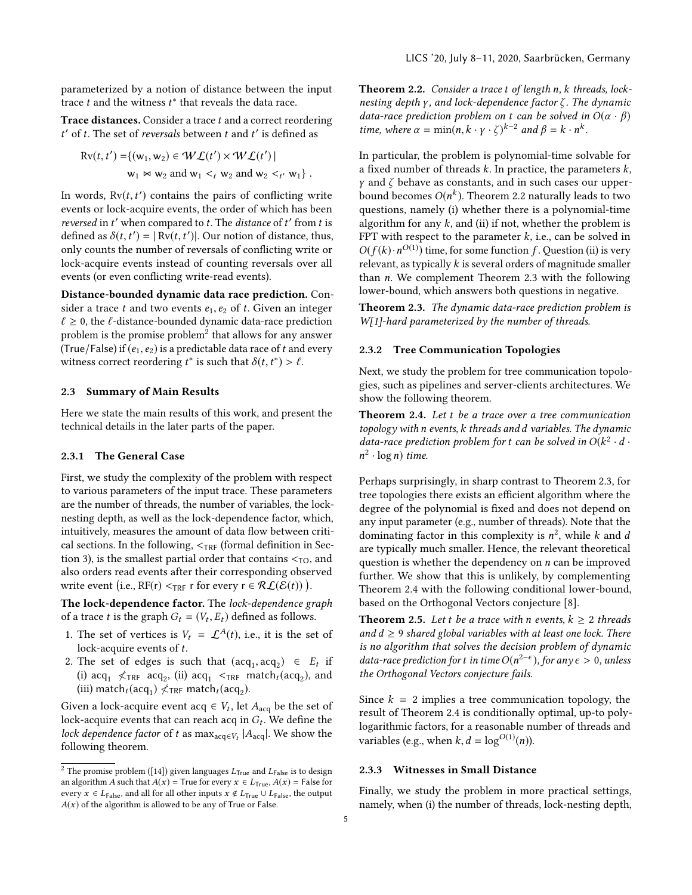parameterized by a notion of distance between the input trace $t$ and the witness $t^*$ that reveals the data race.

**Trace distances.** Consider a trace $t$ and a correct reordering $t'$ of $t$. The set of *reversals* between $t$ and $t'$ is defined as

$$\mathrm{Rv}(t,t') = \{(\mathrm{w}_1, \mathrm{w}_2) \in \mathcal{WL}(t') \times \mathcal{WL}(t') \mid \mathrm{w}_1 \bowtie \mathrm{w}_2 \text{ and } \mathrm{w}_1 <_t \mathrm{w}_2 \text{ and } \mathrm{w}_2 <_{t'} \mathrm{w}_1\}\ .$$

In words, $\mathrm{Rv}(t,t')$ contains the pairs of conflicting write events or lock-acquire events, the order of which has been *reversed* in $t'$ when compared to $t$. The *distance* of $t'$ from $t$ is defined as $\delta(t,t') = |\mathrm{Rv}(t,t')|$. Our notion of distance, thus, only counts the number of reversals of conflicting write or lock-acquire events instead of counting reversals over all events (or even conflicting write-read events).

**Distance-bounded dynamic data race prediction.** Consider a trace $t$ and two events $e_1, e_2$ of $t$. Given an integer $\ell \geq 0$, the $\ell$-distance-bounded dynamic data-race prediction problem is the promise problem[2] that allows for any answer (True/False) if $(e_1, e_2)$ is a predictable data race of $t$ and every witness correct reordering $t^*$ is such that $\delta(t,t^*) > \ell$.

### 2.3 Summary of Main Results

Here we state the main results of this work, and present the technical details in the later parts of the paper.

#### 2.3.1 The General Case

First, we study the complexity of the problem with respect to various parameters of the input trace. These parameters are the number of threads, the number of variables, the lock-nesting depth, as well as the lock-dependence factor, which, intuitively, measures the amount of data flow between critical sections. In the following, $<_{\mathsf{TRF}}$ (formal definition in Section 3), is the smallest partial order that contains $<_{\mathsf{TO}}$, and also orders read events after their corresponding observed write event (i.e., $\mathrm{RF}(\mathrm{r}) <_{\mathsf{TRF}} \mathrm{r}$ for every $\mathrm{r} \in \mathcal{RL}(\mathcal{E}(t))$).

**The lock-dependence factor.** The *lock-dependence graph* of a trace $t$ is the graph $G_t = (V_t, E_t)$ defined as follows.

1. The set of vertices is $V_t = \mathcal{L}^A(t)$, i.e., it is the set of lock-acquire events of $t$.
2. The set of edges is such that $(\mathrm{acq}_1, \mathrm{acq}_2) \in E_t$ if (i) $\mathrm{acq}_1 \not<_{\mathsf{TRF}} \mathrm{acq}_2$, (ii) $\mathrm{acq}_1 <_{\mathsf{TRF}} \mathrm{match}_t(\mathrm{acq}_2)$, and (iii) $\mathrm{match}_t(\mathrm{acq}_1) \not<_{\mathsf{TRF}} \mathrm{match}_t(\mathrm{acq}_2)$.

Given a lock-acquire event $\mathrm{acq} \in V_t$, let $A_{\mathrm{acq}}$ be the set of lock-acquire events that can reach acq in $G_t$. We define the *lock dependence factor* of $t$ as $\max_{\mathrm{acq} \in V_t} |A_{\mathrm{acq}}|$. We show the following theorem.

**Theorem 2.2.** *Consider a trace $t$ of length $n$, $k$ threads, lock-nesting depth $\gamma$, and lock-dependence factor $\zeta$. The dynamic data-race prediction problem on $t$ can be solved in $O(\alpha \cdot \beta)$ time, where $\alpha = \min(n, k \cdot \gamma \cdot \zeta)^{k-2}$ and $\beta = k \cdot n^k$.*

In particular, the problem is polynomial-time solvable for a fixed number of threads $k$. In practice, the parameters $k$, $\gamma$ and $\zeta$ behave as constants, and in such cases our upper-bound becomes $O(n^k)$. Theorem 2.2 naturally leads to two questions, namely (i) whether there is a polynomial-time algorithm for any $k$, and (ii) if not, whether the problem is FPT with respect to the parameter $k$, i.e., can be solved in $O(f(k) \cdot n^{O(1)})$ time, for some function $f$. Question (ii) is very relevant, as typically $k$ is several orders of magnitude smaller than $n$. We complement Theorem 2.3 with the following lower-bound, which answers both questions in negative.

**Theorem 2.3.** *The dynamic data-race prediction problem is W[1]-hard parameterized by the number of threads.*

#### 2.3.2 Tree Communication Topologies

Next, we study the problem for tree communication topologies, such as pipelines and server-clients architectures. We show the following theorem.

**Theorem 2.4.** *Let $t$ be a trace over a tree communication topology with $n$ events, $k$ threads and $d$ variables. The dynamic data-race prediction problem for $t$ can be solved in $O(k^2 \cdot d \cdot n^2 \cdot \log n)$ time.*

Perhaps surprisingly, in sharp contrast to Theorem 2.3, for tree topologies there exists an efficient algorithm where the degree of the polynomial is fixed and does not depend on any input parameter (e.g., number of threads). Note that the dominating factor in this complexity is $n^2$, while $k$ and $d$ are typically much smaller. Hence, the relevant theoretical question is whether the dependency on $n$ can be improved further. We show that this is unlikely, by complementing Theorem 2.4 with the following conditional lower-bound, based on the Orthogonal Vectors conjecture [8].

**Theorem 2.5.** *Let $t$ be a trace with $n$ events, $k \geq 2$ threads and $d \geq 9$ shared global variables with at least one lock. There is no algorithm that solves the decision problem of dynamic data-race prediction for $t$ in time $O(n^{2-\epsilon})$, for any $\epsilon > 0$, unless the Orthogonal Vectors conjecture fails.*

Since $k = 2$ implies a tree communication topology, the result of Theorem 2.4 is conditionally optimal, up-to poly-logarithmic factors, for a reasonable number of threads and variables (e.g., when $k, d = \log^{O(1)}(n)$).

#### 2.3.3 Witnesses in Small Distance

Finally, we study the problem in more practical settings, namely, when (i) the number of threads, lock-nesting depth,

---

[2] The promise problem ([14]) given languages $L_{\mathrm{True}}$ and $L_{\mathrm{False}}$ is to design an algorithm $A$ such that $A(x) = \mathrm{True}$ for every $x \in L_{\mathrm{True}}$, $A(x) = \mathrm{False}$ for every $x \in L_{\mathrm{False}}$, and all for all other inputs $x \notin L_{\mathrm{True}} \cup L_{\mathrm{False}}$, the output $A(x)$ of the algorithm is allowed to be any of True or False.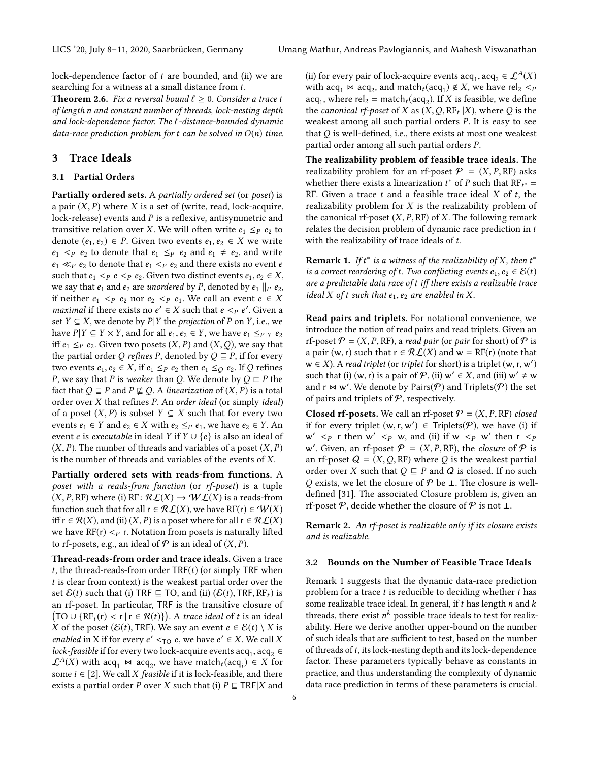lock-dependence factor of $t$ are bounded, and (ii) we are searching for a witness at a small distance from $t$.

**Theorem 2.6.** *Fix a reversal bound $\ell \geq 0$. Consider a trace $t$ of length $n$ and constant number of threads, lock-nesting depth and lock-dependence factor. The $\ell$-distance-bounded dynamic data-race prediction problem for $t$ can be solved in $O(n)$ time.*

## 3 Trace Ideals

### 3.1 Partial Orders

**Partially ordered sets.** A *partially ordered set* (or *poset*) is a pair $(X, P)$ where $X$ is a set of (write, read, lock-acquire, lock-release) events and $P$ is a reflexive, antisymmetric and transitive relation over $X$. We will often write $e_1 \leq_P e_2$ to denote $(e_1, e_2) \in P$. Given two events $e_1, e_2 \in X$ we write $e_1 <_P e_2$ to denote that $e_1 \leq_P e_2$ and $e_1 \neq e_2$, and write $e_1 \ll_P e_2$ to denote that $e_1 <_P e_2$ and there exists no event $e$ such that $e_1 <_P e <_P e_2$. Given two distinct events $e_1, e_2 \in X$, we say that $e_1$ and $e_2$ are *unordered* by $P$, denoted by $e_1 \parallel_P e_2$, if neither $e_1 <_P e_2$ nor $e_2 <_P e_1$. We call an event $e \in X$ *maximal* if there exists no $e' \in X$ such that $e <_P e'$. Given a set $Y \subseteq X$, we denote by $P|Y$ the *projection* of $P$ on $Y$, i.e., we have $P|Y \subseteq Y \times Y$, and for all $e_1, e_2 \in Y$, we have $e_1 \leq_{P|Y} e_2$ iff $e_1 \leq_P e_2$. Given two posets $(X, P)$ and $(X, Q)$, we say that the partial order $Q$ *refines* $P$, denoted by $Q \sqsubseteq P$, if for every two events $e_1, e_2 \in X$, if $e_1 \leq_P e_2$ then $e_1 \leq_Q e_2$. If $Q$ refines $P$, we say that $P$ is *weaker* than $Q$. We denote by $Q \sqsubset P$ the fact that $Q \sqsubseteq P$ and $P \not\sqsubseteq Q$. A *linearization* of $(X, P)$ is a total order over $X$ that refines $P$. An *order ideal* (or simply *ideal*) of a poset $(X, P)$ is subset $Y \subseteq X$ such that for every two events $e_1 \in Y$ and $e_2 \in X$ with $e_2 \leq_P e_1$, we have $e_2 \in Y$. An event $e$ is *executable* in ideal $Y$ if $Y \cup \{e\}$ is also an ideal of $(X, P)$. The number of threads and variables of a poset $(X, P)$ is the number of threads and variables of the events of $X$.

**Partially ordered sets with reads-from functions.** A *poset with a reads-from function* (or *rf-poset*) is a tuple $(X, P, \mathsf{RF})$ where (i) $\mathsf{RF}\colon \mathcal{RL}(X) \to \mathcal{WL}(X)$ is a reads-from function such that for all $\mathsf{r} \in \mathcal{RL}(X)$, we have $\mathsf{RF}(\mathsf{r}) \in \mathcal{W}(X)$ iff $\mathsf{r} \in \mathcal{R}(X)$, and (ii) $(X, P)$ is a poset where for all $\mathsf{r} \in \mathcal{RL}(X)$ we have $\mathsf{RF}(\mathsf{r}) <_P \mathsf{r}$. Notation from posets is naturally lifted to rf-posets, e.g., an ideal of $\mathcal{P}$ is an ideal of $(X, P)$.

**Thread-reads-from order and trace ideals.** Given a trace $t$, the thread-reads-from order $\mathsf{TRF}(t)$ (or simply $\mathsf{TRF}$ when $t$ is clear from context) is the weakest partial order over the set $\mathcal{E}(t)$ such that (i) $\mathsf{TRF} \sqsubseteq \mathsf{TO}$, and (ii) $(\mathcal{E}(t), \mathsf{TRF}, \mathsf{RF}_t)$ is an rf-poset. In particular, $\mathsf{TRF}$ is the transitive closure of $\big(\mathsf{TO} \cup \{\mathsf{RF}_t(\mathsf{r}) < \mathsf{r} \mid \mathsf{r} \in \mathcal{R}(t)\}\big)$. A *trace ideal* of $t$ is an ideal $X$ of the poset $(\mathcal{E}(t), \mathsf{TRF})$. We say an event $e \in \mathcal{E}(t) \setminus X$ is *enabled* in X if for every $e' <_{\mathsf{TO}} e$, we have $e' \in X$. We call $X$ *lock-feasible* if for every two lock-acquire events $\mathsf{acq}_1, \mathsf{acq}_2 \in \mathcal{L}^A(X)$ with $\mathsf{acq}_1 \bowtie \mathsf{acq}_2$, we have $\mathsf{match}_t(\mathsf{acq}_i) \in X$ for some $i \in [2]$. We call $X$ *feasible* if it is lock-feasible, and there exists a partial order $P$ over $X$ such that (i) $P \sqsubseteq \mathsf{TRF}|X$ and (ii) for every pair of lock-acquire events $\mathsf{acq}_1, \mathsf{acq}_2 \in \mathcal{L}^A(X)$ with $\mathsf{acq}_1 \bowtie \mathsf{acq}_2$, and $\mathsf{match}_t(\mathsf{acq}_1) \notin X$, we have $\mathsf{rel}_2 <_P \mathsf{acq}_1$, where $\mathsf{rel}_2 = \mathsf{match}_t(\mathsf{acq}_2)$. If $X$ is feasible, we define the *canonical rf-poset* of $X$ as $(X, Q, \mathsf{RF}_t\, |X)$, where $Q$ is the weakest among all such partial orders $P$. It is easy to see that $Q$ is well-defined, i.e., there exists at most one weakest partial order among all such partial orders $P$.

**The realizability problem of feasible trace ideals.** The realizability problem for an rf-poset $\mathcal{P} = (X, P, \mathsf{RF})$ asks whether there exists a linearization $t^*$ of $P$ such that $\mathsf{RF}_{t^*} = \mathsf{RF}$. Given a trace $t$ and a feasible trace ideal $X$ of $t$, the realizability problem for $X$ is the realizability problem of the canonical rf-poset $(X, P, \mathsf{RF})$ of $X$. The following remark relates the decision problem of dynamic race prediction in $t$ with the realizability of trace ideals of $t$.

**Remark 1.** *If $t^*$ is a witness of the realizability of $X$, then $t^*$ is a correct reordering of $t$. Two conflicting events $e_1, e_2 \in \mathcal{E}(t)$ are a predictable data race of $t$ iff there exists a realizable trace ideal $X$ of $t$ such that $e_1, e_2$ are enabled in $X$.*

**Read pairs and triplets.** For notational convenience, we introduce the notion of read pairs and read triplets. Given an rf-poset $\mathcal{P} = (X, P, \mathsf{RF})$, a *read pair* (or *pair* for short) of $\mathcal{P}$ is a pair $(\mathsf{w}, \mathsf{r})$ such that $\mathsf{r} \in \mathcal{RL}(X)$ and $\mathsf{w} = \mathsf{RF}(\mathsf{r})$ (note that $\mathsf{w} \in X$). A *read triplet* (or *triplet* for short) is a triplet $(\mathsf{w}, \mathsf{r}, \mathsf{w}')$ such that (i) $(\mathsf{w}, \mathsf{r})$ is a pair of $\mathcal{P}$, (ii) $\mathsf{w}' \in X$, and (iii) $\mathsf{w}' \neq \mathsf{w}$ and $\mathsf{r} \bowtie \mathsf{w}'$. We denote by $\mathsf{Pairs}(\mathcal{P})$ and $\mathsf{Triplets}(\mathcal{P})$ the set of pairs and triplets of $\mathcal{P}$, respectively.

**Closed rf-posets.** We call an rf-poset $\mathcal{P} = (X, P, \mathsf{RF})$ *closed* if for every triplet $(\mathsf{w}, \mathsf{r}, \mathsf{w}') \in \mathsf{Triplets}(\mathcal{P})$, we have (i) if $\mathsf{w}' <_P \mathsf{r}$ then $\mathsf{w}' <_P \mathsf{w}$, and (ii) if $\mathsf{w} <_P \mathsf{w}'$ then $\mathsf{r} <_P \mathsf{w}'$. Given, an rf-poset $\mathcal{P} = (X, P, \mathsf{RF})$, the *closure* of $\mathcal{P}$ is an rf-poset $\mathcal{Q} = (X, Q, \mathsf{RF})$ where $Q$ is the weakest partial order over $X$ such that $Q \sqsubseteq P$ and $\mathcal{Q}$ is closed. If no such $Q$ exists, we let the closure of $\mathcal{P}$ be $\bot$. The closure is well-defined [31]. The associated Closure problem is, given an rf-poset $\mathcal{P}$, decide whether the closure of $\mathcal{P}$ is not $\bot$.

**Remark 2.** *An rf-poset is realizable only if its closure exists and is realizable.*

### 3.2 Bounds on the Number of Feasible Trace Ideals

Remark 1 suggests that the dynamic data-race prediction problem for a trace $t$ is reducible to deciding whether $t$ has some realizable trace ideal. In general, if $t$ has length $n$ and $k$ threads, there exist $n^k$ possible trace ideals to test for realizability. Here we derive another upper-bound on the number of such ideals that are sufficient to test, based on the number of threads of $t$, its lock-nesting depth and its lock-dependence factor. These parameters typically behave as constants in practice, and thus understanding the complexity of dynamic data race prediction in terms of these parameters is crucial.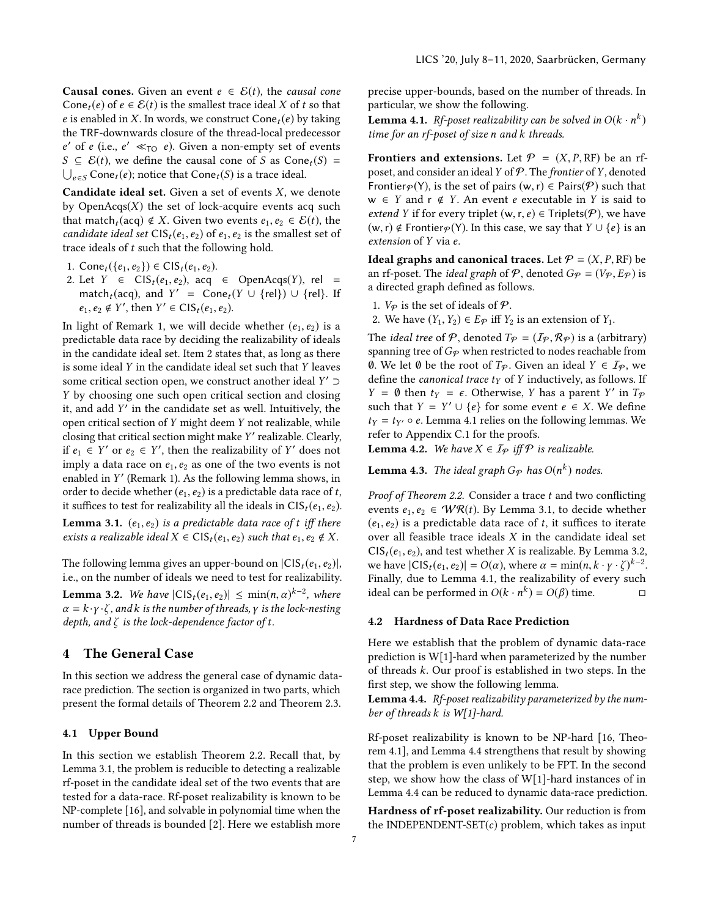**Causal cones.** Given an event $e \in \mathcal{E}(t)$, the *causal cone* $\mathsf{Cone}_t(e)$ of $e \in \mathcal{E}(t)$ is the smallest trace ideal $X$ of $t$ so that $e$ is enabled in $X$. In words, we construct $\mathsf{Cone}_t(e)$ by taking the TRF-downwards closure of the thread-local predecessor $e'$ of $e$ (i.e., $e' \ll_{\mathsf{TO}} e$). Given a non-empty set of events $S \subseteq \mathcal{E}(t)$, we define the causal cone of $S$ as $\mathsf{Cone}_t(S) = \bigcup_{e \in S} \mathsf{Cone}_t(e)$; notice that $\mathsf{Cone}_t(S)$ is a trace ideal.

**Candidate ideal set.** Given a set of events $X$, we denote by $\mathsf{OpenAcqs}(X)$ the set of lock-acquire events acq such that $\mathsf{match}_t(\mathsf{acq}) \notin X$. Given two events $e_1, e_2 \in \mathcal{E}(t)$, the *candidate ideal set* $\mathsf{CIS}_t(e_1, e_2)$ of $e_1, e_2$ is the smallest set of trace ideals of $t$ such that the following hold.

1. $\mathsf{Cone}_t(\{e_1, e_2\}) \in \mathsf{CIS}_t(e_1, e_2)$.
2. Let $Y \in \mathsf{CIS}_t(e_1, e_2)$, $\mathsf{acq} \in \mathsf{OpenAcqs}(Y)$, $\mathsf{rel} = \mathsf{match}_t(\mathsf{acq})$, and $Y' = \mathsf{Cone}_t(Y \cup \{\mathsf{rel}\}) \cup \{\mathsf{rel}\}$. If $e_1, e_2 \notin Y'$, then $Y' \in \mathsf{CIS}_t(e_1, e_2)$.

In light of Remark 1, we will decide whether $(e_1, e_2)$ is a predictable data race by deciding the realizability of ideals in the candidate ideal set. Item 2 states that, as long as there is some ideal $Y$ in the candidate ideal set such that $Y$ leaves some critical section open, we construct another ideal $Y' \supset Y$ by choosing one such open critical section and closing it, and add $Y'$ in the candidate set as well. Intuitively, the open critical section of $Y$ might deem $Y$ not realizable, while closing that critical section might make $Y'$ realizable. Clearly, if $e_1 \in Y'$ or $e_2 \in Y'$, then the realizability of $Y'$ does not imply a data race on $e_1, e_2$ as one of the two events is not enabled in $Y'$ (Remark 1). As the following lemma shows, in order to decide whether $(e_1, e_2)$ is a predictable data race of $t$, it suffices to test for realizability all the ideals in $\mathsf{CIS}_t(e_1, e_2)$.

**Lemma 3.1.** *$(e_1, e_2)$ is a predictable data race of $t$ iff there exists a realizable ideal $X \in \mathsf{CIS}_t(e_1, e_2)$ such that $e_1, e_2 \notin X$.*

The following lemma gives an upper-bound on $|\mathsf{CIS}_t(e_1, e_2)|$, i.e., on the number of ideals we need to test for realizability.

**Lemma 3.2.** *We have $|\mathsf{CIS}_t(e_1, e_2)| \leq \min(n, \alpha)^{k-2}$, where $\alpha = k \cdot \gamma \cdot \zeta$, and $k$ is the number of threads, $\gamma$ is the lock-nesting depth, and $\zeta$ is the lock-dependence factor of $t$.*

## 4 The General Case

In this section we address the general case of dynamic data-race prediction. The section is organized in two parts, which present the formal details of Theorem 2.2 and Theorem 2.3.

### 4.1 Upper Bound

In this section we establish Theorem 2.2. Recall that, by Lemma 3.1, the problem is reducible to detecting a realizable rf-poset in the candidate ideal set of the two events that are tested for a data-race. Rf-poset realizability is known to be NP-complete [16], and solvable in polynomial time when the number of threads is bounded [2]. Here we establish more precise upper-bounds, based on the number of threads. In particular, we show the following.

**Lemma 4.1.** *Rf-poset realizability can be solved in $O(k \cdot n^k)$ time for an rf-poset of size $n$ and $k$ threads.*

**Frontiers and extensions.** Let $\mathcal{P} = (X, P, \mathsf{RF})$ be an rf-poset, and consider an ideal $Y$ of $\mathcal{P}$. The *frontier* of $Y$, denoted $\mathsf{Frontier}_{\mathcal{P}}(\mathsf{Y})$, is the set of pairs $(\mathsf{w}, \mathsf{r}) \in \mathsf{Pairs}(\mathcal{P})$ such that $\mathsf{w} \in Y$ and $\mathsf{r} \notin Y$. An event $e$ executable in $Y$ is said to *extend* $Y$ if for every triplet $(\mathsf{w}, \mathsf{r}, e) \in \mathsf{Triplets}(\mathcal{P})$, we have $(\mathsf{w}, \mathsf{r}) \notin \mathsf{Frontier}_{\mathcal{P}}(\mathsf{Y})$. In this case, we say that $Y \cup \{e\}$ is an *extension* of $Y$ via $e$.

**Ideal graphs and canonical traces.** Let $\mathcal{P} = (X, P, \mathsf{RF})$ be an rf-poset. The *ideal graph* of $\mathcal{P}$, denoted $G_{\mathcal{P}} = (V_{\mathcal{P}}, E_{\mathcal{P}})$ is a directed graph defined as follows.

1. $V_{\mathcal{P}}$ is the set of ideals of $\mathcal{P}$.
2. We have $(Y_1, Y_2) \in E_{\mathcal{P}}$ iff $Y_2$ is an extension of $Y_1$.

The *ideal tree* of $\mathcal{P}$, denoted $T_{\mathcal{P}} = (\mathcal{I}_{\mathcal{P}}, \mathcal{R}_{\mathcal{P}})$ is a (arbitrary) spanning tree of $G_{\mathcal{P}}$ when restricted to nodes reachable from $\emptyset$. We let $\emptyset$ be the root of $T_{\mathcal{P}}$. Given an ideal $Y \in \mathcal{I}_{\mathcal{P}}$, we define the *canonical trace* $t_Y$ of $Y$ inductively, as follows. If $Y = \emptyset$ then $t_Y = \epsilon$. Otherwise, $Y$ has a parent $Y'$ in $T_{\mathcal{P}}$ such that $Y = Y' \cup \{e\}$ for some event $e \in X$. We define $t_Y = t_{Y'} \circ e$. Lemma 4.1 relies on the following lemmas. We refer to Appendix C.1 for the proofs.

**Lemma 4.2.** *We have $X \in \mathcal{I}_{\mathcal{P}}$ iff $\mathcal{P}$ is realizable.*

**Lemma 4.3.** *The ideal graph $G_{\mathcal{P}}$ has $O(n^k)$ nodes.*

*Proof of Theorem 2.2.* Consider a trace $t$ and two conflicting events $e_1, e_2 \in \mathcal{WR}(t)$. By Lemma 3.1, to decide whether $(e_1, e_2)$ is a predictable data race of $t$, it suffices to iterate over all feasible trace ideals $X$ in the candidate ideal set $\mathsf{CIS}_t(e_1, e_2)$, and test whether $X$ is realizable. By Lemma 3.2, we have $|\mathsf{CIS}_t(e_1, e_2)| = O(\alpha)$, where $\alpha = \min(n, k \cdot \gamma \cdot \zeta)^{k-2}$. Finally, due to Lemma 4.1, the realizability of every such ideal can be performed in $O(k \cdot n^k) = O(\beta)$ time. $\square$

### 4.2 Hardness of Data Race Prediction

Here we establish that the problem of dynamic data-race prediction is W[1]-hard when parameterized by the number of threads $k$. Our proof is established in two steps. In the first step, we show the following lemma.

**Lemma 4.4.** *Rf-poset realizability parameterized by the number of threads $k$ is W[1]-hard.*

Rf-poset realizability is known to be NP-hard [16, Theorem 4.1], and Lemma 4.4 strengthens that result by showing that the problem is even unlikely to be FPT. In the second step, we show how the class of W[1]-hard instances of in Lemma 4.4 can be reduced to dynamic data-race prediction.

**Hardness of rf-poset realizability.** Our reduction is from the INDEPENDENT-SET($c$) problem, which takes as input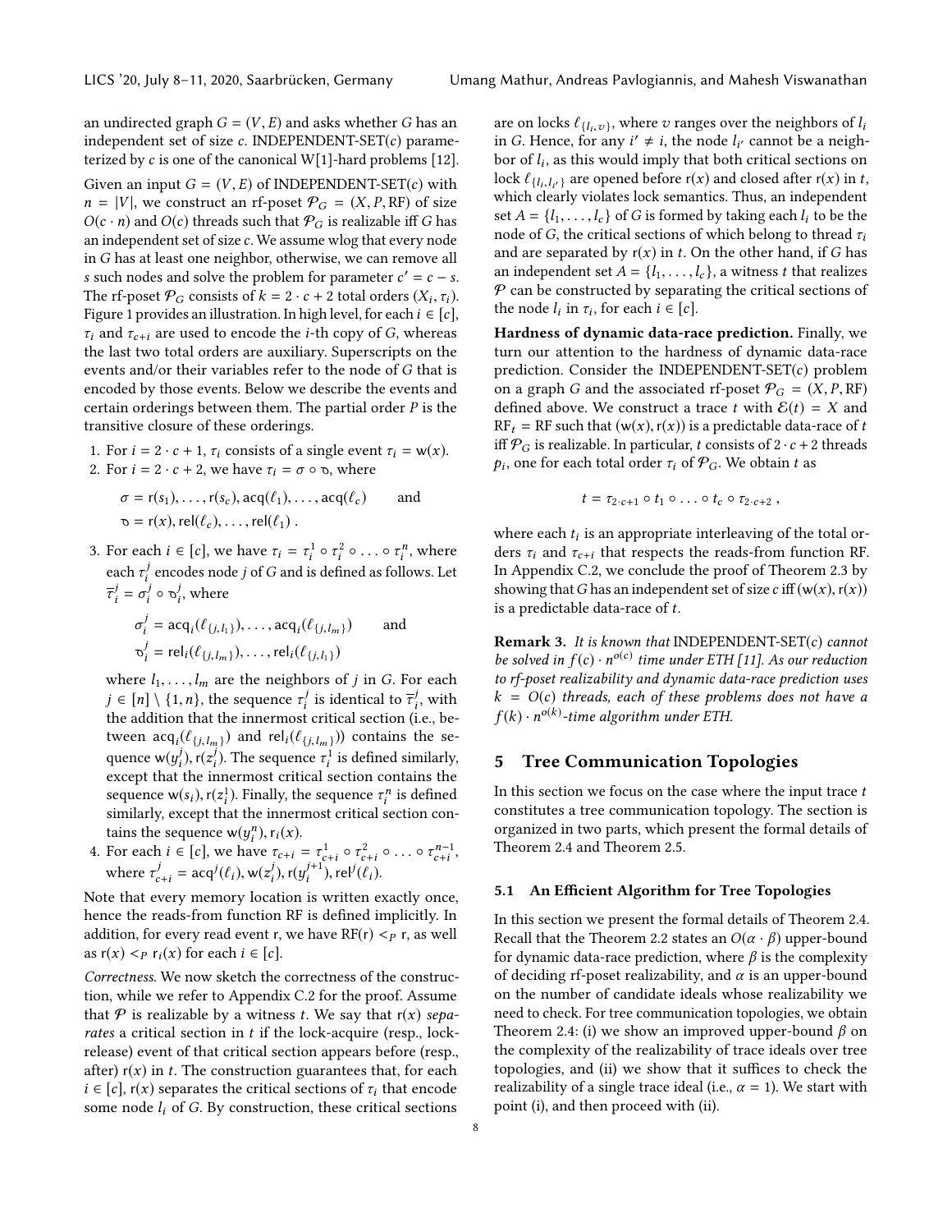an undirected graph $G = (V, E)$ and asks whether $G$ has an independent set of size $c$. INDEPENDENT-SET($c$) parameterized by $c$ is one of the canonical W[1]-hard problems [12].

Given an input $G = (V, E)$ of INDEPENDENT-SET($c$) with $n = |V|$, we construct an rf-poset $\mathcal{P}_G = (X, P, \mathsf{RF})$ of size $O(c \cdot n)$ and $O(c)$ threads such that $\mathcal{P}_G$ is realizable iff $G$ has an independent set of size $c$. We assume wlog that every node in $G$ has at least one neighbor, otherwise, we can remove all $s$ such nodes and solve the problem for parameter $c' = c - s$. The rf-poset $\mathcal{P}_G$ consists of $k = 2 \cdot c + 2$ total orders $(X_i, \tau_i)$. Figure 1 provides an illustration. In high level, for each $i \in [c]$, $\tau_i$ and $\tau_{c+i}$ are used to encode the $i$-th copy of $G$, whereas the last two total orders are auxiliary. Superscripts on the events and/or their variables refer to the node of $G$ that is encoded by those events. Below we describe the events and certain orderings between them. The partial order $P$ is the transitive closure of these orderings.

1. For $i = 2 \cdot c + 1$, $\tau_i$ consists of a single event $\tau_i = \mathsf{w}(x)$.
2. For $i = 2 \cdot c + 2$, we have $\tau_i = \sigma \circ \mho$, where
$$\sigma = \mathsf{r}(s_1), \dots, \mathsf{r}(s_c), \mathsf{acq}(\ell_1), \dots, \mathsf{acq}(\ell_c) \qquad \text{and}$$
$$\mho = \mathsf{r}(x), \mathsf{rel}(\ell_c), \dots, \mathsf{rel}(\ell_1) \ .$$
3. For each $i \in [c]$, we have $\tau_i = \tau_i^1 \circ \tau_i^2 \circ \dots \circ \tau_i^n$, where each $\tau_i^j$ encodes node $j$ of $G$ and is defined as follows. Let $\overline{\tau}_i^j = \sigma_i^j \circ \mho_i^j$, where
$$\sigma_i^j = \mathsf{acq}_i(\ell_{\{j,l_1\}}), \dots, \mathsf{acq}_i(\ell_{\{j,l_m\}}) \qquad \text{and}$$
$$\mho_i^j = \mathsf{rel}_i(\ell_{\{j,l_m\}}), \dots, \mathsf{rel}_i(\ell_{\{j,l_1\}})$$
where $l_1, \dots, l_m$ are the neighbors of $j$ in $G$. For each $j \in [n] \setminus \{1, n\}$, the sequence $\tau_i^j$ is identical to $\overline{\tau}_i^j$, with the addition that the innermost critical section (i.e., between $\mathsf{acq}_i(\ell_{\{j,l_m\}})$ and $\mathsf{rel}_i(\ell_{\{j,l_m\}})$) contains the sequence $\mathsf{w}(y_i^j), \mathsf{r}(z_i^j)$. The sequence $\tau_i^1$ is defined similarly, except that the innermost critical section contains the sequence $\mathsf{w}(s_i), \mathsf{r}(z_i^1)$. Finally, the sequence $\tau_i^n$ is defined similarly, except that the innermost critical section contains the sequence $\mathsf{w}(y_i^n), \mathsf{r}_i(x)$.
4. For each $i \in [c]$, we have $\tau_{c+i} = \tau_{c+i}^1 \circ \tau_{c+i}^2 \circ \dots \circ \tau_{c+i}^{n-1}$, where $\tau_{c+i}^j = \mathsf{acq}^j(\ell_i), \mathsf{w}(z_i^j), \mathsf{r}(y_i^{j+1}), \mathsf{rel}^j(\ell_i)$.

Note that every memory location is written exactly once, hence the reads-from function RF is defined implicitly. In addition, for every read event r, we have $\mathsf{RF}(\mathsf{r}) <_P \mathsf{r}$, as well as $\mathsf{r}(x) <_P \mathsf{r}_i(x)$ for each $i \in [c]$.

*Correctness.* We now sketch the correctness of the construction, while we refer to Appendix C.2 for the proof. Assume that $\mathcal{P}$ is realizable by a witness $t$. We say that $\mathsf{r}(x)$ *separates* a critical section in $t$ if the lock-acquire (resp., lock-release) event of that critical section appears before (resp., after) $\mathsf{r}(x)$ in $t$. The construction guarantees that, for each $i \in [c]$, $\mathsf{r}(x)$ separates the critical sections of $\tau_i$ that encode some node $l_i$ of $G$. By construction, these critical sections are on locks $\ell_{\{l_i, v\}}$, where $v$ ranges over the neighbors of $l_i$ in $G$. Hence, for any $i' \neq i$, the node $l_{i'}$ cannot be a neighbor of $l_i$, as this would imply that both critical sections on lock $\ell_{\{l_i, l_{i'}\}}$ are opened before $\mathsf{r}(x)$ and closed after $\mathsf{r}(x)$ in $t$, which clearly violates lock semantics. Thus, an independent set $A = \{l_1, \dots, l_c\}$ of $G$ is formed by taking each $l_i$ to be the node of $G$, the critical sections of which belong to thread $\tau_i$ and are separated by $\mathsf{r}(x)$ in $t$. On the other hand, if $G$ has an independent set $A = \{l_1, \dots, l_c\}$, a witness $t$ that realizes $\mathcal{P}$ can be constructed by separating the critical sections of the node $l_i$ in $\tau_i$, for each $i \in [c]$.

**Hardness of dynamic data-race prediction.** Finally, we turn our attention to the hardness of dynamic data-race prediction. Consider the INDEPENDENT-SET($c$) problem on a graph $G$ and the associated rf-poset $\mathcal{P}_G = (X, P, \mathsf{RF})$ defined above. We construct a trace $t$ with $\mathcal{E}(t) = X$ and $\mathsf{RF}_t = \mathsf{RF}$ such that $(\mathsf{w}(x), \mathsf{r}(x))$ is a predictable data-race of $t$ iff $\mathcal{P}_G$ is realizable. In particular, $t$ consists of $2 \cdot c + 2$ threads $p_i$, one for each total order $\tau_i$ of $\mathcal{P}_G$. We obtain $t$ as

$$t = \tau_{2\cdot c+1} \circ t_1 \circ \dots \circ t_c \circ \tau_{2\cdot c+2} \ ,$$

where each $t_i$ is an appropriate interleaving of the total orders $\tau_i$ and $\tau_{c+i}$ that respects the reads-from function RF. In Appendix C.2, we conclude the proof of Theorem 2.3 by showing that $G$ has an independent set of size $c$ iff $(\mathsf{w}(x), \mathsf{r}(x))$ is a predictable data-race of $t$.

**Remark 3.** *It is known that* INDEPENDENT-SET($c$) *cannot be solved in* $f(c) \cdot n^{o(c)}$ *time under ETH [11]. As our reduction to rf-poset realizability and dynamic data-race prediction uses* $k = O(c)$ *threads, each of these problems does not have a* $f(k) \cdot n^{o(k)}$*-time algorithm under ETH.*

# 5 Tree Communication Topologies

In this section we focus on the case where the input trace $t$ constitutes a tree communication topology. The section is organized in two parts, which present the formal details of Theorem 2.4 and Theorem 2.5.

## 5.1 An Efficient Algorithm for Tree Topologies

In this section we present the formal details of Theorem 2.4. Recall that the Theorem 2.2 states an $O(\alpha \cdot \beta)$ upper-bound for dynamic data-race prediction, where $\beta$ is the complexity of deciding rf-poset realizability, and $\alpha$ is an upper-bound on the number of candidate ideals whose realizability we need to check. For tree communication topologies, we obtain Theorem 2.4: (i) we show an improved upper-bound $\beta$ on the complexity of the realizability of trace ideals over tree topologies, and (ii) we show that it suffices to check the realizability of a single trace ideal (i.e., $\alpha = 1$). We start with point (i), and then proceed with (ii).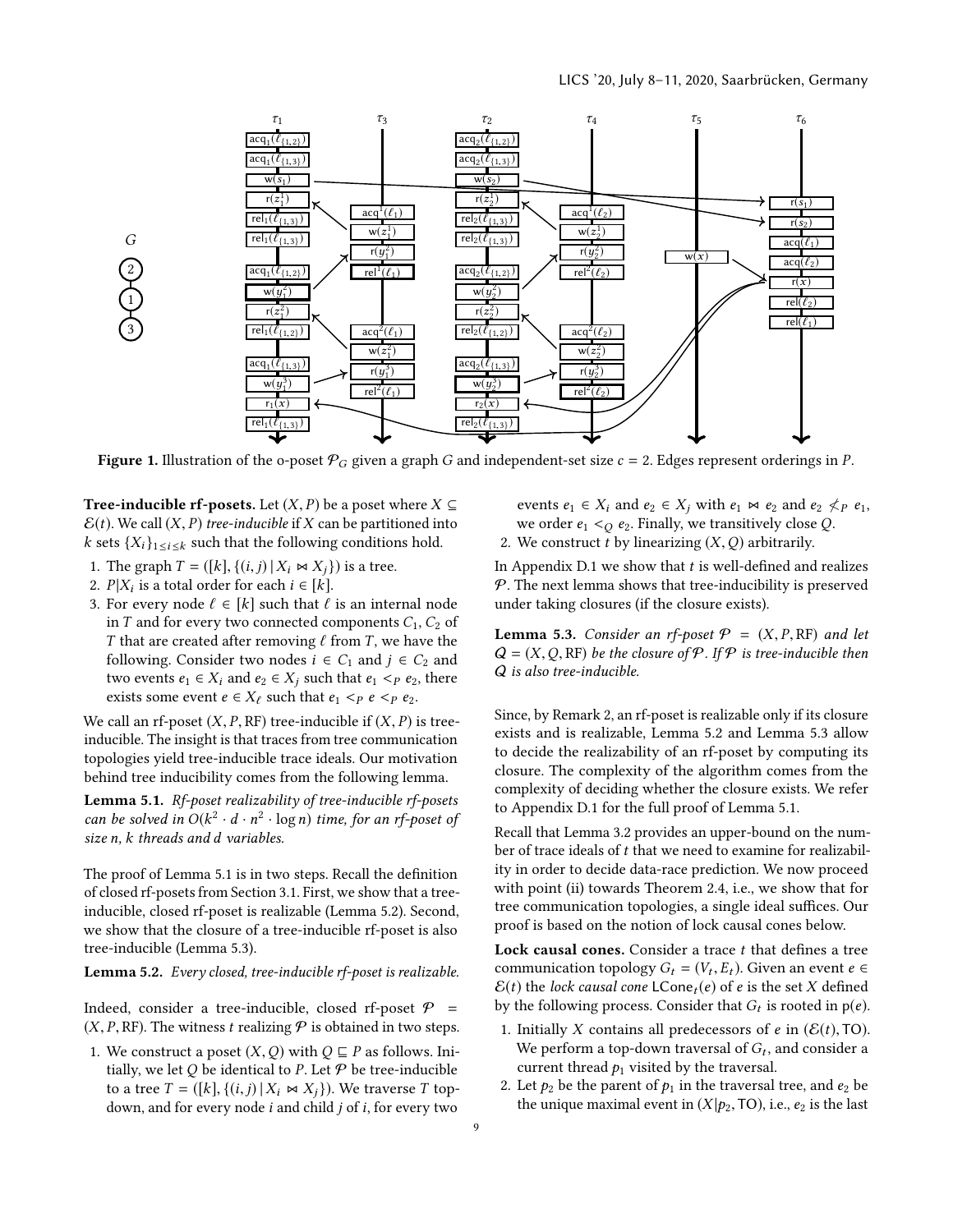**Figure 1.** Illustration of the o-poset $\mathcal{P}_G$ given a graph $G$ and independent-set size $c = 2$. Edges represent orderings in $P$.

**Tree-inducible rf-posets.** Let $(X, P)$ be a poset where $X \subseteq \mathcal{E}(t)$. We call $(X, P)$ *tree-inducible* if $X$ can be partitioned into $k$ sets $\{X_i\}_{1 \leq i \leq k}$ such that the following conditions hold.

1. The graph $T = ([k], \{(i, j) \mid X_i \bowtie X_j\})$ is a tree.
2. $P|X_i$ is a total order for each $i \in [k]$.
3. For every node $\ell \in [k]$ such that $\ell$ is an internal node in $T$ and for every two connected components $C_1, C_2$ of $T$ that are created after removing $\ell$ from $T$, we have the following. Consider two nodes $i \in C_1$ and $j \in C_2$ and two events $e_1 \in X_i$ and $e_2 \in X_j$ such that $e_1 <_P e_2$, there exists some event $e \in X_\ell$ such that $e_1 <_P e <_P e_2$.

We call an rf-poset $(X, P, \mathrm{RF})$ tree-inducible if $(X, P)$ is tree-inducible. The insight is that traces from tree communication topologies yield tree-inducible trace ideals. Our motivation behind tree inducibility comes from the following lemma.

**Lemma 5.1.** *Rf-poset realizability of tree-inducible rf-posets can be solved in $O(k^2 \cdot d \cdot n^2 \cdot \log n)$ time, for an rf-poset of size $n$, $k$ threads and $d$ variables.*

The proof of Lemma 5.1 is in two steps. Recall the definition of closed rf-posets from Section 3.1. First, we show that a tree-inducible, closed rf-poset is realizable (Lemma 5.2). Second, we show that the closure of a tree-inducible rf-poset is also tree-inducible (Lemma 5.3).

**Lemma 5.2.** *Every closed, tree-inducible rf-poset is realizable.*

Indeed, consider a tree-inducible, closed rf-poset $\mathcal{P} = (X, P, \mathrm{RF})$. The witness $t$ realizing $\mathcal{P}$ is obtained in two steps.

1. We construct a poset $(X, Q)$ with $Q \sqsubseteq P$ as follows. Initially, we let $Q$ be identical to $P$. Let $\mathcal{P}$ be tree-inducible to a tree $T = ([k], \{(i, j) \mid X_i \bowtie X_j\})$. We traverse $T$ top-down, and for every node $i$ and child $j$ of $i$, for every two events $e_1 \in X_i$ and $e_2 \in X_j$ with $e_1 \bowtie e_2$ and $e_2 \not<_P e_1$, we order $e_1 <_Q e_2$. Finally, we transitively close $Q$.
2. We construct $t$ by linearizing $(X, Q)$ arbitrarily.

In Appendix D.1 we show that $t$ is well-defined and realizes $\mathcal{P}$. The next lemma shows that tree-inducibility is preserved under taking closures (if the closure exists).

**Lemma 5.3.** *Consider an rf-poset $\mathcal{P} = (X, P, \mathrm{RF})$ and let $Q = (X, Q, \mathrm{RF})$ be the closure of $\mathcal{P}$. If $\mathcal{P}$ is tree-inducible then $Q$ is also tree-inducible.*

Since, by Remark 2, an rf-poset is realizable only if its closure exists and is realizable, Lemma 5.2 and Lemma 5.3 allow to decide the realizability of an rf-poset by computing its closure. The complexity of the algorithm comes from the complexity of deciding whether the closure exists. We refer to Appendix D.1 for the full proof of Lemma 5.1.

Recall that Lemma 3.2 provides an upper-bound on the number of trace ideals of $t$ that we need to examine for realizability in order to decide data-race prediction. We now proceed with point (ii) towards Theorem 2.4, i.e., we show that for tree communication topologies, a single ideal suffices. Our proof is based on the notion of lock causal cones below.

**Lock causal cones.** Consider a trace $t$ that defines a tree communication topology $G_t = (V_t, E_t)$. Given an event $e \in \mathcal{E}(t)$ the *lock causal cone* $\mathsf{LCone}_t(e)$ of $e$ is the set $X$ defined by the following process. Consider that $G_t$ is rooted in $\mathsf{p}(e)$.

1. Initially $X$ contains all predecessors of $e$ in $(\mathcal{E}(t), \mathsf{TO})$. We perform a top-down traversal of $G_t$, and consider a current thread $p_1$ visited by the traversal.
2. Let $p_2$ be the parent of $p_1$ in the traversal tree, and $e_2$ be the unique maximal event in $(X|p_2, \mathsf{TO})$, i.e., $e_2$ is the last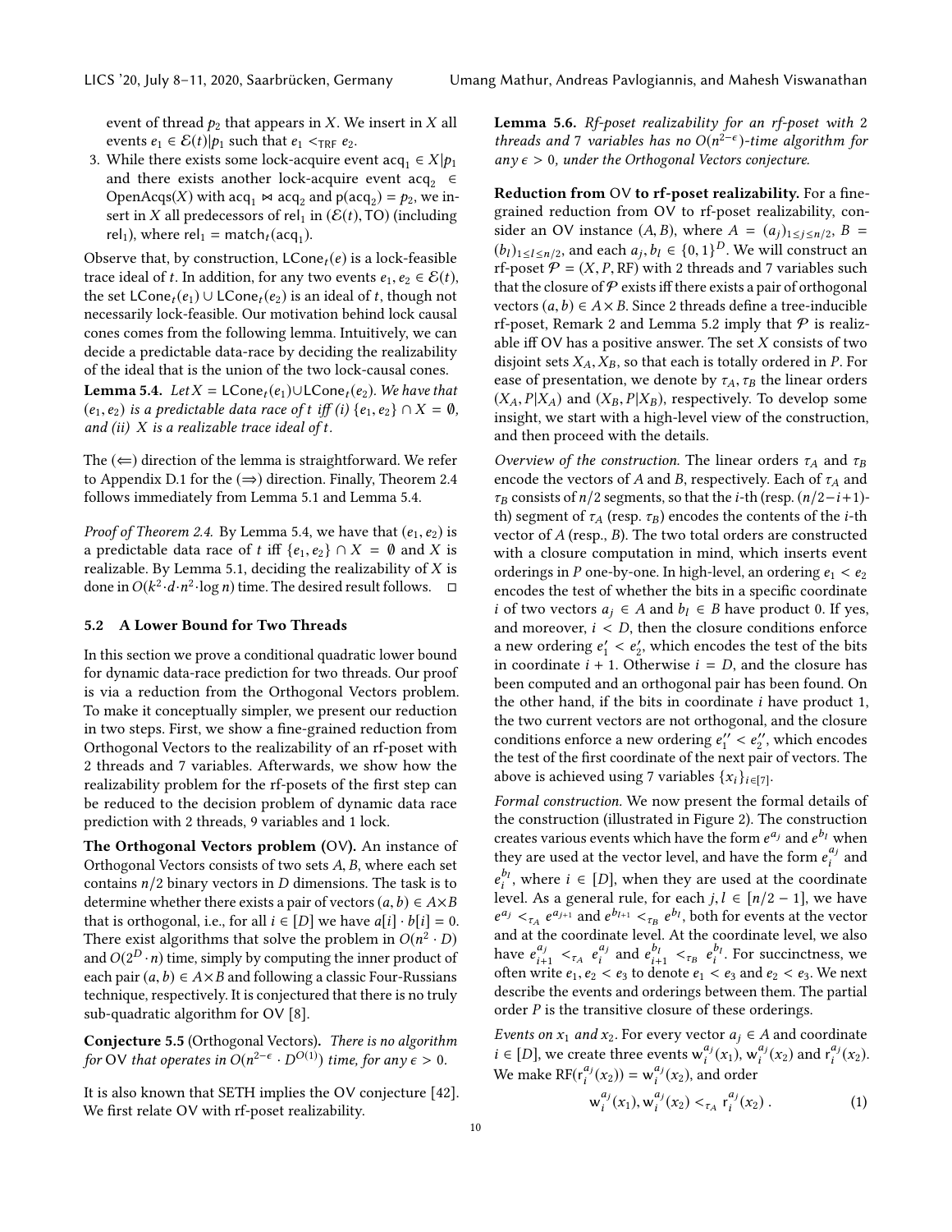event of thread $p_2$ that appears in $X$. We insert in $X$ all events $e_1 \in \mathcal{E}(t)|p_1$ such that $e_1 <_{\mathsf{TRF}} e_2$.

3. While there exists some lock-acquire event $\mathsf{acq}_1 \in X|p_1$ and there exists another lock-acquire event $\mathsf{acq}_2 \in \mathsf{OpenAcqs}(X)$ with $\mathsf{acq}_1 \bowtie \mathsf{acq}_2$ and $\mathsf{p}(\mathsf{acq}_2) = p_2$, we insert in $X$ all predecessors of $\mathsf{rel}_1$ in $(\mathcal{E}(t), \mathsf{TO})$ (including $\mathsf{rel}_1$), where $\mathsf{rel}_1 = \mathsf{match}_t(\mathsf{acq}_1)$.

Observe that, by construction, $\mathsf{LCone}_t(e)$ is a lock-feasible trace ideal of $t$. In addition, for any two events $e_1, e_2 \in \mathcal{E}(t)$, the set $\mathsf{LCone}_t(e_1) \cup \mathsf{LCone}_t(e_2)$ is an ideal of $t$, though not necessarily lock-feasible. Our motivation behind lock causal cones comes from the following lemma. Intuitively, we can decide a predictable data-race by deciding the realizability of the ideal that is the union of the two lock-causal cones.

**Lemma 5.4.** *Let $X = \mathsf{LCone}_t(e_1) \cup \mathsf{LCone}_t(e_2)$. We have that $(e_1, e_2)$ is a predictable data race of $t$ iff (i) $\{e_1, e_2\} \cap X = \emptyset$, and (ii) $X$ is a realizable trace ideal of $t$.*

The ($\Leftarrow$) direction of the lemma is straightforward. We refer to Appendix D.1 for the ($\Rightarrow$) direction. Finally, Theorem 2.4 follows immediately from Lemma 5.1 and Lemma 5.4.

*Proof of Theorem 2.4.* By Lemma 5.4, we have that $(e_1, e_2)$ is a predictable data race of $t$ iff $\{e_1, e_2\} \cap X = \emptyset$ and $X$ is realizable. By Lemma 5.1, deciding the realizability of $X$ is done in $O(k^2 \cdot d \cdot n^2 \cdot \log n)$ time. The desired result follows. □

## 5.2 A Lower Bound for Two Threads

In this section we prove a conditional quadratic lower bound for dynamic data-race prediction for two threads. Our proof is via a reduction from the Orthogonal Vectors problem. To make it conceptually simpler, we present our reduction in two steps. First, we show a fine-grained reduction from Orthogonal Vectors to the realizability of an rf-poset with 2 threads and 7 variables. Afterwards, we show how the realizability problem for the rf-posets of the first step can be reduced to the decision problem of dynamic data race prediction with 2 threads, 9 variables and 1 lock.

**The Orthogonal Vectors problem (OV).** An instance of Orthogonal Vectors consists of two sets $A, B$, where each set contains $n/2$ binary vectors in $D$ dimensions. The task is to determine whether there exists a pair of vectors $(a, b) \in A \times B$ that is orthogonal, i.e., for all $i \in [D]$ we have $a[i] \cdot b[i] = 0$. There exist algorithms that solve the problem in $O(n^2 \cdot D)$ and $O(2^D \cdot n)$ time, simply by computing the inner product of each pair $(a, b) \in A \times B$ and following a classic Four-Russians technique, respectively. It is conjectured that there is no truly sub-quadratic algorithm for OV [8].

**Conjecture 5.5** (Orthogonal Vectors). *There is no algorithm for OV that operates in $O(n^{2-\epsilon} \cdot D^{O(1)})$ time, for any $\epsilon > 0$.*

It is also known that SETH implies the OV conjecture [42]. We first relate OV with rf-poset realizability.

**Lemma 5.6.** *Rf-poset realizability for an rf-poset with 2 threads and 7 variables has no $O(n^{2-\epsilon})$-time algorithm for any $\epsilon > 0$, under the Orthogonal Vectors conjecture.*

**Reduction from OV to rf-poset realizability.** For a fine-grained reduction from OV to rf-poset realizability, consider an OV instance $(A, B)$, where $A = (a_j)_{1 \le j \le n/2}$, $B = (b_l)_{1 \le l \le n/2}$, and each $a_j, b_l \in \{0, 1\}^D$. We will construct an rf-poset $\mathcal{P} = (X, P, \mathsf{RF})$ with 2 threads and 7 variables such that the closure of $\mathcal{P}$ exists iff there exists a pair of orthogonal vectors $(a, b) \in A \times B$. Since 2 threads define a tree-inducible rf-poset, Remark 2 and Lemma 5.2 imply that $\mathcal{P}$ is realizable iff OV has a positive answer. The set $X$ consists of two disjoint sets $X_A, X_B$, so that each is totally ordered in $P$. For ease of presentation, we denote by $\tau_A, \tau_B$ the linear orders $(X_A, P|X_A)$ and $(X_B, P|X_B)$, respectively. To develop some insight, we start with a high-level view of the construction, and then proceed with the details.

*Overview of the construction.* The linear orders $\tau_A$ and $\tau_B$ encode the vectors of $A$ and $B$, respectively. Each of $\tau_A$ and $\tau_B$ consists of $n/2$ segments, so that the $i$-th (resp. $(n/2-i+1)$-th) segment of $\tau_A$ (resp. $\tau_B$) encodes the contents of the $i$-th vector of $A$ (resp., $B$). The two total orders are constructed with a closure computation in mind, which inserts event orderings in $P$ one-by-one. In high-level, an ordering $e_1 < e_2$ encodes the test of whether the bits in a specific coordinate $i$ of two vectors $a_j \in A$ and $b_l \in B$ have product 0. If yes, and moreover, $i < D$, then the closure conditions enforce a new ordering $e'_1 < e'_2$, which encodes the test of the bits in coordinate $i + 1$. Otherwise $i = D$, and the closure has been computed and an orthogonal pair has been found. On the other hand, if the bits in coordinate $i$ have product 1, the two current vectors are not orthogonal, and the closure conditions enforce a new ordering $e''_1 < e''_2$, which encodes the test of the first coordinate of the next pair of vectors. The above is achieved using 7 variables $\{x_i\}_{i \in [7]}$.

*Formal construction.* We now present the formal details of the construction (illustrated in Figure 2). The construction creates various events which have the form $e^{a_j}$ and $e^{b_l}$ when they are used at the vector level, and have the form $e^{a_j}_i$ and $e^{b_l}_i$, where $i \in [D]$, when they are used at the coordinate level. As a general rule, for each $j, l \in [n/2 - 1]$, we have $e^{a_j} <_{\tau_A} e^{a_{j+1}}$ and $e^{b_{l+1}} <_{\tau_B} e^{b_l}$, both for events at the vector and at the coordinate level. At the coordinate level, we also have $e^{a_j}_{i+1} <_{\tau_A} e^{a_j}_i$ and $e^{b_l}_{i+1} <_{\tau_B} e^{b_l}_i$. For succinctness, we often write $e_1, e_2 < e_3$ to denote $e_1 < e_3$ and $e_2 < e_3$. We next describe the events and orderings between them. The partial order $P$ is the transitive closure of these orderings.

*Events on $x_1$ and $x_2$.* For every vector $a_j \in A$ and coordinate $i \in [D]$, we create three events $\mathsf{w}^{a_j}_i(x_1)$, $\mathsf{w}^{a_j}_i(x_2)$ and $\mathsf{r}^{a_j}_i(x_2)$. We make $\mathsf{RF}(\mathsf{r}^{a_j}_i(x_2)) = \mathsf{w}^{a_j}_i(x_2)$, and order

$$\mathsf{w}^{a_j}_i(x_1), \mathsf{w}^{a_j}_i(x_2) <_{\tau_A} \mathsf{r}^{a_j}_i(x_2)\ . \tag{1}$$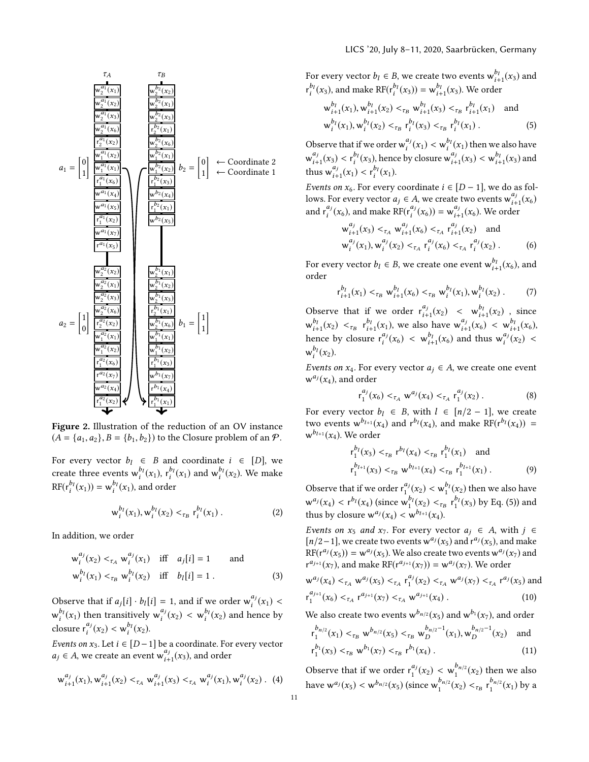Figure 2. Illustration of the reduction of an OV instance $(A = \{a_1, a_2\}, B = \{b_1, b_2\})$ to the Closure problem of an $\mathcal{P}$.

For every vector $b_l \in B$ and coordinate $i \in [D]$, we create three events $\mathrm{w}_i^{b_l}(x_1)$, $\mathrm{r}_i^{b_l}(x_1)$ and $\mathrm{w}_i^{b_l}(x_2)$. We make $\mathrm{RF}(\mathrm{r}_i^{b_l}(x_1)) = \mathrm{w}_i^{b_l}(x_1)$, and order

$$\mathrm{w}_i^{b_l}(x_1), \mathrm{w}_i^{b_l}(x_2) <_{\tau_B} \mathrm{r}_i^{b_l}(x_1) . \tag{2}$$

In addition, we order

$$\mathrm{w}_i^{a_j}(x_2) <_{\tau_A} \mathrm{w}_i^{a_j}(x_1) \quad \text{iff} \quad a_j[i] = 1 \qquad \text{and}$$
$$\mathrm{w}_i^{b_l}(x_1) <_{\tau_B} \mathrm{w}_i^{b_l}(x_2) \quad \text{iff} \quad b_l[i] = 1 . \tag{3}$$

Observe that if $a_j[i] \cdot b_l[i] = 1$, and if we order $\mathrm{w}_i^{a_j}(x_1) < \mathrm{w}_i^{b_l}(x_1)$ then transitively $\mathrm{w}_i^{a_j}(x_2) < \mathrm{w}_i^{b_l}(x_2)$ and hence by closure $\mathrm{r}_i^{a_j}(x_2) < \mathrm{w}_i^{b_l}(x_2)$.

*Events on $x_3$.* Let $i \in [D-1]$ be a coordinate. For every vector $a_j \in A$, we create an event $\mathrm{w}_{i+1}^{a_j}(x_3)$, and order

$$\mathrm{w}_{i+1}^{a_j}(x_1), \mathrm{w}_{i+1}^{a_j}(x_2) <_{\tau_A} \mathrm{w}_{i+1}^{a_j}(x_3) <_{\tau_A} \mathrm{w}_i^{a_j}(x_1), \mathrm{w}_i^{a_j}(x_2) . \tag{4}$$

For every vector $b_l \in B$, we create two events $\mathrm{w}_{i+1}^{b_l}(x_3)$ and $\mathrm{r}_i^{b_l}(x_3)$, and make $\mathrm{RF}(\mathrm{r}_i^{b_l}(x_3)) = \mathrm{w}_{i+1}^{b_l}(x_3)$. We order

$$\mathrm{w}_{i+1}^{b_l}(x_1), \mathrm{w}_{i+1}^{b_l}(x_2) <_{\tau_B} \mathrm{w}_{i+1}^{b_l}(x_3) <_{\tau_B} \mathrm{r}_{i+1}^{b_l}(x_1) \quad \text{and}$$
$$\mathrm{w}_i^{b_l}(x_1), \mathrm{w}_i^{b_l}(x_2) <_{\tau_B} \mathrm{r}_i^{b_l}(x_3) <_{\tau_B} \mathrm{r}_i^{b_l}(x_1) . \tag{5}$$

Observe that if we order $\mathrm{w}_i^{a_j}(x_1) < \mathrm{w}_i^{b_l}(x_1)$ then we also have $\mathrm{w}_{i+1}^{a_j}(x_3) < \mathrm{r}_i^{b_l}(x_3)$, hence by closure $\mathrm{w}_{i+1}^{a_j}(x_3) < \mathrm{w}_{i+1}^{b_l}(x_3)$ and thus $\mathrm{w}_{i+1}^{a_j}(x_1) < \mathrm{r}_i^{b_l}(x_1)$.

*Events on $x_6$.* For every coordinate $i \in [D-1]$, we do as follows. For every vector $a_j \in A$, we create two events $\mathrm{w}_{i+1}^{a_j}(x_6)$ and $\mathrm{r}_i^{a_j}(x_6)$, and make $\mathrm{RF}(\mathrm{r}_i^{a_j}(x_6)) = \mathrm{w}_{i+1}^{a_j}(x_6)$. We order

$$\mathrm{w}_{i+1}^{a_j}(x_3) <_{\tau_A} \mathrm{w}_{i+1}^{a_j}(x_6) <_{\tau_A} \mathrm{r}_{i+1}^{a_j}(x_2) \quad \text{and}$$
$$\mathrm{w}_i^{a_j}(x_1), \mathrm{w}_i^{a_j}(x_2) <_{\tau_A} \mathrm{r}_i^{a_j}(x_6) <_{\tau_A} \mathrm{r}_i^{a_j}(x_2) . \tag{6}$$

For every vector $b_l \in B$, we create one event $\mathrm{w}_{i+1}^{b_l}(x_6)$, and order

$$\mathrm{r}_{i+1}^{b_l}(x_1) <_{\tau_B} \mathrm{w}_{i+1}^{b_l}(x_6) <_{\tau_B} \mathrm{w}_i^{b_l}(x_1), \mathrm{w}_i^{b_l}(x_2) . \tag{7}$$

Observe that if we order $\mathrm{r}_{i+1}^{a_j}(x_2) < \mathrm{w}_{i+1}^{b_l}(x_2)$, since $\mathrm{w}_{i+1}^{b_l}(x_2) <_{\tau_B} \mathrm{r}_{i+1}^{b_l}(x_1)$, we also have $\mathrm{w}_{i+1}^{a_j}(x_6) < \mathrm{w}_{i+1}^{b_l}(x_6)$, hence by closure $\mathrm{r}_i^{a_j}(x_6) < \mathrm{w}_{i+1}^{b_l}(x_6)$ and thus $\mathrm{w}_i^{a_j}(x_2) < \mathrm{w}_i^{b_l}(x_2)$.

*Events on $x_4$.* For every vector $a_j \in A$, we create one event $\mathrm{w}^{a_j}(x_4)$, and order

$$\mathrm{r}_1^{a_j}(x_6) <_{\tau_A} \mathrm{w}^{a_j}(x_4) <_{\tau_A} \mathrm{r}_1^{a_j}(x_2) . \tag{8}$$

For every vector $b_l \in B$, with $l \in [n/2 - 1]$, we create two events $\mathrm{w}^{b_{l+1}}(x_4)$ and $\mathrm{r}^{b_l}(x_4)$, and make $\mathrm{RF}(\mathrm{r}^{b_l}(x_4)) = \mathrm{w}^{b_{l+1}}(x_4)$. We order

$$\mathrm{r}_1^{b_l}(x_3) <_{\tau_B} \mathrm{r}^{b_l}(x_4) <_{\tau_B} \mathrm{r}_1^{b_l}(x_1) \quad \text{and}$$
$$\mathrm{r}_1^{b_{l+1}}(x_3) <_{\tau_B} \mathrm{w}^{b_{l+1}}(x_4) <_{\tau_B} \mathrm{r}_1^{b_{l+1}}(x_1) . \tag{9}$$

Observe that if we order $\mathrm{r}_1^{a_j}(x_2) < \mathrm{w}_1^{b_l}(x_2)$ then we also have $\mathrm{w}^{a_j}(x_4) < \mathrm{r}^{b_l}(x_4)$ (since $\mathrm{w}_1^{b_l}(x_2) <_{\tau_B} \mathrm{r}_1^{b_l}(x_3)$ by Eq. (5)) and thus by closure $\mathrm{w}^{a_j}(x_4) < \mathrm{w}^{b_{l+1}}(x_4)$.

*Events on $x_5$ and $x_7$.* For every vector $a_j \in A$, with $j \in [n/2-1]$, we create two events $\mathrm{w}^{a_j}(x_5)$ and $\mathrm{r}^{a_j}(x_5)$, and make $\mathrm{RF}(\mathrm{r}^{a_j}(x_5)) = \mathrm{w}^{a_j}(x_5)$. We also create two events $\mathrm{w}^{a_j}(x_7)$ and $\mathrm{r}^{a_{j+1}}(x_7)$, and make $\mathrm{RF}(\mathrm{r}^{a_{j+1}}(x_7)) = \mathrm{w}^{a_j}(x_7)$. We order

$$\mathrm{w}^{a_j}(x_4) <_{\tau_A} \mathrm{w}^{a_j}(x_5) <_{\tau_A} \mathrm{r}_1^{a_j}(x_2) <_{\tau_A} \mathrm{w}^{a_j}(x_7) <_{\tau_A} \mathrm{r}^{a_j}(x_5) \text{ and}$$
$$\mathrm{r}_1^{a_{j+1}}(x_6) <_{\tau_A} \mathrm{r}^{a_{j+1}}(x_7) <_{\tau_A} \mathrm{w}^{a_{j+1}}(x_4) . \tag{10}$$

We also create two events $\mathrm{w}^{b_{n/2}}(x_5)$ and $\mathrm{w}^{b_1}(x_7)$, and order

$$\mathrm{r}_1^{b_{n/2}}(x_1) <_{\tau_B} \mathrm{w}^{b_{n/2}}(x_5) <_{\tau_B} \mathrm{w}_D^{b_{n/2-1}}(x_1), \mathrm{w}_D^{b_{n/2-1}}(x_2) \quad \text{and}$$
$$\mathrm{r}_1^{b_1}(x_3) <_{\tau_B} \mathrm{w}^{b_1}(x_7) <_{\tau_B} \mathrm{r}^{b_1}(x_4) . \tag{11}$$

Observe that if we order $\mathrm{r}_1^{a_j}(x_2) < \mathrm{w}_1^{b_{n/2}}(x_2)$ then we also have $\mathrm{w}^{a_j}(x_5) < \mathrm{w}^{b_{n/2}}(x_5)$ (since $\mathrm{w}_1^{b_{n/2}}(x_2) <_{\tau_B} \mathrm{r}_1^{b_{n/2}}(x_1)$ by a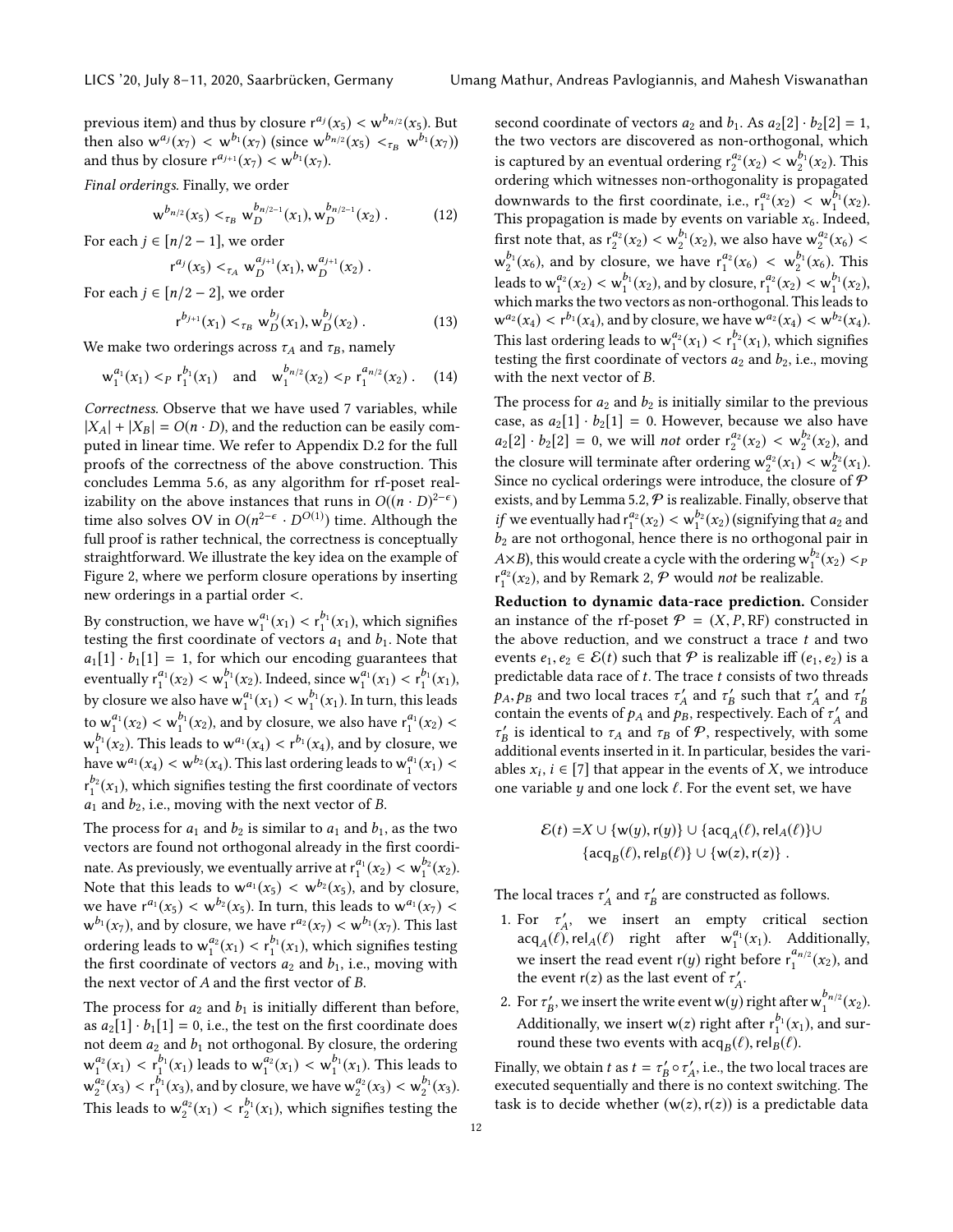previous item) and thus by closure $\mathsf{r}^{a_j}(x_5) < \mathsf{w}^{b_{n/2}}(x_5)$. But then also $\mathsf{w}^{a_j}(x_7) < \mathsf{w}^{b_1}(x_7)$ (since $\mathsf{w}^{b_{n/2}}(x_5) <_{\tau_B} \mathsf{w}^{b_1}(x_7)$) and thus by closure $\mathsf{r}^{a_{j+1}}(x_7) < \mathsf{w}^{b_1}(x_7)$.

*Final orderings.* Finally, we order

$$\mathsf{w}^{b_{n/2}}(x_5) <_{\tau_B} \mathsf{w}_D^{b_{n/2-1}}(x_1), \mathsf{w}_D^{b_{n/2-1}}(x_2) \; . \tag{12}$$

For each $j \in [n/2-1]$, we order

$$\mathsf{r}^{a_j}(x_5) <_{\tau_A} \mathsf{w}_D^{a_{j+1}}(x_1), \mathsf{w}_D^{a_{j+1}}(x_2) \; .$$

For each $j \in [n/2-2]$, we order

$$\mathsf{r}^{b_{j+1}}(x_1) <_{\tau_B} \mathsf{w}_D^{b_j}(x_1), \mathsf{w}_D^{b_j}(x_2) \; . \tag{13}$$

We make two orderings across $\tau_A$ and $\tau_B$, namely

$$\mathsf{w}_1^{a_1}(x_1) <_P \mathsf{r}_1^{b_1}(x_1) \quad \text{and} \quad \mathsf{w}_1^{b_{n/2}}(x_2) <_P \mathsf{r}_1^{a_{n/2}}(x_2) \; . \tag{14}$$

*Correctness.* Observe that we have used 7 variables, while $|X_A| + |X_B| = O(n \cdot D)$, and the reduction can be easily computed in linear time. We refer to Appendix D.2 for the full proofs of the correctness of the above construction. This concludes Lemma 5.6, as any algorithm for rf-poset realizability on the above instances that runs in $O((n \cdot D)^{2-\epsilon})$ time also solves OV in $O(n^{2-\epsilon} \cdot D^{O(1)})$ time. Although the full proof is rather technical, the correctness is conceptually straightforward. We illustrate the key idea on the example of Figure 2, where we perform closure operations by inserting new orderings in a partial order $<$.

By construction, we have $\mathsf{w}_1^{a_1}(x_1) < \mathsf{r}_1^{b_1}(x_1)$, which signifies testing the first coordinate of vectors $a_1$ and $b_1$. Note that $a_1[1] \cdot b_1[1] = 1$, for which our encoding guarantees that eventually $\mathsf{r}_1^{a_1}(x_2) < \mathsf{w}_1^{b_1}(x_2)$. Indeed, since $\mathsf{w}_1^{a_1}(x_1) < \mathsf{r}_1^{b_1}(x_1)$, by closure we also have $\mathsf{w}_1^{a_1}(x_1) < \mathsf{w}_1^{b_1}(x_1)$. In turn, this leads to $\mathsf{w}_1^{a_1}(x_2) < \mathsf{w}_1^{b_1}(x_2)$, and by closure, we also have $\mathsf{r}_1^{a_1}(x_2) < \mathsf{w}_1^{b_1}(x_2)$. This leads to $\mathsf{w}^{a_1}(x_4) < \mathsf{r}^{b_1}(x_4)$, and by closure, we have $\mathsf{w}^{a_1}(x_4) < \mathsf{w}^{b_2}(x_4)$. This last ordering leads to $\mathsf{w}_1^{a_1}(x_1) < \mathsf{r}_1^{b_2}(x_1)$, which signifies testing the first coordinate of vectors $a_1$ and $b_2$, i.e., moving with the next vector of $B$.

The process for $a_1$ and $b_2$ is similar to $a_1$ and $b_1$, as the two vectors are found not orthogonal already in the first coordinate. As previously, we eventually arrive at $\mathsf{r}_1^{a_1}(x_2) < \mathsf{w}_1^{b_2}(x_2)$. Note that this leads to $\mathsf{w}^{a_1}(x_5) < \mathsf{w}^{b_2}(x_5)$, and by closure, we have $\mathsf{r}^{a_1}(x_5) < \mathsf{w}^{b_2}(x_5)$. In turn, this leads to $\mathsf{w}^{a_1}(x_7) < \mathsf{w}^{b_1}(x_7)$, and by closure, we have $\mathsf{r}^{a_2}(x_7) < \mathsf{w}^{b_1}(x_7)$. This last ordering leads to $\mathsf{w}_1^{a_2}(x_1) < \mathsf{r}_1^{b_1}(x_1)$, which signifies testing the first coordinate of vectors $a_2$ and $b_1$, i.e., moving with the next vector of $A$ and the first vector of $B$.

The process for $a_2$ and $b_1$ is initially different than before, as $a_2[1] \cdot b_1[1] = 0$, i.e., the test on the first coordinate does not deem $a_2$ and $b_1$ not orthogonal. By closure, the ordering $\mathsf{w}_1^{a_2}(x_1) < \mathsf{r}_1^{b_1}(x_1)$ leads to $\mathsf{w}_1^{a_2}(x_1) < \mathsf{w}_1^{b_1}(x_1)$. This leads to $\mathsf{w}_2^{a_2}(x_3) < \mathsf{r}_1^{b_1}(x_3)$, and by closure, we have $\mathsf{w}_2^{a_2}(x_3) < \mathsf{w}_2^{b_1}(x_3)$. This leads to $\mathsf{w}_2^{a_2}(x_1) < \mathsf{r}_2^{b_1}(x_1)$, which signifies testing the second coordinate of vectors $a_2$ and $b_1$. As $a_2[2] \cdot b_2[2] = 1$, the two vectors are discovered as non-orthogonal, which is captured by an eventual ordering $\mathsf{r}_2^{a_2}(x_2) < \mathsf{w}_2^{b_1}(x_2)$. This ordering which witnesses non-orthogonality is propagated downwards to the first coordinate, i.e., $\mathsf{r}_1^{a_2}(x_2) < \mathsf{w}_1^{b_1}(x_2)$. This propagation is made by events on variable $x_6$. Indeed, first note that, as $\mathsf{r}_2^{a_2}(x_2) < \mathsf{w}_2^{b_1}(x_2)$, we also have $\mathsf{w}_2^{a_2}(x_6) < \mathsf{w}_2^{b_1}(x_6)$, and by closure, we have $\mathsf{r}_1^{a_2}(x_6) < \mathsf{w}_2^{b_1}(x_6)$. This leads to $\mathsf{w}_1^{a_2}(x_2) < \mathsf{w}_1^{b_1}(x_2)$, and by closure, $\mathsf{r}_1^{a_2}(x_2) < \mathsf{w}_1^{b_1}(x_2)$, which marks the two vectors as non-orthogonal. This leads to $\mathsf{w}^{a_2}(x_4) < \mathsf{r}^{b_1}(x_4)$, and by closure, we have $\mathsf{w}^{a_2}(x_4) < \mathsf{w}^{b_2}(x_4)$. This last ordering leads to $\mathsf{w}_1^{a_2}(x_1) < \mathsf{r}_1^{b_2}(x_1)$, which signifies testing the first coordinate of vectors $a_2$ and $b_2$, i.e., moving with the next vector of $B$.

The process for $a_2$ and $b_2$ is initially similar to the previous case, as $a_2[1] \cdot b_2[1] = 0$. However, because we also have $a_2[2] \cdot b_2[2] = 0$, we will *not* order $\mathsf{r}_2^{a_2}(x_2) < \mathsf{w}_2^{b_2}(x_2)$, and the closure will terminate after ordering $\mathsf{w}_2^{a_2}(x_1) < \mathsf{w}_2^{b_2}(x_1)$. Since no cyclical orderings were introduced, the closure of $\mathcal{P}$ exists, and by Lemma 5.2, $\mathcal{P}$ is realizable. Finally, observe that *if* we eventually had $\mathsf{r}_1^{a_2}(x_2) < \mathsf{w}_1^{b_2}(x_2)$ (signifying that $a_2$ and $b_2$ are not orthogonal, hence there is no orthogonal pair in $A \times B$), this would create a cycle with the ordering $\mathsf{w}_1^{b_2}(x_2) <_P \mathsf{r}_1^{a_2}(x_2)$, and by Remark 2, $\mathcal{P}$ would *not* be realizable.

**Reduction to dynamic data-race prediction.** Consider an instance of the rf-poset $\mathcal{P} = (X, P, \mathsf{RF})$ constructed in the above reduction, and we construct a trace $t$ and two events $e_1, e_2 \in \mathcal{E}(t)$ such that $\mathcal{P}$ is realizable iff $(e_1, e_2)$ is a predictable data race of $t$. The trace $t$ consists of two threads $p_A, p_B$ and two local traces $\tau'_A$ and $\tau'_B$ such that $\tau'_A$ and $\tau'_B$ contain the events of $p_A$ and $p_B$, respectively. Each of $\tau'_A$ and $\tau'_B$ is identical to $\tau_A$ and $\tau_B$ of $\mathcal{P}$, respectively, with some additional events inserted in it. In particular, besides the variables $x_i$, $i \in [7]$ that appear in the events of $X$, we introduce one variable $y$ and one lock $\ell$. For the event set, we have

$$\mathcal{E}(t) = X \cup \{\mathsf{w}(y), \mathsf{r}(y)\} \cup \{\mathsf{acq}_A(\ell), \mathsf{rel}_A(\ell)\} \cup \{\mathsf{acq}_B(\ell), \mathsf{rel}_B(\ell)\} \cup \{\mathsf{w}(z), \mathsf{r}(z)\} \; .$$

The local traces $\tau'_A$ and $\tau'_B$ are constructed as follows.

1. For $\tau'_A$, we insert an empty critical section $\mathsf{acq}_A(\ell), \mathsf{rel}_A(\ell)$ right after $\mathsf{w}_1^{a_1}(x_1)$. Additionally, we insert the read event $\mathsf{r}(y)$ right before $\mathsf{r}_1^{a_{n/2}}(x_2)$, and the event $\mathsf{r}(z)$ as the last event of $\tau'_A$.
2. For $\tau'_B$, we insert the write event $\mathsf{w}(y)$ right after $\mathsf{w}_1^{b_{n/2}}(x_2)$. Additionally, we insert $\mathsf{w}(z)$ right after $\mathsf{r}_1^{b_1}(x_1)$, and surround these two events with $\mathsf{acq}_B(\ell), \mathsf{rel}_B(\ell)$.

Finally, we obtain $t$ as $t = \tau'_B \circ \tau'_A$, i.e., the two local traces are executed sequentially and there is no context switching. The task is to decide whether $(\mathsf{w}(z), \mathsf{r}(z))$ is a predictable data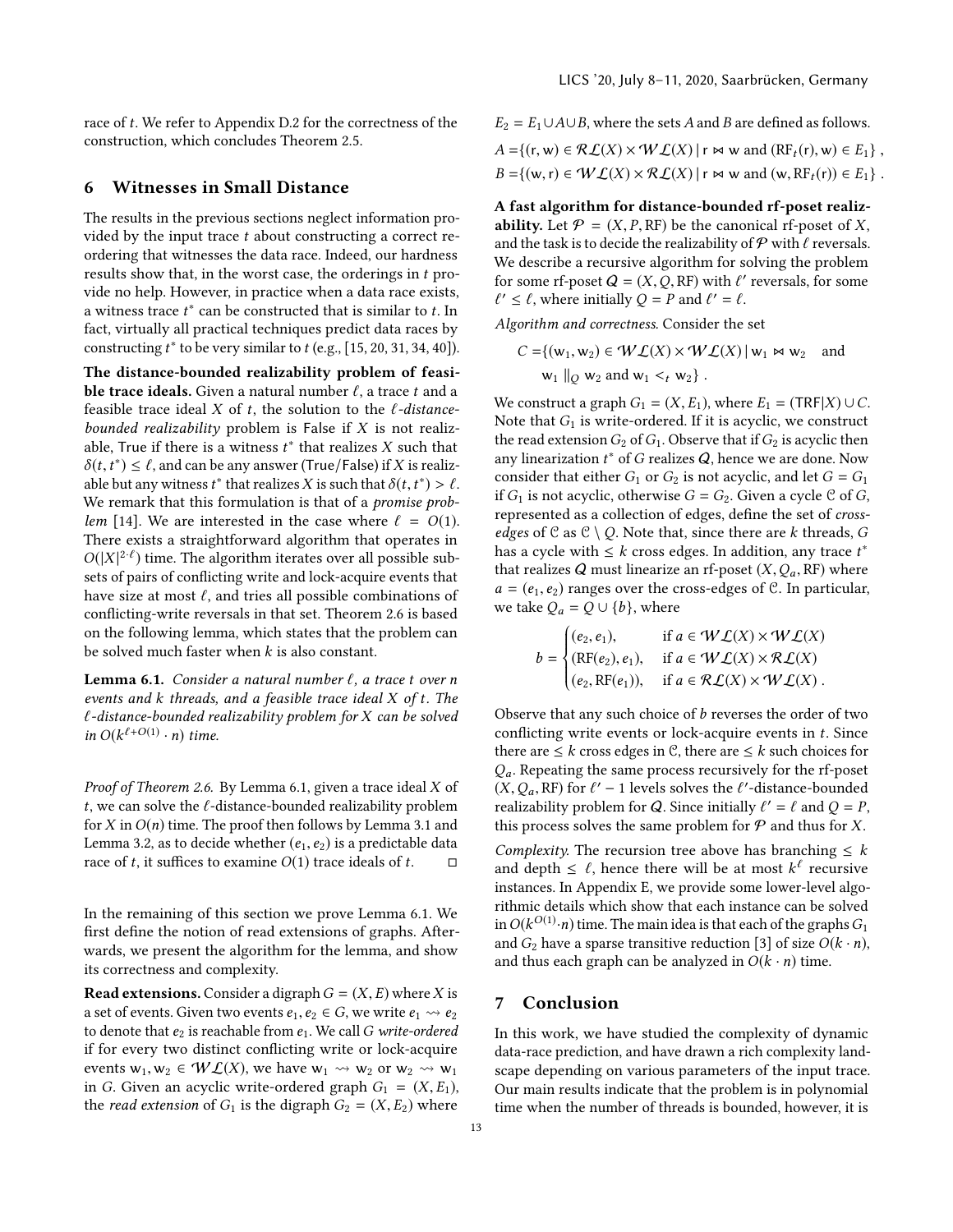race of $t$. We refer to Appendix D.2 for the correctness of the construction, which concludes Theorem 2.5.

## 6 Witnesses in Small Distance

The results in the previous sections neglect information provided by the input trace $t$ about constructing a correct reordering that witnesses the data race. Indeed, our hardness results show that, in the worst case, the orderings in $t$ provide no help. However, in practice when a data race exists, a witness trace $t^*$ can be constructed that is similar to $t$. In fact, virtually all practical techniques predict data races by constructing $t^*$ to be very similar to $t$ (e.g., [15, 20, 31, 34, 40]).

**The distance-bounded realizability problem of feasible trace ideals.** Given a natural number $\ell$, a trace $t$ and a feasible trace ideal $X$ of $t$, the solution to the $\ell$*-distance-bounded realizability* problem is False if $X$ is not realizable, True if there is a witness $t^*$ that realizes $X$ such that $\delta(t, t^*) \leq \ell$, and can be any answer (True/False) if $X$ is realizable but any witness $t^*$ that realizes $X$ is such that $\delta(t, t^*) > \ell$. We remark that this formulation is that of a *promise problem* [14]. We are interested in the case where $\ell = O(1)$. There exists a straightforward algorithm that operates in $O(|X|^{2\cdot\ell})$ time. The algorithm iterates over all possible subsets of pairs of conflicting write and lock-acquire events that have size at most $\ell$, and tries all possible combinations of conflicting-write reversals in that set. Theorem 2.6 is based on the following lemma, which states that the problem can be solved much faster when $k$ is also constant.

**Lemma 6.1.** *Consider a natural number $\ell$, a trace $t$ over $n$ events and $k$ threads, and a feasible trace ideal $X$ of $t$. The $\ell$-distance-bounded realizability problem for $X$ can be solved in $O(k^{\ell+O(1)} \cdot n)$ time.*

*Proof of Theorem 2.6.* By Lemma 6.1, given a trace ideal $X$ of $t$, we can solve the $\ell$-distance-bounded realizability problem for $X$ in $O(n)$ time. The proof then follows by Lemma 3.1 and Lemma 3.2, as to decide whether $(e_1, e_2)$ is a predictable data race of $t$, it suffices to examine $O(1)$ trace ideals of $t$. ◻

In the remaining of this section we prove Lemma 6.1. We first define the notion of read extensions of graphs. Afterwards, we present the algorithm for the lemma, and show its correctness and complexity.

**Read extensions.** Consider a digraph $G = (X, E)$ where $X$ is a set of events. Given two events $e_1, e_2 \in G$, we write $e_1 \rightsquigarrow e_2$ to denote that $e_2$ is reachable from $e_1$. We call $G$ *write-ordered* if for every two distinct conflicting write or lock-acquire events $\mathsf{w}_1, \mathsf{w}_2 \in \mathcal{WL}(X)$, we have $\mathsf{w}_1 \rightsquigarrow \mathsf{w}_2$ or $\mathsf{w}_2 \rightsquigarrow \mathsf{w}_1$ in $G$. Given an acyclic write-ordered graph $G_1 = (X, E_1)$, the *read extension* of $G_1$ is the digraph $G_2 = (X, E_2)$ where $E_2 = E_1 \cup A \cup B$, where the sets $A$ and $B$ are defined as follows.

$$A = \{(\mathsf{r}, \mathsf{w}) \in \mathcal{RL}(X) \times \mathcal{WL}(X) \mid \mathsf{r} \bowtie \mathsf{w} \text{ and } (\mathsf{RF}_t(\mathsf{r}), \mathsf{w}) \in E_1\},$$
$$B = \{(\mathsf{w}, \mathsf{r}) \in \mathcal{WL}(X) \times \mathcal{RL}(X) \mid \mathsf{r} \bowtie \mathsf{w} \text{ and } (\mathsf{w}, \mathsf{RF}_t(\mathsf{r})) \in E_1\}.$$

**A fast algorithm for distance-bounded rf-poset realizability.** Let $\mathcal{P} = (X, P, \mathsf{RF})$ be the canonical rf-poset of $X$, and the task is to decide the realizability of $\mathcal{P}$ with $\ell$ reversals. We describe a recursive algorithm for solving the problem for some rf-poset $\mathcal{Q} = (X, Q, \mathsf{RF})$ with $\ell'$ reversals, for some $\ell' \leq \ell$, where initially $Q = P$ and $\ell' = \ell$.

*Algorithm and correctness.* Consider the set

$$C = \{(\mathsf{w}_1, \mathsf{w}_2) \in \mathcal{WL}(X) \times \mathcal{WL}(X) \mid \mathsf{w}_1 \bowtie \mathsf{w}_2 \quad \text{and} \quad \mathsf{w}_1 \parallel_Q \mathsf{w}_2 \text{ and } \mathsf{w}_1 <_t \mathsf{w}_2\}.$$

We construct a graph $G_1 = (X, E_1)$, where $E_1 = (\mathsf{TRF}|X) \cup C$. Note that $G_1$ is write-ordered. If it is acyclic, we construct the read extension $G_2$ of $G_1$. Observe that if $G_2$ is acyclic then any linearization $t^*$ of $G$ realizes $\mathcal{Q}$, hence we are done. Now consider that either $G_1$ or $G_2$ is not acyclic, and let $G = G_1$ if $G_1$ is not acyclic, otherwise $G = G_2$. Given a cycle $\mathcal{C}$ of $G$, represented as a collection of edges, define the set of *cross-edges* of $\mathcal{C}$ as $\mathcal{C} \setminus Q$. Note that, since there are $k$ threads, $G$ has a cycle with $\leq k$ cross edges. In addition, any trace $t^*$ that realizes $\mathcal{Q}$ must linearize an rf-poset $(X, Q_a, \mathsf{RF})$ where $a = (e_1, e_2)$ ranges over the cross-edges of $\mathcal{C}$. In particular, we take $Q_a = Q \cup \{b\}$, where

$$b = \begin{cases} (e_2, e_1), & \text{if } a \in \mathcal{WL}(X) \times \mathcal{WL}(X) \\ (\mathsf{RF}(e_2), e_1), & \text{if } a \in \mathcal{WL}(X) \times \mathcal{RL}(X) \\ (e_2, \mathsf{RF}(e_1)), & \text{if } a \in \mathcal{RL}(X) \times \mathcal{WL}(X). \end{cases}$$

Observe that any such choice of $b$ reverses the order of two conflicting write events or lock-acquire events in $t$. Since there are $\leq k$ cross edges in $\mathcal{C}$, there are $\leq k$ such choices for $Q_a$. Repeating the same process recursively for the rf-poset $(X, Q_a, \mathsf{RF})$ for $\ell' - 1$ levels solves the $\ell'$-distance-bounded realizability problem for $\mathcal{Q}$. Since initially $\ell' = \ell$ and $Q = P$, this process solves the same problem for $\mathcal{P}$ and thus for $X$.

*Complexity.* The recursion tree above has branching $\leq k$ and depth $\leq \ell$, hence there will be at most $k^\ell$ recursive instances. In Appendix E, we provide some lower-level algorithmic details which show that each instance can be solved in $O(k^{O(1)} \cdot n)$ time. The main idea is that each of the graphs $G_1$ and $G_2$ have a sparse transitive reduction [3] of size $O(k \cdot n)$, and thus each graph can be analyzed in $O(k \cdot n)$ time.

## 7 Conclusion

In this work, we have studied the complexity of dynamic data-race prediction, and have drawn a rich complexity landscape depending on various parameters of the input trace. Our main results indicate that the problem is in polynomial time when the number of threads is bounded, however, it is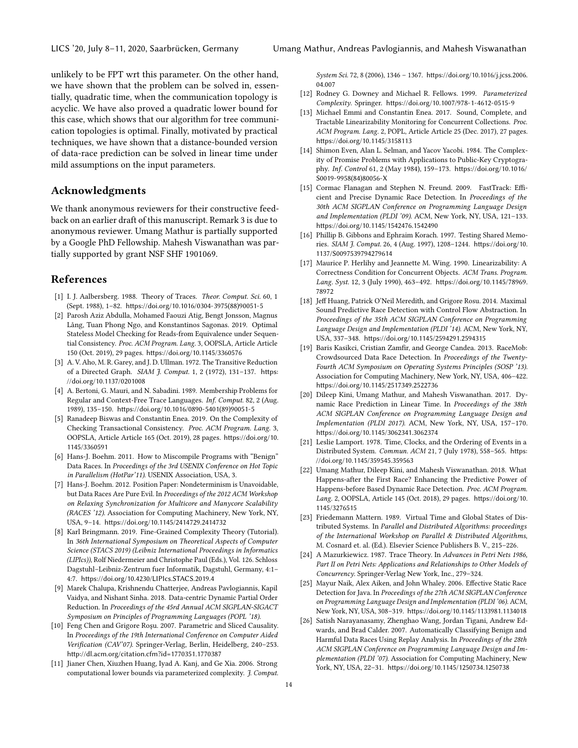unlikely to be FPT wrt this parameter. On the other hand, we have shown that the problem can be solved in, essentially, quadratic time, when the communication topology is acyclic. We have also proved a quadratic lower bound for this case, which shows that our algorithm for tree communication topologies is optimal. Finally, motivated by practical techniques, we have shown that a distance-bounded version of data-race prediction can be solved in linear time under mild assumptions on the input parameters.

## Acknowledgments

We thank anonymous reviewers for their constructive feedback on an earlier draft of this manuscript. Remark 3 is due to anonymous reviewer. Umang Mathur is partially supported by a Google PhD Fellowship. Mahesh Viswanathan was partially supported by grant NSF SHF 1901069.

## References

- [1] I. J. Aalbersberg. 1988. Theory of Traces. *Theor. Comput. Sci.* 60, 1 (Sept. 1988), 1–82. https://doi.org/10.1016/0304-3975(88)90051-5
- [2] Parosh Aziz Abdulla, Mohamed Faouzi Atig, Bengt Jonsson, Magnus Lång, Tuan Phong Ngo, and Konstantinos Sagonas. 2019. Optimal Stateless Model Checking for Reads-from Equivalence under Sequential Consistency. *Proc. ACM Program. Lang.* 3, OOPSLA, Article Article 150 (Oct. 2019), 29 pages. https://doi.org/10.1145/3360576
- [3] A. V. Aho, M. R. Garey, and J. D. Ullman. 1972. The Transitive Reduction of a Directed Graph. *SIAM J. Comput.* 1, 2 (1972), 131–137. https://doi.org/10.1137/0201008
- [4] A. Bertoni, G. Mauri, and N. Sabadini. 1989. Membership Problems for Regular and Context-Free Trace Languages. *Inf. Comput.* 82, 2 (Aug. 1989), 135–150. https://doi.org/10.1016/0890-5401(89)90051-5
- [5] Ranadeep Biswas and Constantin Enea. 2019. On the Complexity of Checking Transactional Consistency. *Proc. ACM Program. Lang.* 3, OOPSLA, Article Article 165 (Oct. 2019), 28 pages. https://doi.org/10.1145/3360591
- [6] Hans-J. Boehm. 2011. How to Miscompile Programs with "Benign" Data Races. In *Proceedings of the 3rd USENIX Conference on Hot Topic in Parallelism (HotPar'11)*. USENIX Association, USA, 3.
- [7] Hans-J. Boehm. 2012. Position Paper: Nondeterminism is Unavoidable, but Data Races Are Pure Evil. In *Proceedings of the 2012 ACM Workshop on Relaxing Synchronization for Multicore and Manycore Scalability (RACES '12)*. Association for Computing Machinery, New York, NY, USA, 9–14. https://doi.org/10.1145/2414729.2414732
- [8] Karl Bringmann. 2019. Fine-Grained Complexity Theory (Tutorial). In *36th International Symposium on Theoretical Aspects of Computer Science (STACS 2019) (Leibniz International Proceedings in Informatics (LIPIcs))*, Rolf Niedermeier and Christophe Paul (Eds.), Vol. 126. Schloss Dagstuhl–Leibniz-Zentrum fuer Informatik, Dagstuhl, Germany, 4:1–4:7. https://doi.org/10.4230/LIPIcs.STACS.2019.4
- [9] Marek Chalupa, Krishnendu Chatterjee, Andreas Pavlogiannis, Kapil Vaidya, and Nishant Sinha. 2018. Data-centric Dynamic Partial Order Reduction. In *Proceedings of the 45rd Annual ACM SIGPLAN-SIGACT Symposium on Principles of Programming Languages (POPL '18)*.
- [10] Feng Chen and Grigore Roşu. 2007. Parametric and Sliced Causality. In *Proceedings of the 19th International Conference on Computer Aided Verification (CAV'07)*. Springer-Verlag, Berlin, Heidelberg, 240–253. http://dl.acm.org/citation.cfm?id=1770351.1770387
- [11] Jianer Chen, Xiuzhen Huang, Iyad A. Kanj, and Ge Xia. 2006. Strong computational lower bounds via parameterized complexity. *J. Comput. System Sci.* 72, 8 (2006), 1346 – 1367. https://doi.org/10.1016/j.jcss.2006.04.007
- [12] Rodney G. Downey and Michael R. Fellows. 1999. *Parameterized Complexity*. Springer. https://doi.org/10.1007/978-1-4612-0515-9
- [13] Michael Emmi and Constantin Enea. 2017. Sound, Complete, and Tractable Linearizability Monitoring for Concurrent Collections. *Proc. ACM Program. Lang.* 2, POPL, Article Article 25 (Dec. 2017), 27 pages. https://doi.org/10.1145/3158113
- [14] Shimon Even, Alan L. Selman, and Yacov Yacobi. 1984. The Complexity of Promise Problems with Applications to Public-Key Cryptography. *Inf. Control* 61, 2 (May 1984), 159–173. https://doi.org/10.1016/S0019-9958(84)80056-X
- [15] Cormac Flanagan and Stephen N. Freund. 2009. FastTrack: Efficient and Precise Dynamic Race Detection. In *Proceedings of the 30th ACM SIGPLAN Conference on Programming Language Design and Implementation (PLDI '09)*. ACM, New York, NY, USA, 121–133. https://doi.org/10.1145/1542476.1542490
- [16] Phillip B. Gibbons and Ephraim Korach. 1997. Testing Shared Memories. *SIAM J. Comput.* 26, 4 (Aug. 1997), 1208–1244. https://doi.org/10.1137/S0097539794279614
- [17] Maurice P. Herlihy and Jeannette M. Wing. 1990. Linearizability: A Correctness Condition for Concurrent Objects. *ACM Trans. Program. Lang. Syst.* 12, 3 (July 1990), 463–492. https://doi.org/10.1145/78969.78972
- [18] Jeff Huang, Patrick O'Neil Meredith, and Grigore Rosu. 2014. Maximal Sound Predictive Race Detection with Control Flow Abstraction. In *Proceedings of the 35th ACM SIGPLAN Conference on Programming Language Design and Implementation (PLDI '14)*. ACM, New York, NY, USA, 337–348. https://doi.org/10.1145/2594291.2594315
- [19] Baris Kasikci, Cristian Zamfir, and George Candea. 2013. RaceMob: Crowdsourced Data Race Detection. In *Proceedings of the Twenty-Fourth ACM Symposium on Operating Systems Principles (SOSP '13)*. Association for Computing Machinery, New York, NY, USA, 406–422. https://doi.org/10.1145/2517349.2522736
- [20] Dileep Kini, Umang Mathur, and Mahesh Viswanathan. 2017. Dynamic Race Prediction in Linear Time. In *Proceedings of the 38th ACM SIGPLAN Conference on Programming Language Design and Implementation (PLDI 2017)*. ACM, New York, NY, USA, 157–170. https://doi.org/10.1145/3062341.3062374
- [21] Leslie Lamport. 1978. Time, Clocks, and the Ordering of Events in a Distributed System. *Commun. ACM* 21, 7 (July 1978), 558–565. https://doi.org/10.1145/359545.359563
- [22] Umang Mathur, Dileep Kini, and Mahesh Viswanathan. 2018. What Happens-after the First Race? Enhancing the Predictive Power of Happens-before Based Dynamic Race Detection. *Proc. ACM Program. Lang.* 2, OOPSLA, Article 145 (Oct. 2018), 29 pages. https://doi.org/10.1145/3276515
- [23] Friedemann Mattern. 1989. Virtual Time and Global States of Distributed Systems. In *Parallel and Distributed Algorithms: proceedings of the International Workshop on Parallel & Distributed Algorithms*, M. Cosnard et. al. (Ed.). Elsevier Science Publishers B. V., 215–226.
- [24] A Mazurkiewicz. 1987. Trace Theory. In *Advances in Petri Nets 1986, Part II on Petri Nets: Applications and Relationships to Other Models of Concurrency*. Springer-Verlag New York, Inc., 279–324.
- [25] Mayur Naik, Alex Aiken, and John Whaley. 2006. Effective Static Race Detection for Java. In *Proceedings of the 27th ACM SIGPLAN Conference on Programming Language Design and Implementation (PLDI '06)*. ACM, New York, NY, USA, 308–319. https://doi.org/10.1145/1133981.1134018
- [26] Satish Narayanasamy, Zhenghao Wang, Jordan Tigani, Andrew Edwards, and Brad Calder. 2007. Automatically Classifying Benign and Harmful Data Races Using Replay Analysis. In *Proceedings of the 28th ACM SIGPLAN Conference on Programming Language Design and Implementation (PLDI '07)*. Association for Computing Machinery, New York, NY, USA, 22–31. https://doi.org/10.1145/1250734.1250738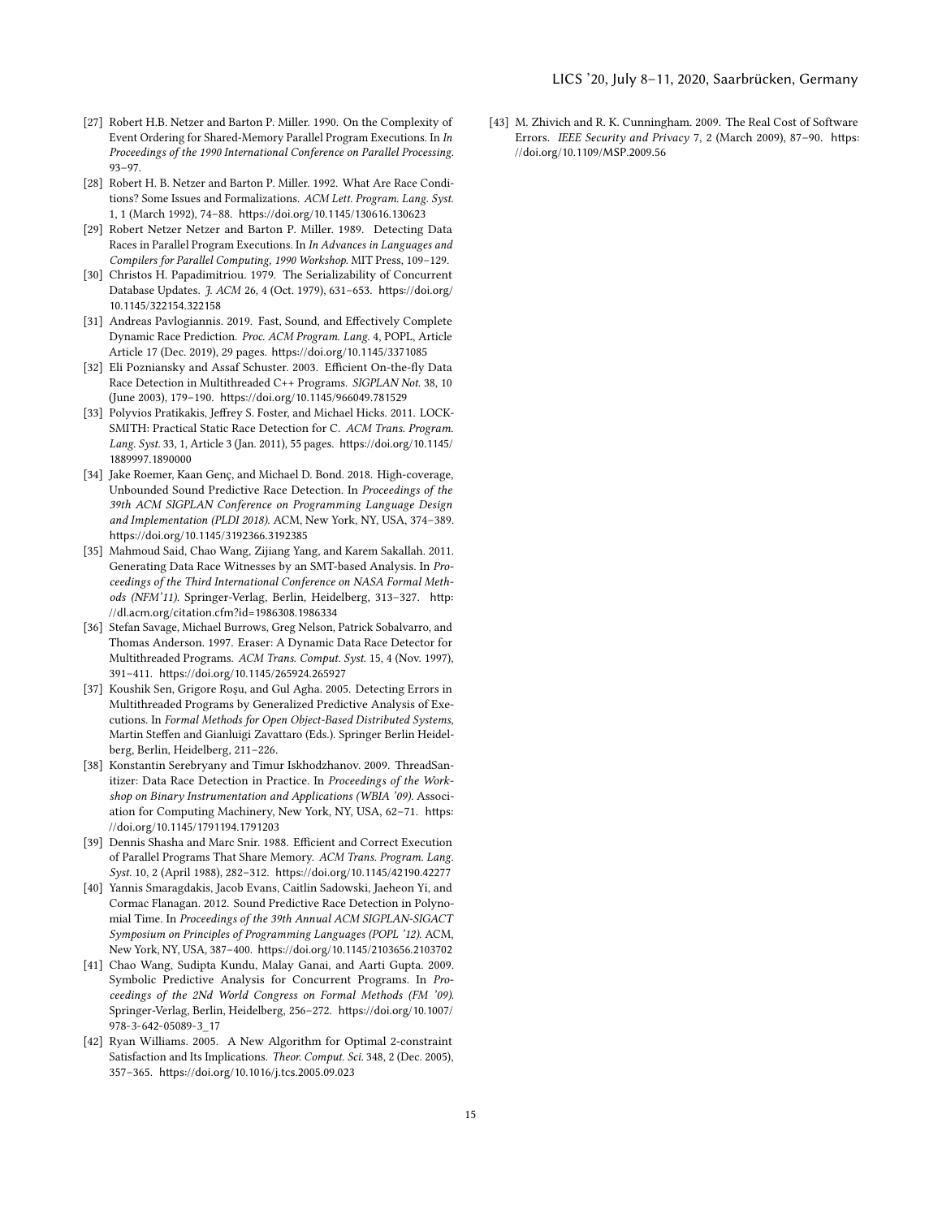[27] Robert H.B. Netzer and Barton P. Miller. 1990. On the Complexity of Event Ordering for Shared-Memory Parallel Program Executions. In *In Proceedings of the 1990 International Conference on Parallel Processing*. 93–97.

[28] Robert H. B. Netzer and Barton P. Miller. 1992. What Are Race Conditions? Some Issues and Formalizations. *ACM Lett. Program. Lang. Syst.* 1, 1 (March 1992), 74–88. https://doi.org/10.1145/130616.130623

[29] Robert Netzer Netzer and Barton P. Miller. 1989. Detecting Data Races in Parallel Program Executions. In *In Advances in Languages and Compilers for Parallel Computing, 1990 Workshop*. MIT Press, 109–129.

[30] Christos H. Papadimitriou. 1979. The Serializability of Concurrent Database Updates. *J. ACM* 26, 4 (Oct. 1979), 631–653. https://doi.org/10.1145/322154.322158

[31] Andreas Pavlogiannis. 2019. Fast, Sound, and Effectively Complete Dynamic Race Prediction. *Proc. ACM Program. Lang.* 4, POPL, Article Article 17 (Dec. 2019), 29 pages. https://doi.org/10.1145/3371085

[32] Eli Pozniansky and Assaf Schuster. 2003. Efficient On-the-fly Data Race Detection in Multithreaded C++ Programs. *SIGPLAN Not.* 38, 10 (June 2003), 179–190. https://doi.org/10.1145/966049.781529

[33] Polyvios Pratikakis, Jeffrey S. Foster, and Michael Hicks. 2011. LOCKSMITH: Practical Static Race Detection for C. *ACM Trans. Program. Lang. Syst.* 33, 1, Article 3 (Jan. 2011), 55 pages. https://doi.org/10.1145/1889997.1890000

[34] Jake Roemer, Kaan Genç, and Michael D. Bond. 2018. High-coverage, Unbounded Sound Predictive Race Detection. In *Proceedings of the 39th ACM SIGPLAN Conference on Programming Language Design and Implementation (PLDI 2018)*. ACM, New York, NY, USA, 374–389. https://doi.org/10.1145/3192366.3192385

[35] Mahmoud Said, Chao Wang, Zijiang Yang, and Karem Sakallah. 2011. Generating Data Race Witnesses by an SMT-based Analysis. In *Proceedings of the Third International Conference on NASA Formal Methods (NFM'11)*. Springer-Verlag, Berlin, Heidelberg, 313–327. http://dl.acm.org/citation.cfm?id=1986308.1986334

[36] Stefan Savage, Michael Burrows, Greg Nelson, Patrick Sobalvarro, and Thomas Anderson. 1997. Eraser: A Dynamic Data Race Detector for Multithreaded Programs. *ACM Trans. Comput. Syst.* 15, 4 (Nov. 1997), 391–411. https://doi.org/10.1145/265924.265927

[37] Koushik Sen, Grigore Roşu, and Gul Agha. 2005. Detecting Errors in Multithreaded Programs by Generalized Predictive Analysis of Executions. In *Formal Methods for Open Object-Based Distributed Systems*, Martin Steffen and Gianluigi Zavattaro (Eds.). Springer Berlin Heidelberg, Berlin, Heidelberg, 211–226.

[38] Konstantin Serebryany and Timur Iskhodzhanov. 2009. ThreadSanitizer: Data Race Detection in Practice. In *Proceedings of the Workshop on Binary Instrumentation and Applications (WBIA '09)*. Association for Computing Machinery, New York, NY, USA, 62–71. https://doi.org/10.1145/1791194.1791203

[39] Dennis Shasha and Marc Snir. 1988. Efficient and Correct Execution of Parallel Programs That Share Memory. *ACM Trans. Program. Lang. Syst.* 10, 2 (April 1988), 282–312. https://doi.org/10.1145/42190.42277

[40] Yannis Smaragdakis, Jacob Evans, Caitlin Sadowski, Jaeheon Yi, and Cormac Flanagan. 2012. Sound Predictive Race Detection in Polynomial Time. In *Proceedings of the 39th Annual ACM SIGPLAN-SIGACT Symposium on Principles of Programming Languages (POPL '12)*. ACM, New York, NY, USA, 387–400. https://doi.org/10.1145/2103656.2103702

[41] Chao Wang, Sudipta Kundu, Malay Ganai, and Aarti Gupta. 2009. Symbolic Predictive Analysis for Concurrent Programs. In *Proceedings of the 2Nd World Congress on Formal Methods (FM '09)*. Springer-Verlag, Berlin, Heidelberg, 256–272. https://doi.org/10.1007/978-3-642-05089-3_17

[42] Ryan Williams. 2005. A New Algorithm for Optimal 2-constraint Satisfaction and Its Implications. *Theor. Comput. Sci.* 348, 2 (Dec. 2005), 357–365. https://doi.org/10.1016/j.tcs.2005.09.023

[43] M. Zhivich and R. K. Cunningham. 2009. The Real Cost of Software Errors. *IEEE Security and Privacy* 7, 2 (March 2009), 87–90. https://doi.org/10.1109/MSP.2009.56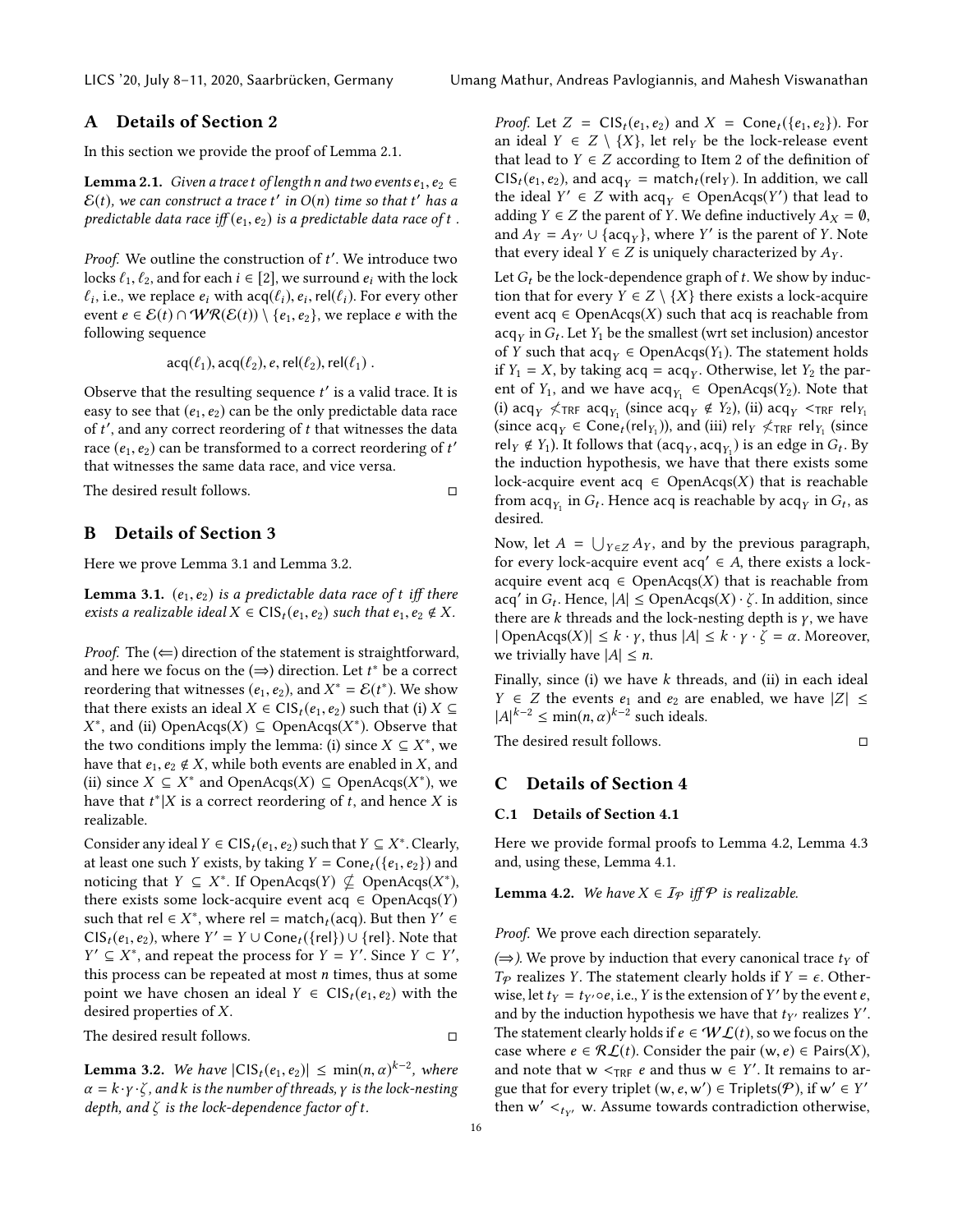## A Details of Section 2

In this section we provide the proof of Lemma 2.1.

**Lemma 2.1.** *Given a trace $t$ of length $n$ and two events $e_1, e_2 \in \mathcal{E}(t)$, we can construct a trace $t'$ in $O(n)$ time so that $t'$ has a predictable data race iff $(e_1, e_2)$ is a predictable data race of $t$.*

*Proof.* We outline the construction of $t'$. We introduce two locks $\ell_1, \ell_2$, and for each $i \in [2]$, we surround $e_i$ with the lock $\ell_i$, i.e., we replace $e_i$ with $\mathsf{acq}(\ell_i), e_i, \mathsf{rel}(\ell_i)$. For every other event $e \in \mathcal{E}(t) \cap \mathcal{WR}(\mathcal{E}(t)) \setminus \{e_1, e_2\}$, we replace $e$ with the following sequence

$$\mathsf{acq}(\ell_1), \mathsf{acq}(\ell_2), e, \mathsf{rel}(\ell_2), \mathsf{rel}(\ell_1) .$$

Observe that the resulting sequence $t'$ is a valid trace. It is easy to see that $(e_1, e_2)$ can be the only predictable data race of $t'$, and any correct reordering of $t$ that witnesses the data race $(e_1, e_2)$ can be transformed to a correct reordering of $t'$ that witnesses the same data race, and vice versa.

The desired result follows. ◻

## B Details of Section 3

Here we prove Lemma 3.1 and Lemma 3.2.

**Lemma 3.1.** *$(e_1, e_2)$ is a predictable data race of $t$ iff there exists a realizable ideal $X \in \mathsf{CIS}_t(e_1, e_2)$ such that $e_1, e_2 \notin X$.*

*Proof.* The ($\Leftarrow$) direction of the statement is straightforward, and here we focus on the ($\Rightarrow$) direction. Let $t^*$ be a correct reordering that witnesses $(e_1, e_2)$, and $X^* = \mathcal{E}(t^*)$. We show that there exists an ideal $X \in \mathsf{CIS}_t(e_1, e_2)$ such that (i) $X \subseteq X^*$, and (ii) $\mathsf{OpenAcqs}(X) \subseteq \mathsf{OpenAcqs}(X^*)$. Observe that the two conditions imply the lemma: (i) since $X \subseteq X^*$, we have that $e_1, e_2 \notin X$, while both events are enabled in $X$, and (ii) since $X \subseteq X^*$ and $\mathsf{OpenAcqs}(X) \subseteq \mathsf{OpenAcqs}(X^*)$, we have that $t^*|X$ is a correct reordering of $t$, and hence $X$ is realizable.

Consider any ideal $Y \in \mathsf{CIS}_t(e_1, e_2)$ such that $Y \subseteq X^*$. Clearly, at least one such $Y$ exists, by taking $Y = \mathsf{Cone}_t(\{e_1, e_2\})$ and noticing that $Y \subseteq X^*$. If $\mathsf{OpenAcqs}(Y) \not\subseteq \mathsf{OpenAcqs}(X^*)$, there exists some lock-acquire event $\mathsf{acq} \in \mathsf{OpenAcqs}(Y)$ such that $\mathsf{rel} \in X^*$, where $\mathsf{rel} = \mathsf{match}_t(\mathsf{acq})$. But then $Y' \in \mathsf{CIS}_t(e_1, e_2)$, where $Y' = Y \cup \mathsf{Cone}_t(\{\mathsf{rel}\}) \cup \{\mathsf{rel}\}$. Note that $Y' \subseteq X^*$, and repeat the process for $Y = Y'$. Since $Y \subset Y'$, this process can be repeated at most $n$ times, thus at some point we have chosen an ideal $Y \in \mathsf{CIS}_t(e_1, e_2)$ with the desired properties of $X$.

The desired result follows. ◻

**Lemma 3.2.** *We have $|\mathsf{CIS}_t(e_1, e_2)| \leq \min(n, \alpha)^{k-2}$, where $\alpha = k \cdot \gamma \cdot \zeta$, and $k$ is the number of threads, $\gamma$ is the lock-nesting depth, and $\zeta$ is the lock-dependence factor of $t$.*

*Proof.* Let $Z = \mathsf{CIS}_t(e_1, e_2)$ and $X = \mathsf{Cone}_t(\{e_1, e_2\})$. For an ideal $Y \in Z \setminus \{X\}$, let $\mathsf{rel}_Y$ be the lock-release event that lead to $Y \in Z$ according to Item 2 of the definition of $\mathsf{CIS}_t(e_1, e_2)$, and $\mathsf{acq}_Y = \mathsf{match}_t(\mathsf{rel}_Y)$. In addition, we call the ideal $Y' \in Z$ with $\mathsf{acq}_Y \in \mathsf{OpenAcqs}(Y')$ that lead to adding $Y \in Z$ the parent of $Y$. We define inductively $A_X = \emptyset$, and $A_Y = A_{Y'} \cup \{\mathsf{acq}_Y\}$, where $Y'$ is the parent of $Y$. Note that every ideal $Y \in Z$ is uniquely characterized by $A_Y$.

Let $G_t$ be the lock-dependence graph of $t$. We show by induction that for every $Y \in Z \setminus \{X\}$ there exists a lock-acquire event $\mathsf{acq} \in \mathsf{OpenAcqs}(X)$ such that $\mathsf{acq}$ is reachable from $\mathsf{acq}_Y$ in $G_t$. Let $Y_1$ be the smallest (wrt set inclusion) ancestor of $Y$ such that $\mathsf{acq}_Y \in \mathsf{OpenAcqs}(Y_1)$. The statement holds if $Y_1 = X$, by taking $\mathsf{acq} = \mathsf{acq}_Y$. Otherwise, let $Y_2$ the parent of $Y_1$, and we have $\mathsf{acq}_{Y_1} \in \mathsf{OpenAcqs}(Y_2)$. Note that (i) $\mathsf{acq}_Y \not<_{\mathsf{TRF}} \mathsf{acq}_{Y_1}$ (since $\mathsf{acq}_Y \notin Y_2$), (ii) $\mathsf{acq}_Y <_{\mathsf{TRF}} \mathsf{rel}_{Y_1}$ (since $\mathsf{acq}_Y \in \mathsf{Cone}_t(\mathsf{rel}_{Y_1})$), and (iii) $\mathsf{rel}_Y \not<_{\mathsf{TRF}} \mathsf{rel}_{Y_1}$ (since $\mathsf{rel}_Y \notin Y_1$). It follows that $(\mathsf{acq}_Y, \mathsf{acq}_{Y_1})$ is an edge in $G_t$. By the induction hypothesis, we have that there exists some lock-acquire event $\mathsf{acq} \in \mathsf{OpenAcqs}(X)$ that is reachable from $\mathsf{acq}_{Y_1}$ in $G_t$. Hence $\mathsf{acq}$ is reachable by $\mathsf{acq}_Y$ in $G_t$, as desired.

Now, let $A = \bigcup_{Y \in Z} A_Y$, and by the previous paragraph, for every lock-acquire event $\mathsf{acq}' \in A$, there exists a lock-acquire event $\mathsf{acq} \in \mathsf{OpenAcqs}(X)$ that is reachable from $\mathsf{acq}'$ in $G_t$. Hence, $|A| \leq \mathsf{OpenAcqs}(X) \cdot \zeta$. In addition, since there are $k$ threads and the lock-nesting depth is $\gamma$, we have $|\mathsf{OpenAcqs}(X)| \leq k \cdot \gamma$, thus $|A| \leq k \cdot \gamma \cdot \zeta = \alpha$. Moreover, we trivially have $|A| \leq n$.

Finally, since (i) we have $k$ threads, and (ii) in each ideal $Y \in Z$ the events $e_1$ and $e_2$ are enabled, we have $|Z| \leq |A|^{k-2} \leq \min(n, \alpha)^{k-2}$ such ideals.

The desired result follows. ◻

## C Details of Section 4

### C.1 Details of Section 4.1

Here we provide formal proofs to Lemma 4.2, Lemma 4.3 and, using these, Lemma 4.1.

**Lemma 4.2.** *We have $X \in \mathcal{I}_{\mathcal{P}}$ iff $\mathcal{P}$ is realizable.*

*Proof.* We prove each direction separately.

($\Rightarrow$). We prove by induction that every canonical trace $t_Y$ of $T_{\mathcal{P}}$ realizes $Y$. The statement clearly holds if $Y = \epsilon$. Otherwise, let $t_Y = t_{Y'} \circ e$, i.e., $Y$ is the extension of $Y'$ by the event $e$, and by the induction hypothesis we have that $t_{Y'}$ realizes $Y'$. The statement clearly holds if $e \in \mathcal{WL}(t)$, so we focus on the case where $e \in \mathcal{RL}(t)$. Consider the pair $(\mathsf{w}, e) \in \mathsf{Pairs}(X)$, and note that $\mathsf{w} <_{\mathsf{TRF}} e$ and thus $\mathsf{w} \in Y'$. It remains to argue that for every triplet $(\mathsf{w}, e, \mathsf{w}') \in \mathsf{Triplets}(\mathcal{P})$, if $\mathsf{w}' \in Y'$ then $\mathsf{w}' <_{t_{Y'}} \mathsf{w}$. Assume towards contradiction otherwise,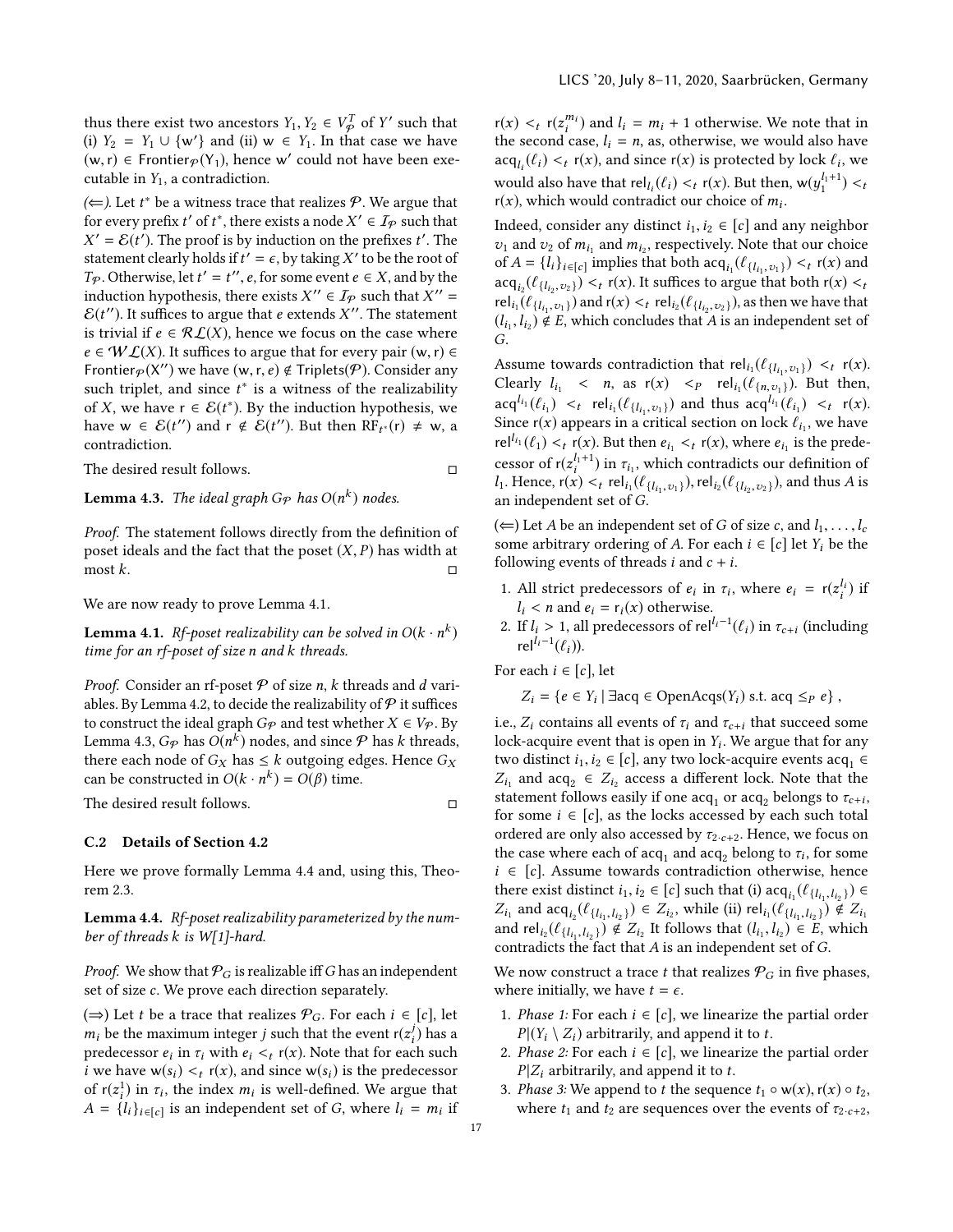thus there exist two ancestors $Y_1, Y_2 \in V_{\mathcal{P}}^T$ of $Y'$ such that (i) $Y_2 = Y_1 \cup \{w'\}$ and (ii) $w \in Y_1$. In that case we have $(w, r) \in \mathsf{Frontier}_{\mathcal{P}}(Y_1)$, hence $w'$ could not have been executable in $Y_1$, a contradiction.

*(⇐).* Let $t^*$ be a witness trace that realizes $\mathcal{P}$. We argue that for every prefix $t'$ of $t^*$, there exists a node $X' \in \mathcal{I}_{\mathcal{P}}$ such that $X' = \mathcal{E}(t')$. The proof is by induction on the prefixes $t'$. The statement clearly holds if $t' = \epsilon$, by taking $X'$ to be the root of $T_{\mathcal{P}}$. Otherwise, let $t' = t'', e$, for some event $e \in X$, and by the induction hypothesis, there exists $X'' \in \mathcal{I}_{\mathcal{P}}$ such that $X'' = \mathcal{E}(t'')$. It suffices to argue that $e$ extends $X''$. The statement is trivial if $e \in \mathcal{RL}(X)$, hence we focus on the case where $e \in \mathcal{WL}(X)$. It suffices to argue that for every pair $(w, r) \in \mathsf{Frontier}_{\mathcal{P}}(X'')$ we have $(w, r, e) \notin \mathsf{Triplets}(\mathcal{P})$. Consider any such triplet, and since $t^*$ is a witness of the realizability of $X$, we have $r \in \mathcal{E}(t^*)$. By the induction hypothesis, we have $w \in \mathcal{E}(t'')$ and $r \notin \mathcal{E}(t'')$. But then $\mathsf{RF}_{t^*}(r) \neq w$, a contradiction.

The desired result follows. ◻

**Lemma 4.3.** *The ideal graph $G_{\mathcal{P}}$ has $O(n^k)$ nodes.*

*Proof.* The statement follows directly from the definition of poset ideals and the fact that the poset $(X, P)$ has width at most $k$. ◻

We are now ready to prove Lemma 4.1.

**Lemma 4.1.** *Rf-poset realizability can be solved in $O(k \cdot n^k)$ time for an rf-poset of size $n$ and $k$ threads.*

*Proof.* Consider an rf-poset $\mathcal{P}$ of size $n$, $k$ threads and $d$ variables. By Lemma 4.2, to decide the realizability of $\mathcal{P}$ it suffices to construct the ideal graph $G_{\mathcal{P}}$ and test whether $X \in V_{\mathcal{P}}$. By Lemma 4.3, $G_{\mathcal{P}}$ has $O(n^k)$ nodes, and since $\mathcal{P}$ has $k$ threads, there each node of $G_X$ has $\leq k$ outgoing edges. Hence $G_X$ can be constructed in $O(k \cdot n^k) = O(\beta)$ time.

The desired result follows. ◻

### C.2 Details of Section 4.2

Here we prove formally Lemma 4.4 and, using this, Theorem 2.3.

**Lemma 4.4.** *Rf-poset realizability parameterized by the number of threads $k$ is W[1]-hard.*

*Proof.* We show that $\mathcal{P}_G$ is realizable iff $G$ has an independent set of size $c$. We prove each direction separately.

(⇒) Let $t$ be a trace that realizes $\mathcal{P}_G$. For each $i \in [c]$, let $m_i$ be the maximum integer $j$ such that the event $r(z_i^j)$ has a predecessor $e_i$ in $\tau_i$ with $e_i <_t r(x)$. Note that for each such $i$ we have $w(s_i) <_t r(x)$, and since $w(s_i)$ is the predecessor of $r(z_i^1)$ in $\tau_i$, the index $m_i$ is well-defined. We argue that $A = \{l_i\}_{i \in [c]}$ is an independent set of $G$, where $l_i = m_i$ if $r(x) <_t r(z_i^{m_i})$ and $l_i = m_i + 1$ otherwise. We note that in the second case, $l_i = n$, as, otherwise, we would also have $\mathsf{acq}_{l_i}(\ell_i) <_t r(x)$, and since $r(x)$ is protected by lock $\ell_i$, we would also have that $\mathsf{rel}_{l_i}(\ell_i) <_t r(x)$. But then, $w(y_1^{l_i+1}) <_t r(x)$, which would contradict our choice of $m_i$.

Indeed, consider any distinct $i_1, i_2 \in [c]$ and any neighbor $v_1$ and $v_2$ of $m_{i_1}$ and $m_{i_2}$, respectively. Note that our choice of $A = \{l_i\}_{i \in [c]}$ implies that both $\mathsf{acq}_{i_1}(\ell_{\{l_{i_1}, v_1\}}) <_t r(x)$ and $\mathsf{acq}_{i_2}(\ell_{\{l_{i_2}, v_2\}}) <_t r(x)$. It suffices to argue that both $r(x) <_t \mathsf{rel}_{i_1}(\ell_{\{l_{i_1}, v_1\}})$ and $r(x) <_t \mathsf{rel}_{i_2}(\ell_{\{l_{i_2}, v_2\}})$, as then we have that $(l_{i_1}, l_{i_2}) \notin E$, which concludes that $A$ is an independent set of $G$.

Assume towards contradiction that $\mathsf{rel}_{i_1}(\ell_{\{l_{i_1}, v_1\}}) <_t r(x)$. Clearly $l_{i_1} < n$, as $r(x) <_P \mathsf{rel}_{i_1}(\ell_{\{n, v_1\}})$. But then, $\mathsf{acq}^{l_{i_1}}(\ell_{i_1}) <_t \mathsf{rel}_{i_1}(\ell_{\{l_{i_1}, v_1\}})$ and thus $\mathsf{acq}^{l_{i_1}}(\ell_{i_1}) <_t r(x)$. Since $r(x)$ appears in a critical section on lock $\ell_{i_1}$, we have $\mathsf{rel}^{l_{i_1}}(\ell_1) <_t r(x)$. But then $e_{i_1} <_t r(x)$, where $e_{i_1}$ is the predecessor of $r(z_i^{l_1+1})$ in $\tau_{i_1}$, which contradicts our definition of $l_1$. Hence, $r(x) <_t \mathsf{rel}_{i_1}(\ell_{\{l_{i_1}, v_1\}}), \mathsf{rel}_{i_2}(\ell_{\{l_{i_2}, v_2\}})$, and thus $A$ is an independent set of $G$.

(⇐) Let $A$ be an independent set of $G$ of size $c$, and $l_1, \dots, l_c$ some arbitrary ordering of $A$. For each $i \in [c]$ let $Y_i$ be the following events of threads $i$ and $c + i$.

1. All strict predecessors of $e_i$ in $\tau_i$, where $e_i = r(z_i^{l_i})$ if $l_i < n$ and $e_i = r_i(x)$ otherwise.
2. If $l_i > 1$, all predecessors of $\mathsf{rel}^{l_i - 1}(\ell_i)$ in $\tau_{c+i}$ (including $\mathsf{rel}^{l_i - 1}(\ell_i)$).

For each $i \in [c]$, let

$$Z_i = \{e \in Y_i \mid \exists \mathsf{acq} \in \mathsf{OpenAcqs}(Y_i) \text{ s.t. } \mathsf{acq} \leq_P e\},$$

i.e., $Z_i$ contains all events of $\tau_i$ and $\tau_{c+i}$ that succeed some lock-acquire event that is open in $Y_i$. We argue that for any two distinct $i_1, i_2 \in [c]$, any two lock-acquire events $\mathsf{acq}_1 \in Z_{i_1}$ and $\mathsf{acq}_2 \in Z_{i_2}$ access a different lock. Note that the statement follows easily if one $\mathsf{acq}_1$ or $\mathsf{acq}_2$ belongs to $\tau_{c+i}$, for some $i \in [c]$, as the locks accessed by each such total ordered are only also accessed by $\tau_{2 \cdot c + 2}$. Hence, we focus on the case where each of $\mathsf{acq}_1$ and $\mathsf{acq}_2$ belong to $\tau_i$, for some $i \in [c]$. Assume towards contradiction otherwise, hence there exist distinct $i_1, i_2 \in [c]$ such that (i) $\mathsf{acq}_{i_1}(\ell_{\{l_{i_1}, l_{i_2}\}}) \in Z_{i_1}$ and $\mathsf{acq}_{i_2}(\ell_{\{l_{i_1}, l_{i_2}\}}) \in Z_{i_2}$, while (ii) $\mathsf{rel}_{i_1}(\ell_{\{l_{i_1}, l_{i_2}\}}) \notin Z_{i_1}$ and $\mathsf{rel}_{i_2}(\ell_{\{l_{i_1}, l_{i_2}\}}) \notin Z_{i_2}$ It follows that $(l_{i_1}, l_{i_2}) \in E$, which contradicts the fact that $A$ is an independent set of $G$.

We now construct a trace $t$ that realizes $\mathcal{P}_G$ in five phases, where initially, we have $t = \epsilon$.

1. *Phase 1:* For each $i \in [c]$, we linearize the partial order $P|(Y_i \setminus Z_i)$ arbitrarily, and append it to $t$.
2. *Phase 2:* For each $i \in [c]$, we linearize the partial order $P|Z_i$ arbitrarily, and append it to $t$.
3. *Phase 3:* We append to $t$ the sequence $t_1 \circ w(x), r(x) \circ t_2$, where $t_1$ and $t_2$ are sequences over the events of $\tau_{2 \cdot c + 2}$,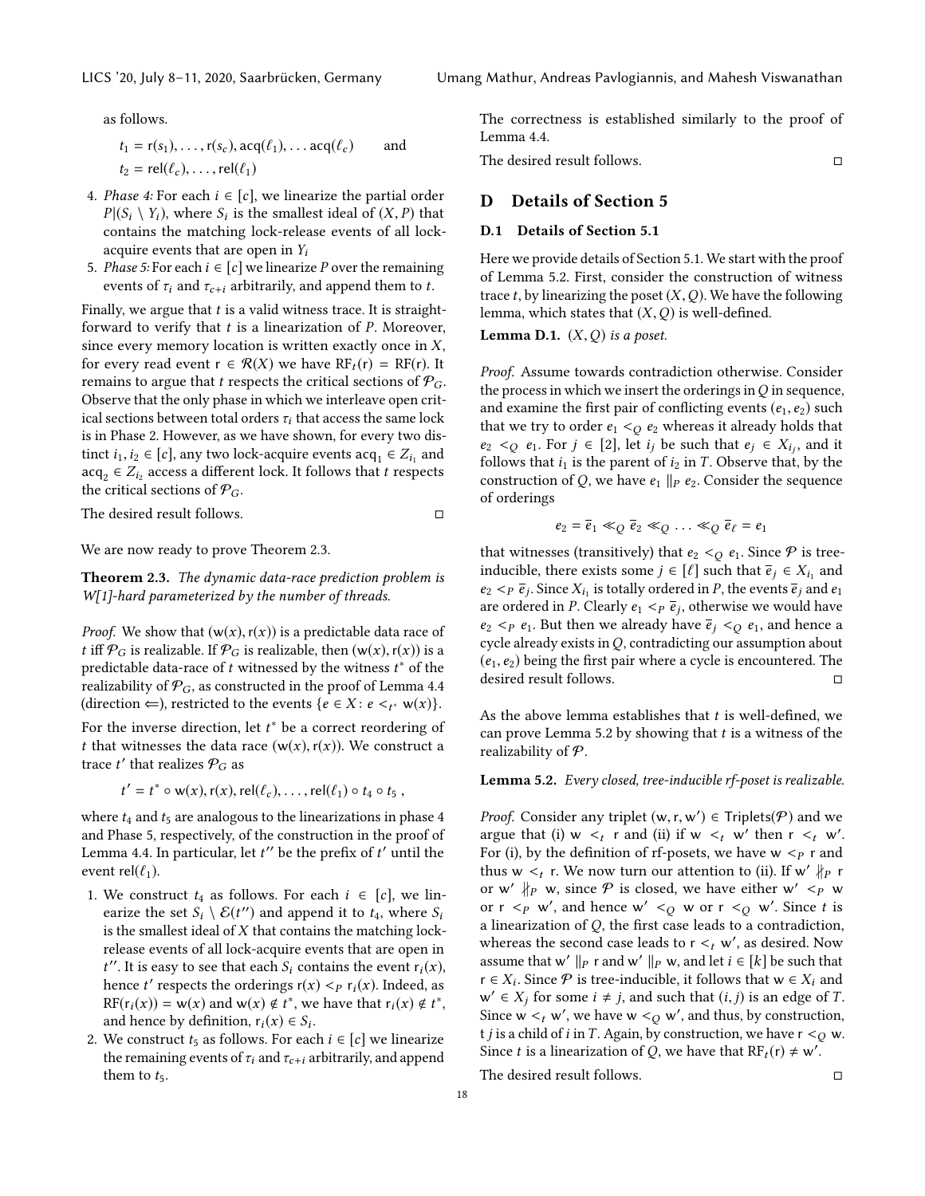as follows.

$$t_1 = \mathsf{r}(s_1), \ldots, \mathsf{r}(s_c), \mathsf{acq}(\ell_1), \ldots \mathsf{acq}(\ell_c) \qquad \text{and}$$
$$t_2 = \mathsf{rel}(\ell_c), \ldots, \mathsf{rel}(\ell_1)$$

4. *Phase 4:* For each $i \in [c]$, we linearize the partial order $P|(S_i \setminus Y_i)$, where $S_i$ is the smallest ideal of $(X, P)$ that contains the matching lock-release events of all lock-acquire events that are open in $Y_i$
5. *Phase 5:* For each $i \in [c]$ we linearize $P$ over the remaining events of $\tau_i$ and $\tau_{c+i}$ arbitrarily, and append them to $t$.

Finally, we argue that $t$ is a valid witness trace. It is straightforward to verify that $t$ is a linearization of $P$. Moreover, since every memory location is written exactly once in $X$, for every read event $\mathsf{r} \in \mathcal{R}(X)$ we have $\mathsf{RF}_t(\mathsf{r}) = \mathsf{RF}(\mathsf{r})$. It remains to argue that $t$ respects the critical sections of $\mathcal{P}_G$. Observe that the only phase in which we interleave open critical sections between total orders $\tau_i$ that access the same lock is in Phase 2. However, as we have shown, for every two distinct $i_1, i_2 \in [c]$, any two lock-acquire events $\mathsf{acq}_1 \in Z_{i_1}$ and $\mathsf{acq}_2 \in Z_{i_2}$ access a different lock. It follows that $t$ respects the critical sections of $\mathcal{P}_G$.

The desired result follows. ◻

We are now ready to prove Theorem 2.3.

**Theorem 2.3.** *The dynamic data-race prediction problem is W[1]-hard parameterized by the number of threads.*

*Proof.* We show that $(\mathsf{w}(x), \mathsf{r}(x))$ is a predictable data race of $t$ iff $\mathcal{P}_G$ is realizable. If $\mathcal{P}_G$ is realizable, then $(\mathsf{w}(x), \mathsf{r}(x))$ is a predictable data-race of $t$ witnessed by the witness $t^*$ of the realizability of $\mathcal{P}_G$, as constructed in the proof of Lemma 4.4 (direction $\Leftarrow$), restricted to the events $\{e \in X : e <_{t^*} \mathsf{w}(x)\}$.

For the inverse direction, let $t^*$ be a correct reordering of $t$ that witnesses the data race $(\mathsf{w}(x), \mathsf{r}(x))$. We construct a trace $t'$ that realizes $\mathcal{P}_G$ as

$$t' = t^* \circ \mathsf{w}(x), \mathsf{r}(x), \mathsf{rel}(\ell_c), \ldots, \mathsf{rel}(\ell_1) \circ t_4 \circ t_5\ ,$$

where $t_4$ and $t_5$ are analogous to the linearizations in phase 4 and Phase 5, respectively, of the construction in the proof of Lemma 4.4. In particular, let $t''$ be the prefix of $t'$ until the event $\mathsf{rel}(\ell_1)$.

1. We construct $t_4$ as follows. For each $i \in [c]$, we linearize the set $S_i \setminus \mathcal{E}(t'')$ and append it to $t_4$, where $S_i$ is the smallest ideal of $X$ that contains the matching lock-release events of all lock-acquire events that are open in $t''$. It is easy to see that each $S_i$ contains the event $\mathsf{r}_i(x)$, hence $t'$ respects the orderings $\mathsf{r}(x) <_P \mathsf{r}_i(x)$. Indeed, as $\mathsf{RF}(\mathsf{r}_i(x)) = \mathsf{w}(x)$ and $\mathsf{w}(x) \notin t^*$, we have that $\mathsf{r}_i(x) \notin t^*$, and hence by definition, $\mathsf{r}_i(x) \in S_i$.
2. We construct $t_5$ as follows. For each $i \in [c]$ we linearize the remaining events of $\tau_i$ and $\tau_{c+i}$ arbitrarily, and append them to $t_5$.

The correctness is established similarly to the proof of Lemma 4.4.

The desired result follows. ◻

# D Details of Section 5

## D.1 Details of Section 5.1

Here we provide details of Section 5.1. We start with the proof of Lemma 5.2. First, consider the construction of witness trace $t$, by linearizing the poset $(X, Q)$. We have the following lemma, which states that $(X, Q)$ is well-defined.

**Lemma D.1.** *$(X, Q)$ is a poset.*

*Proof.* Assume towards contradiction otherwise. Consider the process in which we insert the orderings in $Q$ in sequence, and examine the first pair of conflicting events $(e_1, e_2)$ such that we try to order $e_1 <_Q e_2$ whereas it already holds that $e_2 <_Q e_1$. For $j \in [2]$, let $i_j$ be such that $e_j \in X_{i_j}$, and it follows that $i_1$ is the parent of $i_2$ in $T$. Observe that, by the construction of $Q$, we have $e_1 \parallel_P e_2$. Consider the sequence of orderings

$$e_2 = \overline{e}_1 \ll_Q \overline{e}_2 \ll_Q \ldots \ll_Q \overline{e}_\ell = e_1$$

that witnesses (transitively) that $e_2 <_Q e_1$. Since $\mathcal{P}$ is tree-inducible, there exists some $j \in [\ell]$ such that $\overline{e}_j \in X_{i_1}$ and $e_2 <_P \overline{e}_j$. Since $X_{i_1}$ is totally ordered in $P$, the events $\overline{e}_j$ and $e_1$ are ordered in $P$. Clearly $e_1 <_P \overline{e}_j$, otherwise we would have $e_2 <_P e_1$. But then we already have $\overline{e}_j <_Q e_1$, and hence a cycle already exists in $Q$, contradicting our assumption about $(e_1, e_2)$ being the first pair where a cycle is encountered. The desired result follows. ◻

As the above lemma establishes that $t$ is well-defined, we can prove Lemma 5.2 by showing that $t$ is a witness of the realizability of $\mathcal{P}$.

**Lemma 5.2.** *Every closed, tree-inducible rf-poset is realizable.*

*Proof.* Consider any triplet $(\mathsf{w}, \mathsf{r}, \mathsf{w}') \in \mathsf{Triplets}(\mathcal{P})$ and we argue that (i) $\mathsf{w} <_t \mathsf{r}$ and (ii) if $\mathsf{w} <_t \mathsf{w}'$ then $\mathsf{r} <_t \mathsf{w}'$. For (i), by the definition of rf-posets, we have $\mathsf{w} <_P \mathsf{r}$ and thus $\mathsf{w} <_t \mathsf{r}$. We now turn our attention to (ii). If $\mathsf{w}' \not\parallel_P \mathsf{r}$ or $\mathsf{w}' \not\parallel_P \mathsf{w}$, since $\mathcal{P}$ is closed, we have either $\mathsf{w}' <_P \mathsf{w}$ or $\mathsf{r} <_P \mathsf{w}'$, and hence $\mathsf{w}' <_Q \mathsf{w}$ or $\mathsf{r} <_Q \mathsf{w}'$. Since $t$ is a linearization of $Q$, the first case leads to a contradiction, whereas the second case leads to $\mathsf{r} <_t \mathsf{w}'$, as desired. Now assume that $\mathsf{w}' \parallel_P \mathsf{r}$ and $\mathsf{w}' \parallel_P \mathsf{w}$, and let $i \in [k]$ be such that $\mathsf{r} \in X_i$. Since $\mathcal{P}$ is tree-inducible, it follows that $\mathsf{w} \in X_i$ and $\mathsf{w}' \in X_j$ for some $i \neq j$, and such that $(i, j)$ is an edge of $T$. Since $\mathsf{w} <_t \mathsf{w}'$, we have $\mathsf{w} <_Q \mathsf{w}'$, and thus, by construction, t $j$ is a child of $i$ in $T$. Again, by construction, we have $\mathsf{r} <_Q \mathsf{w}$. Since $t$ is a linearization of $Q$, we have that $\mathsf{RF}_t(\mathsf{r}) \neq \mathsf{w}'$.

The desired result follows. ◻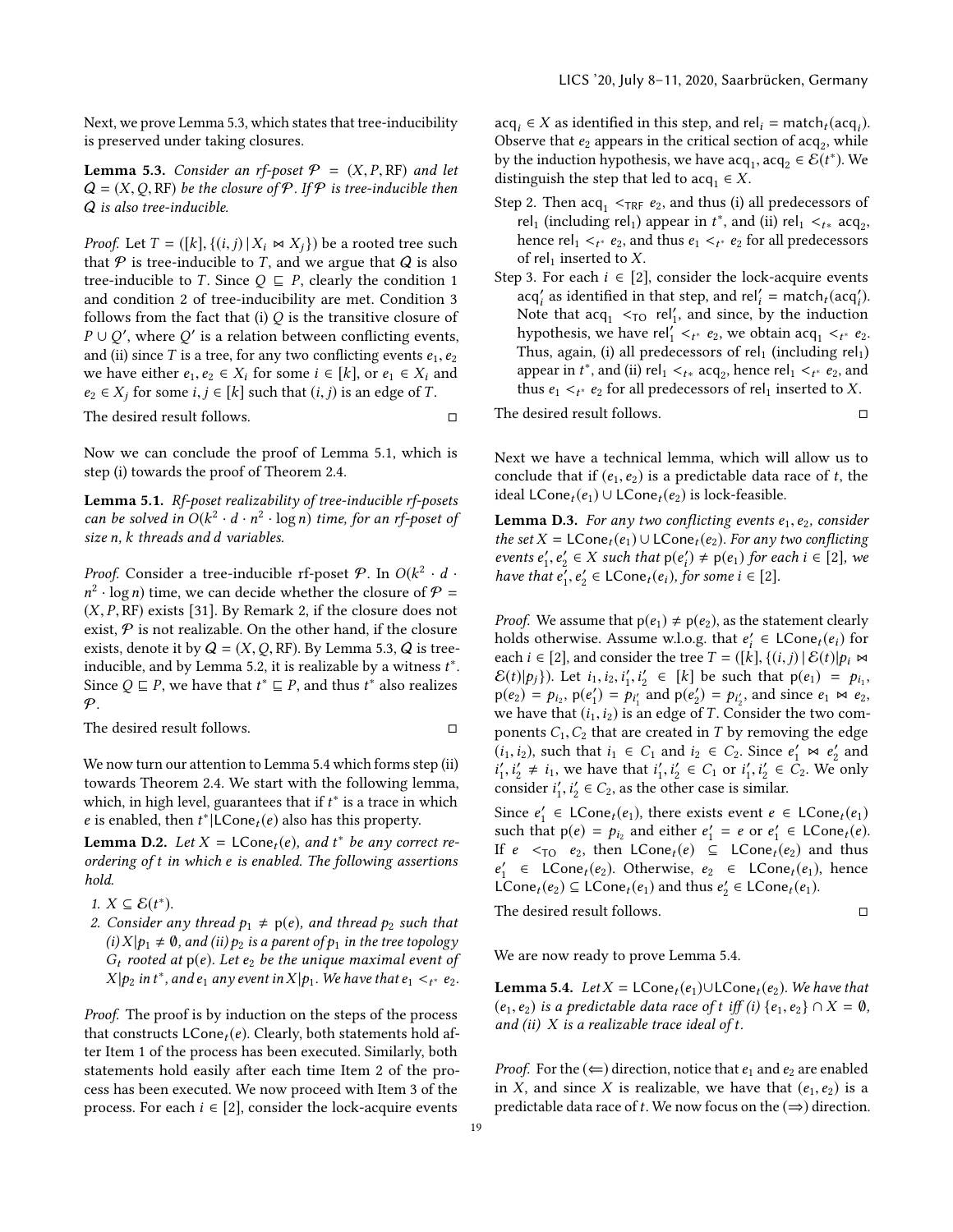Next, we prove Lemma 5.3, which states that tree-inducibility is preserved under taking closures.

**Lemma 5.3.** *Consider an rf-poset $\mathcal{P} = (X, P, \mathsf{RF})$ and let $\mathcal{Q} = (X, Q, \mathsf{RF})$ be the closure of $\mathcal{P}$. If $\mathcal{P}$ is tree-inducible then $\mathcal{Q}$ is also tree-inducible.*

*Proof.* Let $T = ([k], \{(i, j) \mid X_i \bowtie X_j\})$ be a rooted tree such that $\mathcal{P}$ is tree-inducible to $T$, and we argue that $\mathcal{Q}$ is also tree-inducible to $T$. Since $Q \sqsubseteq P$, clearly the condition 1 and condition 2 of tree-inducibility are met. Condition 3 follows from the fact that (i) $Q$ is the transitive closure of $P \cup Q'$, where $Q'$ is a relation between conflicting events, and (ii) since $T$ is a tree, for any two conflicting events $e_1, e_2$ we have either $e_1, e_2 \in X_i$ for some $i \in [k]$, or $e_1 \in X_i$ and $e_2 \in X_j$ for some $i, j \in [k]$ such that $(i, j)$ is an edge of $T$.

The desired result follows. $\square$

Now we can conclude the proof of Lemma 5.1, which is step (i) towards the proof of Theorem 2.4.

**Lemma 5.1.** *Rf-poset realizability of tree-inducible rf-posets can be solved in $O(k^2 \cdot d \cdot n^2 \cdot \log n)$ time, for an rf-poset of size $n$, $k$ threads and $d$ variables.*

*Proof.* Consider a tree-inducible rf-poset $\mathcal{P}$. In $O(k^2 \cdot d \cdot n^2 \cdot \log n)$ time, we can decide whether the closure of $\mathcal{P} = (X, P, \mathsf{RF})$ exists [31]. By Remark 2, if the closure does not exist, $\mathcal{P}$ is not realizable. On the other hand, if the closure exists, denote it by $\mathcal{Q} = (X, Q, \mathsf{RF})$. By Lemma 5.3, $\mathcal{Q}$ is tree-inducible, and by Lemma 5.2, it is realizable by a witness $t^*$. Since $Q \sqsubseteq P$, we have that $t^* \sqsubseteq P$, and thus $t^*$ also realizes $\mathcal{P}$.

The desired result follows. $\square$

We now turn our attention to Lemma 5.4 which forms step (ii) towards Theorem 2.4. We start with the following lemma, which, in high level, guarantees that if $t^*$ is a trace in which $e$ is enabled, then $t^*|\mathsf{LCone}_t(e)$ also has this property.

**Lemma D.2.** *Let $X = \mathsf{LCone}_t(e)$, and $t^*$ be any correct reordering of $t$ in which $e$ is enabled. The following assertions hold.*

1. *$X \subseteq \mathcal{E}(t^*)$.*
2. *Consider any thread $p_1 \neq \mathsf{p}(e)$, and thread $p_2$ such that (i) $X|p_1 \neq \emptyset$, and (ii) $p_2$ is a parent of $p_1$ in the tree topology $G_t$ rooted at $\mathsf{p}(e)$. Let $e_2$ be the unique maximal event of $X|p_2$ in $t^*$, and $e_1$ any event in $X|p_1$. We have that $e_1 <_{t^*} e_2$.*

*Proof.* The proof is by induction on the steps of the process that constructs $\mathsf{LCone}_t(e)$. Clearly, both statements hold after Item 1 of the process has been executed. Similarly, both statements hold easily after each time Item 2 of the process has been executed. We now proceed with Item 3 of the process. For each $i \in [2]$, consider the lock-acquire events $\mathsf{acq}_i \in X$ as identified in this step, and $\mathsf{rel}_i = \mathsf{match}_t(\mathsf{acq}_i)$. Observe that $e_2$ appears in the critical section of $\mathsf{acq}_2$, while by the induction hypothesis, we have $\mathsf{acq}_1, \mathsf{acq}_2 \in \mathcal{E}(t^*)$. We distinguish the step that led to $\mathsf{acq}_1 \in X$.

Step 2. Then $\mathsf{acq}_1 <_{\mathsf{TRF}} e_2$, and thus (i) all predecessors of $\mathsf{rel}_1$ (including $\mathsf{rel}_1$) appear in $t^*$, and (ii) $\mathsf{rel}_1 <_{t*} \mathsf{acq}_2$, hence $\mathsf{rel}_1 <_{t^*} e_2$, and thus $e_1 <_{t^*} e_2$ for all predecessors of $\mathsf{rel}_1$ inserted to $X$.

Step 3. For each $i \in [2]$, consider the lock-acquire events $\mathsf{acq}'_i$ as identified in that step, and $\mathsf{rel}'_i = \mathsf{match}_t(\mathsf{acq}'_i)$. Note that $\mathsf{acq}_1 <_{\mathsf{TO}} \mathsf{rel}'_1$, and since, by the induction hypothesis, we have $\mathsf{rel}'_1 <_{t^*} e_2$, we obtain $\mathsf{acq}_1 <_{t^*} e_2$. Thus, again, (i) all predecessors of $\mathsf{rel}_1$ (including $\mathsf{rel}_1$) appear in $t^*$, and (ii) $\mathsf{rel}_1 <_{t*} \mathsf{acq}_2$, hence $\mathsf{rel}_1 <_{t^*} e_2$, and thus $e_1 <_{t^*} e_2$ for all predecessors of $\mathsf{rel}_1$ inserted to $X$.

The desired result follows. $\square$

Next we have a technical lemma, which will allow us to conclude that if $(e_1, e_2)$ is a predictable data race of $t$, the ideal $\mathsf{LCone}_t(e_1) \cup \mathsf{LCone}_t(e_2)$ is lock-feasible.

**Lemma D.3.** *For any two conflicting events $e_1, e_2$, consider the set $X = \mathsf{LCone}_t(e_1) \cup \mathsf{LCone}_t(e_2)$. For any two conflicting events $e'_1, e'_2 \in X$ such that $\mathsf{p}(e'_i) \neq \mathsf{p}(e_1)$ for each $i \in [2]$, we have that $e'_1, e'_2 \in \mathsf{LCone}_t(e_i)$, for some $i \in [2]$.*

*Proof.* We assume that $\mathsf{p}(e_1) \neq \mathsf{p}(e_2)$, as the statement clearly holds otherwise. Assume w.l.o.g. that $e'_i \in \mathsf{LCone}_t(e_i)$ for each $i \in [2]$, and consider the tree $T = ([k], \{(i, j) \mid \mathcal{E}(t)|p_i \bowtie \mathcal{E}(t)|p_j\})$. Let $i_1, i_2, i'_1, i'_2 \in [k]$ be such that $\mathsf{p}(e_1) = p_{i_1}$, $\mathsf{p}(e_2) = p_{i_2}$, $\mathsf{p}(e'_1) = p_{i'_1}$ and $\mathsf{p}(e'_2) = p_{i'_2}$, and since $e_1 \bowtie e_2$, we have that $(i_1, i_2)$ is an edge of $T$. Consider the two components $C_1, C_2$ that are created in $T$ by removing the edge $(i_1, i_2)$, such that $i_1 \in C_1$ and $i_2 \in C_2$. Since $e'_1 \bowtie e'_2$ and $i'_1, i'_2 \neq i_1$, we have that $i'_1, i'_2 \in C_1$ or $i'_1, i'_2 \in C_2$. We only consider $i'_1, i'_2 \in C_2$, as the other case is similar.

Since $e'_1 \in \mathsf{LCone}_t(e_1)$, there exists event $e \in \mathsf{LCone}_t(e_1)$ such that $\mathsf{p}(e) = p_{i_2}$ and either $e'_1 = e$ or $e'_1 \in \mathsf{LCone}_t(e)$. If $e <_{\mathsf{TO}} e_2$, then $\mathsf{LCone}_t(e) \subseteq \mathsf{LCone}_t(e_2)$ and thus $e'_1 \in \mathsf{LCone}_t(e_2)$. Otherwise, $e_2 \in \mathsf{LCone}_t(e_1)$, hence $\mathsf{LCone}_t(e_2) \subseteq \mathsf{LCone}_t(e_1)$ and thus $e'_2 \in \mathsf{LCone}_t(e_1)$.

The desired result follows. $\square$

We are now ready to prove Lemma 5.4.

**Lemma 5.4.** *Let $X = \mathsf{LCone}_t(e_1) \cup \mathsf{LCone}_t(e_2)$. We have that $(e_1, e_2)$ is a predictable data race of $t$ iff (i) $\{e_1, e_2\} \cap X = \emptyset$, and (ii) $X$ is a realizable trace ideal of $t$.*

*Proof.* For the $(\Leftarrow)$ direction, notice that $e_1$ and $e_2$ are enabled in $X$, and since $X$ is realizable, we have that $(e_1, e_2)$ is a predictable data race of $t$. We now focus on the $(\Rightarrow)$ direction.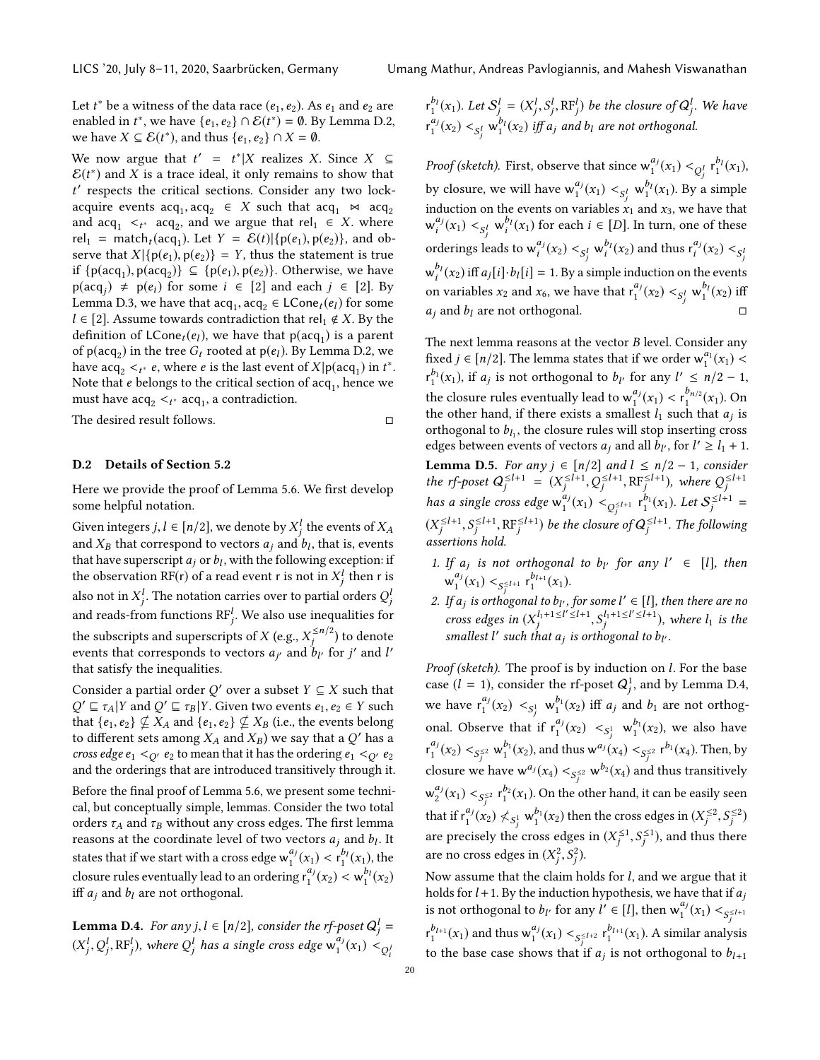Let $t^*$ be a witness of the data race $(e_1, e_2)$. As $e_1$ and $e_2$ are enabled in $t^*$, we have $\{e_1, e_2\} \cap \mathcal{E}(t^*) = \emptyset$. By Lemma D.2, we have $X \subseteq \mathcal{E}(t^*)$, and thus $\{e_1, e_2\} \cap X = \emptyset$.

We now argue that $t' = t^*|X$ realizes $X$. Since $X \subseteq \mathcal{E}(t^*)$ and $X$ is a trace ideal, it only remains to show that $t'$ respects the critical sections. Consider any two lock-acquire events $\mathrm{acq}_1, \mathrm{acq}_2 \in X$ such that $\mathrm{acq}_1 \bowtie \mathrm{acq}_2$ and $\mathrm{acq}_1 <_{t^*} \mathrm{acq}_2$, and we argue that $\mathrm{rel}_1 \in X$. where $\mathrm{rel}_1 = \mathrm{match}_t(\mathrm{acq}_1)$. Let $Y = \mathcal{E}(t)|\{\mathrm{p}(e_1), \mathrm{p}(e_2)\}$, and observe that $X|\{\mathrm{p}(e_1), \mathrm{p}(e_2)\} = Y$, thus the statement is true if $\{\mathrm{p}(\mathrm{acq}_1), \mathrm{p}(\mathrm{acq}_2)\} \subseteq \{\mathrm{p}(e_1), \mathrm{p}(e_2)\}$. Otherwise, we have $\mathrm{p}(\mathrm{acq}_j) \neq \mathrm{p}(e_i)$ for some $i \in [2]$ and each $j \in [2]$. By Lemma D.3, we have that $\mathrm{acq}_1, \mathrm{acq}_2 \in \mathsf{LCone}_t(e_l)$ for some $l \in [2]$. Assume towards contradiction that $\mathrm{rel}_1 \notin X$. By the definition of $\mathsf{LCone}_t(e_l)$, we have that $\mathrm{p}(\mathrm{acq}_1)$ is a parent of $\mathrm{p}(\mathrm{acq}_2)$ in the tree $G_t$ rooted at $\mathrm{p}(e_l)$. By Lemma D.2, we have $\mathrm{acq}_2 <_{t^*} e$, where $e$ is the last event of $X|\mathrm{p}(\mathrm{acq}_1)$ in $t^*$. Note that $e$ belongs to the critical section of $\mathrm{acq}_1$, hence we must have $\mathrm{acq}_2 <_{t^*} \mathrm{acq}_1$, a contradiction.

The desired result follows. ◻

### D.2 Details of Section 5.2

Here we provide the proof of Lemma 5.6. We first develop some helpful notation.

Given integers $j, l \in [n/2]$, we denote by $X_j^l$ the events of $X_A$ and $X_B$ that correspond to vectors $a_j$ and $b_l$, that is, events that have superscript $a_j$ or $b_l$, with the following exception: if the observation $\mathrm{RF}(\mathrm{r})$ of a read event $\mathrm{r}$ is not in $X_j^l$ then $\mathrm{r}$ is also not in $X_j^l$. The notation carries over to partial orders $Q_j^l$ and reads-from functions $\mathrm{RF}_j^l$. We also use inequalities for the subscripts and superscripts of $X$ (e.g., $X_j^{\leq n/2}$) to denote events that corresponds to vectors $a_{j'}$ and $b_{l'}$ for $j'$ and $l'$ that satisfy the inequalities.

Consider a partial order $Q'$ over a subset $Y \subseteq X$ such that $Q' \sqsubseteq \tau_A|Y$ and $Q' \sqsubseteq \tau_B|Y$. Given two events $e_1, e_2 \in Y$ such that $\{e_1, e_2\} \not\subseteq X_A$ and $\{e_1, e_2\} \not\subseteq X_B$ (i.e., the events belong to different sets among $X_A$ and $X_B$) we say that a $Q'$ has a *cross edge* $e_1 <_{Q'} e_2$ to mean that it has the ordering $e_1 <_{Q'} e_2$ and the orderings that are introduced transitively through it.

Before the final proof of Lemma 5.6, we present some technical, but conceptually simple, lemmas. Consider the two total orders $\tau_A$ and $\tau_B$ without any cross edges. The first lemma reasons at the coordinate level of two vectors $a_j$ and $b_l$. It states that if we start with a cross edge $\mathrm{w}_1^{a_j}(x_1) < \mathrm{r}_1^{b_l}(x_1)$, the closure rules eventually lead to an ordering $\mathrm{r}_1^{a_j}(x_2) < \mathrm{w}_1^{b_l}(x_2)$ iff $a_j$ and $b_l$ are not orthogonal.

**Lemma D.4.** *For any $j, l \in [n/2]$, consider the rf-poset $\mathcal{Q}_j^l = (X_j^l, Q_j^l, \mathrm{RF}_j^l)$, where $Q_j^l$ has a single cross edge $\mathrm{w}_1^{a_j}(x_1) <_{Q_i^j} \mathrm{r}_1^{b_l}(x_1)$. Let $\mathcal{S}_j^l = (X_j^l, S_j^l, \mathrm{RF}_j^l)$ be the closure of $\mathcal{Q}_j^l$. We have $\mathrm{r}_1^{a_j}(x_2) <_{S_j^l} \mathrm{w}_1^{b_l}(x_2)$ iff $a_j$ and $b_l$ are not orthogonal.*

*Proof (sketch).* First, observe that since $\mathrm{w}_1^{a_j}(x_1) <_{Q_j^l} \mathrm{r}_1^{b_l}(x_1)$, by closure, we will have $\mathrm{w}_1^{a_j}(x_1) <_{S_j^l} \mathrm{w}_1^{b_l}(x_1)$. By a simple induction on the events on variables $x_1$ and $x_3$, we have that $\mathrm{w}_i^{a_j}(x_1) <_{S_j^l} \mathrm{w}_i^{b_l}(x_1)$ for each $i \in [D]$. In turn, one of these orderings leads to $\mathrm{w}_i^{a_j}(x_2) <_{S_j^l} \mathrm{w}_i^{b_l}(x_2)$ and thus $\mathrm{r}_i^{a_j}(x_2) <_{S_j^l} \mathrm{w}_i^{b_l}(x_2)$ iff $a_j[i] \cdot b_l[i] = 1$. By a simple induction on the events on variables $x_2$ and $x_6$, we have that $\mathrm{r}_1^{a_j}(x_2) <_{S_j^l} \mathrm{w}_1^{b_l}(x_2)$ iff $a_j$ and $b_l$ are not orthogonal. ◻

The next lemma reasons at the vector $B$ level. Consider any fixed $j \in [n/2]$. The lemma states that if we order $\mathrm{w}_1^{a_1}(x_1) < \mathrm{r}_1^{b_1}(x_1)$, if $a_j$ is not orthogonal to $b_{l'}$ for any $l' \leq n/2 - 1$, the closure rules eventually lead to $\mathrm{w}_1^{a_j}(x_1) < \mathrm{r}_1^{b_{n/2}}(x_1)$. On the other hand, if there exists a smallest $l_1$ such that $a_j$ is orthogonal to $b_{l_1}$, the closure rules will stop inserting cross edges between events of vectors $a_j$ and all $b_{l'}$, for $l' \geq l_1 + 1$.

**Lemma D.5.** *For any $j \in [n/2]$ and $l \leq n/2 - 1$, consider the rf-poset $\mathcal{Q}_j^{\leq l+1} = (X_j^{\leq l+1}, Q_j^{\leq l+1}, \mathrm{RF}_j^{\leq l+1})$, where $Q_j^{\leq l+1}$ has a single cross edge $\mathrm{w}_1^{a_j}(x_1) <_{Q_j^{\leq l+1}} \mathrm{r}_1^{b_1}(x_1)$. Let $\mathcal{S}_j^{\leq l+1} = (X_j^{\leq l+1}, S_j^{\leq l+1}, \mathrm{RF}_j^{\leq l+1})$ be the closure of $\mathcal{Q}_j^{\leq l+1}$. The following assertions hold.*

1. *If $a_j$ is not orthogonal to $b_{l'}$ for any $l' \in [l]$, then $\mathrm{w}_1^{a_j}(x_1) <_{S_j^{\leq l+1}} \mathrm{r}_1^{b_{l+1}}(x_1)$.*
2. *If $a_j$ is orthogonal to $b_{l'}$, for some $l' \in [l]$, then there are no cross edges in $(X_j^{l_1+1 \leq l' \leq l+1}, S_j^{l_1+1 \leq l' \leq l+1})$, where $l_1$ is the smallest $l'$ such that $a_j$ is orthogonal to $b_{l'}$.*

*Proof (sketch).* The proof is by induction on $l$. For the base case ($l = 1$), consider the rf-poset $\mathcal{Q}_j^1$, and by Lemma D.4, we have $\mathrm{r}_1^{a_j}(x_2) <_{S_j^1} \mathrm{w}_1^{b_1}(x_2)$ iff $a_j$ and $b_1$ are not orthogonal. Observe that if $\mathrm{r}_1^{a_j}(x_2) <_{S_j^1} \mathrm{w}_1^{b_1}(x_2)$, we also have $\mathrm{r}_1^{a_j}(x_2) <_{S_j^{\leq 2}} \mathrm{w}_1^{b_1}(x_2)$, and thus $\mathrm{w}^{a_j}(x_4) <_{S_j^{\leq 2}} \mathrm{r}^{b_1}(x_4)$. Then, by closure we have $\mathrm{w}^{a_j}(x_4) <_{S_j^{\leq 2}} \mathrm{w}^{b_2}(x_4)$ and thus transitively $\mathrm{w}_2^{a_j}(x_1) <_{S_j^{\leq 2}} \mathrm{r}_1^{b_2}(x_1)$. On the other hand, it can be easily seen that if $\mathrm{r}_1^{a_j}(x_2) \not<_{S_j^1} \mathrm{w}_1^{b_1}(x_2)$ then the cross edges in $(X_j^{\leq 2}, S_j^{\leq 2})$ are precisely the cross edges in $(X_j^{\leq 1}, S_j^{\leq 1})$, and thus there are no cross edges in $(X_j^2, S_j^2)$.

Now assume that the claim holds for $l$, and we argue that it holds for $l+1$. By the induction hypothesis, we have that if $a_j$ is not orthogonal to $b_{l'}$ for any $l' \in [l]$, then $\mathrm{w}_1^{a_j}(x_1) <_{S_j^{\leq l+1}} \mathrm{r}_1^{b_{l+1}}(x_1)$ and thus $\mathrm{w}_1^{a_j}(x_1) <_{S_j^{\leq l+2}} \mathrm{r}_1^{b_{l+1}}(x_1)$. A similar analysis to the base case shows that if $a_j$ is not orthogonal to $b_{l+1}$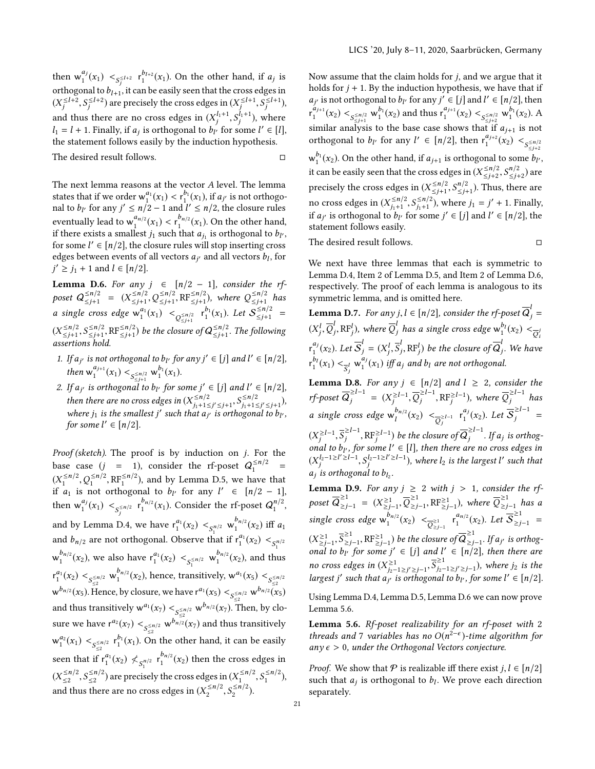then $\mathrm{w}_1^{a_j}(x_1) <_{S_j^{\leq l+2}} \mathrm{r}_1^{b_{l+2}}(x_1)$. On the other hand, if $a_j$ is orthogonal to $b_{l+1}$, it can be easily seen that the cross edges in $(X_j^{\leq l+2}, S_j^{\leq l+2})$ are precisely the cross edges in $(X_j^{\leq l+1}, S_j^{\leq l+1})$, and thus there are no cross edges in $(X_j^{l_1+1}, S_j^{l_1+1})$, where $l_1 = l+1$. Finally, if $a_j$ is orthogonal to $b_{l'}$ for some $l' \in [l]$, the statement follows easily by the induction hypothesis.

The desired result follows. $\square$

The next lemma reasons at the vector $A$ level. The lemma states that if we order $\mathrm{w}_1^{a_1}(x_1) < \mathrm{r}_1^{b_1}(x_1)$, if $a_{j'}$ is not orthogonal to $b_{l'}$ for any $j' \leq n/2 - 1$ and $l' \leq n/2$, the closure rules eventually lead to $\mathrm{w}_1^{a_{n/2}}(x_1) < \mathrm{r}_1^{b_{n/2}}(x_1)$. On the other hand, if there exists a smallest $j_1$ such that $a_{j_1}$ is orthogonal to $b_{l'}$, for some $l' \in [n/2]$, the closure rules will stop inserting cross edges between events of all vectors $a_{j'}$ and all vectors $b_l$, for $j' \geq j_1 + 1$ and $l \in [n/2]$.

**Lemma D.6.** *For any $j \in [n/2 - 1]$, consider the rf-poset $\mathcal{Q}_{\leq j+1}^{\leq n/2} = (X_{\leq j+1}^{\leq n/2}, Q_{\leq j+1}^{\leq n/2}, \mathrm{RF}_{\leq j+1}^{\leq n/2})$, where $Q_{\leq j+1}^{\leq n/2}$ has a single cross edge $\mathrm{w}_1^{a_1}(x_1) <_{Q_{\leq j+1}^{\leq n/2}} \mathrm{r}_1^{b_1}(x_1)$. Let $\mathcal{S}_{\leq j+1}^{\leq n/2} = (X_{\leq j+1}^{\leq n/2}, S_{\leq j+1}^{\leq n/2}, \mathrm{RF}_{\leq j+1}^{\leq n/2})$ be the closure of $\mathcal{Q}_{\leq j+1}^{\leq n/2}$. The following assertions hold.*

1. *If $a_{j'}$ is not orthogonal to $b_{l'}$ for any $j' \in [j]$ and $l' \in [n/2]$, then $\mathrm{w}_1^{a_{j+1}}(x_1) <_{S_{\leq j+1}^{\leq n/2}} \mathrm{w}_1^{b_1}(x_1)$.*
2. *If $a_{j'}$ is orthogonal to $b_{l'}$ for some $j' \in [j]$ and $l' \in [n/2]$, then there are no cross edges in $(X_{j_1+1 \leq j' \leq j+1}^{\leq n/2}, S_{j_1+1 \leq j' \leq j+1}^{\leq n/2})$, where $j_1$ is the smallest $j'$ such that $a_{j'}$ is orthogonal to $b_{l'}$, for some $l' \in [n/2]$.*

*Proof (sketch).* The proof is by induction on $j$. For the base case ($j = 1$), consider the rf-poset $\mathcal{Q}_1^{\leq n/2} = (X_1^{\leq n/2}, Q_1^{\leq n/2}, \mathrm{RF}_1^{\leq n/2})$, and by Lemma D.5, we have that if $a_1$ is not orthogonal to $b_{l'}$ for any $l' \in [n/2 - 1]$, then $\mathrm{w}_1^{a_j}(x_1) <_{S_j^{\leq n/2}} \mathrm{r}_1^{b_{n/2}}(x_1)$. Consider the rf-poset $\mathcal{Q}_1^{n/2}$, and by Lemma D.4, we have $\mathrm{r}_1^{a_1}(x_2) <_{S_1^{n/2}} \mathrm{w}_1^{b_{n/2}}(x_2)$ iff $a_1$ and $b_{n/2}$ are not orthogonal. Observe that if $\mathrm{r}_1^{a_1}(x_2) <_{S_1^{n/2}} \mathrm{w}_1^{b_{n/2}}(x_2)$, we also have $\mathrm{r}_1^{a_1}(x_2) <_{S_1^{\leq n/2}} \mathrm{w}_1^{b_{n/2}}(x_2)$, and thus $\mathrm{r}_1^{a_1}(x_2) <_{S_{\leq 2}^{\leq n/2}} \mathrm{w}_1^{b_{n/2}}(x_2)$, hence, transitively, $\mathrm{w}^{a_1}(x_5) <_{S_{\leq 2}^{\leq n/2}} \mathrm{w}^{b_{n/2}}(x_5)$. Hence, by closure, we have $\mathrm{r}^{a_1}(x_5) <_{S_{\leq 2}^{\leq n/2}} \mathrm{w}^{b_{n/2}}(x_5)$ and thus transitively $\mathrm{w}^{a_1}(x_7) <_{S_{\leq 2}^{\leq n/2}} \mathrm{w}^{b_{n/2}}(x_7)$. Then, by closure we have $\mathrm{r}^{a_2}(x_7) <_{S_{\leq 2}^{\leq n/2}} \mathrm{w}^{b_{n/2}}(x_7)$ and thus transitively $\mathrm{w}_1^{a_2}(x_1) <_{S_{\leq 2}^{\leq n/2}} \mathrm{r}_1^{b_1}(x_1)$. On the other hand, it can be easily seen that if $\mathrm{r}_1^{a_1}(x_2) \not<_{S_1^{n/2}} \mathrm{r}_1^{b_{n/2}}(x_2)$ then the cross edges in $(X_{\leq 2}^{\leq n/2}, S_{\leq 2}^{\leq n/2})$ are precisely the cross edges in $(X_1^{\leq n/2}, S_1^{\leq n/2})$, and thus there are no cross edges in $(X_2^{\leq n/2}, S_2^{\leq n/2})$.

Now assume that the claim holds for $j$, and we argue that it holds for $j+1$. By the induction hypothesis, we have that if $a_{j'}$ is not orthogonal to $b_{l'}$ for any $j' \in [j]$ and $l' \in [n/2]$, then $\mathrm{r}_1^{a_{j+1}}(x_2) <_{S_{\leq j+1}^{\leq n/2}} \mathrm{w}_1^{b_1}(x_2)$ and thus $\mathrm{r}_1^{a_{j+1}}(x_2) <_{S_{\leq j+2}^{\leq n/2}} \mathrm{w}_1^{b_1}(x_2)$. A similar analysis to the base case shows that if $a_{j+1}$ is not orthogonal to $b_{l'}$ for any $l' \in [n/2]$, then $\mathrm{r}_1^{a_{j+2}}(x_2) <_{S_{\leq j+2}^{\leq n/2}} \mathrm{w}_1^{b_1}(x_2)$. On the other hand, if $a_{j+1}$ is orthogonal to some $b_{l'}$, it can be easily seen that the cross edges in $(X_{\leq j+2}^{\leq n/2}, S_{\leq j+2}^{n/2})$ are precisely the cross edges in $(X_{\leq j+1}^{\leq n/2}, S_{\leq j+1}^{n/2})$. Thus, there are no cross edges in $(X_{j_1+1}^{\leq n/2}, S_{j_1+1}^{\leq n/2})$, where $j_1 = j' + 1$. Finally, if $a_{j'}$ is orthogonal to $b_{l'}$ for some $j' \in [j]$ and $l' \in [n/2]$, the statement follows easily.

The desired result follows. $\square$

We next have three lemmas that each is symmetric to Lemma D.4, Item 2 of Lemma D.5, and Item 2 of Lemma D.6, respectively. The proof of each lemma is analogous to its symmetric lemma, and is omitted here.

**Lemma D.7.** *For any $j, l \in [n/2]$, consider the rf-poset $\overline{\mathcal{Q}}_j^l = (X_j^l, \overline{Q}_j^l, \mathrm{RF}_j^l)$, where $\overline{Q}_j^l$ has a single cross edge $\mathrm{w}_1^{b_l}(x_2) <_{\overline{Q}_i^j} \mathrm{r}_1^{a_j}(x_2)$. Let $\overline{\mathcal{S}}_j^l = (X_j^l, \overline{S}_j^l, \mathrm{RF}_j^l)$ be the closure of $\overline{\mathcal{Q}}_j^l$. We have $\mathrm{r}_1^{b_l}(x_1) <_{\overline{S}_j^l} \mathrm{w}_1^{a_j}(x_1)$ iff $a_j$ and $b_l$ are not orthogonal.*

**Lemma D.8.** *For any $j \in [n/2]$ and $l \geq 2$, consider the rf-poset $\overline{\mathcal{Q}}_j^{\geq l-1} = (X_j^{\geq l-1}, \overline{Q}_j^{\geq l-1}, \mathrm{RF}_j^{\geq l-1})$, where $\overline{Q}_j^{\geq l-1}$ has a single cross edge $\mathrm{w}_l^{b_{n/2}}(x_2) <_{\overline{Q}_j^{\geq l-1}} \mathrm{r}_1^{a_j}(x_2)$. Let $\overline{\mathcal{S}}_j^{\geq l-1} = (X_j^{\geq l-1}, \overline{S}_j^{\geq l-1}, \mathrm{RF}_j^{\geq l-1})$ be the closure of $\overline{\mathcal{Q}}_j^{\geq l-1}$. If $a_j$ is orthogonal to $b_{l'}$, for some $l' \in [l]$, then there are no cross edges in $(X_j^{l_2-1 \geq l' \geq l-1}, S_j^{l_2-1 \geq l' \geq l-1})$, where $l_2$ is the largest $l'$ such that $a_j$ is orthogonal to $b_{l_2}$.*

**Lemma D.9.** *For any $j \geq 2$ with $j > 1$, consider the rf-poset $\overline{\mathcal{Q}}_{\geq j-1}^{\geq 1} = (X_{\geq j-1}^{\geq 1}, \overline{Q}_{\geq j-1}^{\geq 1}, \mathrm{RF}_{\geq j-1}^{\geq 1})$, where $\overline{Q}_{\geq j-1}^{\geq 1}$ has a single cross edge $\mathrm{w}_1^{b_{n/2}}(x_2) <_{\overline{Q}_{\geq j-1}^{\geq 1}} \mathrm{r}_1^{a_{n/2}}(x_2)$. Let $\overline{\mathcal{S}}_{\geq j-1}^{\geq 1} = (X_{\geq j-1}^{\geq 1}, \overline{S}_{\geq j-1}^{\geq 1}, \mathrm{RF}_{\geq j-1}^{\geq 1})$ be the closure of $\overline{\mathcal{Q}}_{\geq j-1}^{\geq 1}$. If $a_{j'}$ is orthogonal to $b_{l'}$ for some $j' \in [j]$ and $l' \in [n/2]$, then there are no cross edges in $(X_{j_2-1 \geq j' \geq j-1}^{\geq 1}, \overline{S}_{j_2-1 \geq j' \geq j-1}^{\geq 1})$, where $j_2$ is the largest $j'$ such that $a_{j'}$ is orthogonal to $b_{l'}$, for some $l' \in [n/2]$.*

Using Lemma D.4, Lemma D.5, Lemma D.6 we can now prove Lemma 5.6.

**Lemma 5.6.** *Rf-poset realizability for an rf-poset with 2 threads and 7 variables has no $O(n^{2-\epsilon})$-time algorithm for any $\epsilon > 0$, under the Orthogonal Vectors conjecture.*

*Proof.* We show that $\mathcal{P}$ is realizable iff there exist $j, l \in [n/2]$ such that $a_j$ is orthogonal to $b_l$. We prove each direction separately.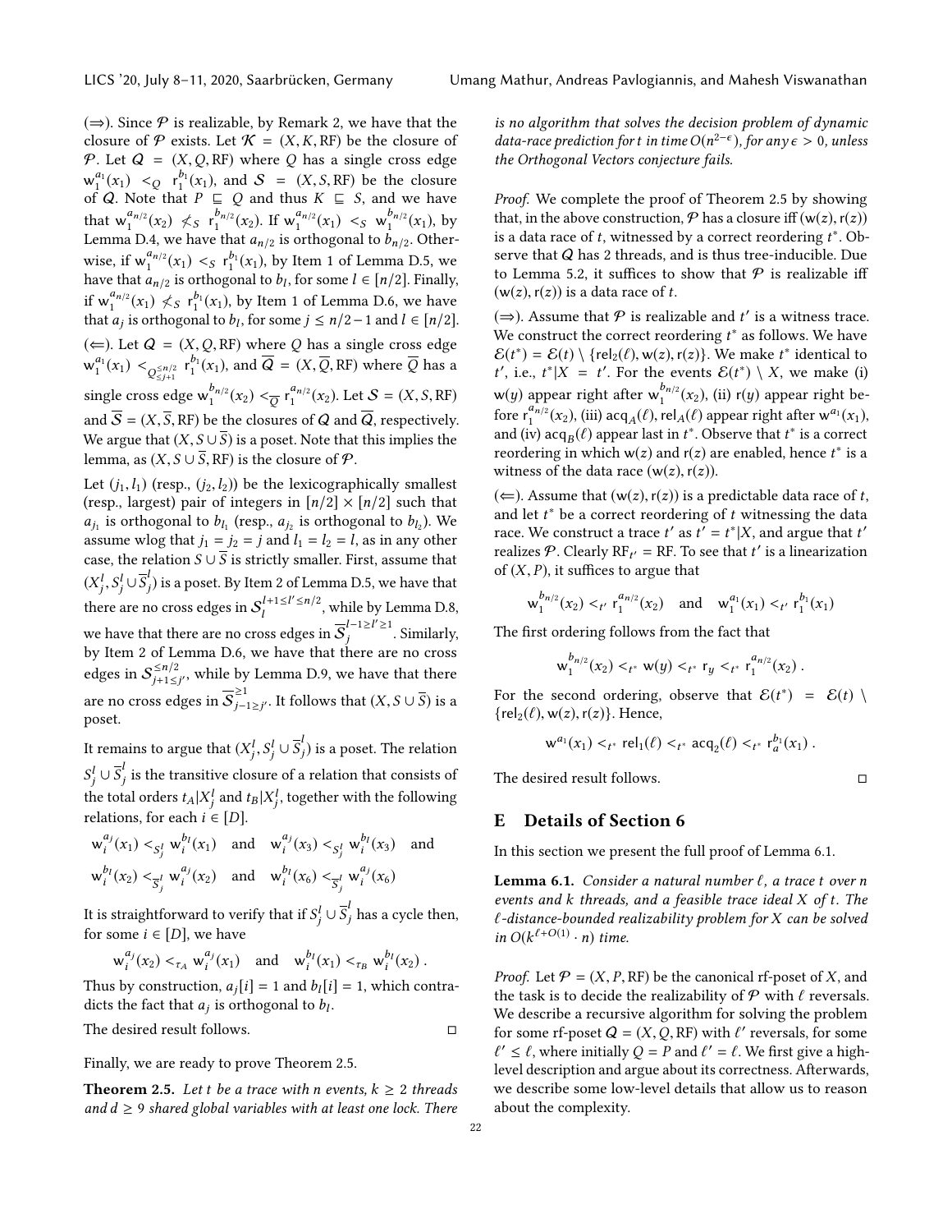(⇒). Since $\mathcal{P}$ is realizable, by Remark 2, we have that the closure of $\mathcal{P}$ exists. Let $\mathcal{K} = (X, K, \mathsf{RF})$ be the closure of $\mathcal{P}$. Let $\mathcal{Q} = (X, Q, \mathsf{RF})$ where $Q$ has a single cross edge $\mathsf{w}_1^{a_1}(x_1) <_Q \mathsf{r}_1^{b_1}(x_1)$, and $\mathcal{S} = (X, S, \mathsf{RF})$ be the closure of $\mathcal{Q}$. Note that $P \sqsubseteq Q$ and thus $K \sqsubseteq S$, and we have that $\mathsf{w}_1^{a_{n/2}}(x_2) \not<_S \mathsf{r}_1^{b_{n/2}}(x_2)$. If $\mathsf{w}_1^{a_{n/2}}(x_1) <_S \mathsf{w}_1^{b_{n/2}}(x_1)$, by Lemma D.4, we have that $a_{n/2}$ is orthogonal to $b_{n/2}$. Otherwise, if $\mathsf{w}_1^{a_{n/2}}(x_1) <_S \mathsf{r}_1^{b_1}(x_1)$, by Item 1 of Lemma D.5, we have that $a_{n/2}$ is orthogonal to $b_l$, for some $l \in [n/2]$. Finally, if $\mathsf{w}_1^{a_{n/2}}(x_1) \not<_S \mathsf{r}_1^{b_1}(x_1)$, by Item 1 of Lemma D.6, we have that $a_j$ is orthogonal to $b_l$, for some $j \leq n/2-1$ and $l \in [n/2]$.

(⇐). Let $\mathcal{Q} = (X, Q, \mathsf{RF})$ where $Q$ has a single cross edge $\mathsf{w}_1^{a_1}(x_1) <_{Q^{\leq n/2}_{\leq j+1}} \mathsf{r}_1^{b_1}(x_1)$, and $\overline{\mathcal{Q}} = (X, \overline{Q}, \mathsf{RF})$ where $\overline{Q}$ has a single cross edge $\mathsf{w}_1^{b_{n/2}}(x_2) <_{\overline{Q}} \mathsf{r}_1^{a_{n/2}}(x_2)$. Let $\mathcal{S} = (X, S, \mathsf{RF})$ and $\overline{\mathcal{S}} = (X, \overline{S}, \mathsf{RF})$ be the closures of $\mathcal{Q}$ and $\overline{\mathcal{Q}}$, respectively. We argue that $(X, S \cup \overline{S})$ is a poset. Note that this implies the lemma, as $(X, S \cup \overline{S}, \mathsf{RF})$ is the closure of $\mathcal{P}$.

Let $(j_1, l_1)$ (resp., $(j_2, l_2)$) be the lexicographically smallest (resp., largest) pair of integers in $[n/2] \times [n/2]$ such that $a_{j_1}$ is orthogonal to $b_{l_1}$ (resp., $a_{j_2}$ is orthogonal to $b_{l_2}$). We assume wlog that $j_1 = j_2 = j$ and $l_1 = l_2 = l$, as in any other case, the relation $S \cup \overline{S}$ is strictly smaller. First, assume that $(X_j^l, S_j^l \cup \overline{S}_j^l)$ is a poset. By Item 2 of Lemma D.5, we have that there are no cross edges in $\mathcal{S}_l^{l+1 \leq l' \leq n/2}$, while by Lemma D.8, we have that there are no cross edges in $\overline{\mathcal{S}}_j^{l-1 \geq l' \geq 1}$. Similarly, by Item 2 of Lemma D.6, we have that there are no cross edges in $\mathcal{S}_{j+1 \leq j'}^{\leq n/2}$, while by Lemma D.9, we have that there are no cross edges in $\overline{\mathcal{S}}_{j-1 \geq j'}^{\geq 1}$. It follows that $(X, S \cup \overline{S})$ is a poset.

It remains to argue that $(X_j^l, S_j^l \cup \overline{S}_j^l)$ is a poset. The relation $S_j^l \cup \overline{S}_j^l$ is the transitive closure of a relation that consists of the total orders $t_A | X_j^l$ and $t_B | X_j^l$, together with the following relations, for each $i \in [D]$.

$$\mathsf{w}_i^{a_j}(x_1) <_{S_j^l} \mathsf{w}_i^{b_l}(x_1) \quad \text{and} \quad \mathsf{w}_i^{a_j}(x_3) <_{S_j^l} \mathsf{w}_i^{b_l}(x_3) \quad \text{and}$$
$$\mathsf{w}_i^{b_l}(x_2) <_{\overline{S}_j^l} \mathsf{w}_i^{a_j}(x_2) \quad \text{and} \quad \mathsf{w}_i^{b_l}(x_6) <_{\overline{S}_j^l} \mathsf{w}_i^{a_j}(x_6)$$

It is straightforward to verify that if $S_j^l \cup \overline{S}_j^l$ has a cycle then, for some $i \in [D]$, we have

$$\mathsf{w}_i^{a_j}(x_2) <_{\tau_A} \mathsf{w}_i^{a_j}(x_1) \quad \text{and} \quad \mathsf{w}_i^{b_l}(x_1) <_{\tau_B} \mathsf{w}_i^{b_l}(x_2)\ .$$

Thus by construction, $a_j[i] = 1$ and $b_l[i] = 1$, which contradicts the fact that $a_j$ is orthogonal to $b_l$.

The desired result follows. □

Finally, we are ready to prove Theorem 2.5.

**Theorem 2.5.** *Let $t$ be a trace with $n$ events, $k \geq 2$ threads and $d \geq 9$ shared global variables with at least one lock. There is no algorithm that solves the decision problem of dynamic data-race prediction for $t$ in time $O(n^{2-\epsilon})$, for any $\epsilon > 0$, unless the Orthogonal Vectors conjecture fails.*

*Proof.* We complete the proof of Theorem 2.5 by showing that, in the above construction, $\mathcal{P}$ has a closure iff $(\mathsf{w}(z), \mathsf{r}(z))$ is a data race of $t$, witnessed by a correct reordering $t^*$. Observe that $\mathcal{Q}$ has 2 threads, and is thus tree-inducible. Due to Lemma 5.2, it suffices to show that $\mathcal{P}$ is realizable iff $(\mathsf{w}(z), \mathsf{r}(z))$ is a data race of $t$.

(⇒). Assume that $\mathcal{P}$ is realizable and $t'$ is a witness trace. We construct the correct reordering $t^*$ as follows. We have $\mathcal{E}(t^*) = \mathcal{E}(t) \setminus \{\mathsf{rel}_2(\ell), \mathsf{w}(z), \mathsf{r}(z)\}$. We make $t^*$ identical to $t'$, i.e., $t^*|X = t'$. For the events $\mathcal{E}(t^*) \setminus X$, we make (i) $\mathsf{w}(y)$ appear right after $\mathsf{w}_1^{b_{n/2}}(x_2)$, (ii) $\mathsf{r}(y)$ appear right before $\mathsf{r}_1^{a_{n/2}}(x_2)$, (iii) $\mathsf{acq}_A(\ell), \mathsf{rel}_A(\ell)$ appear right after $\mathsf{w}^{a_1}(x_1)$, and (iv) $\mathsf{acq}_B(\ell)$ appear last in $t^*$. Observe that $t^*$ is a correct reordering in which $\mathsf{w}(z)$ and $\mathsf{r}(z)$ are enabled, hence $t^*$ is a witness of the data race $(\mathsf{w}(z), \mathsf{r}(z))$.

(⇐). Assume that $(\mathsf{w}(z), \mathsf{r}(z))$ is a predictable data race of $t$, and let $t^*$ be a correct reordering of $t$ witnessing the data race. We construct a trace $t'$ as $t' = t^*|X$, and argue that $t'$ realizes $\mathcal{P}$. Clearly $\mathsf{RF}_{t'} = \mathsf{RF}$. To see that $t'$ is a linearization of $(X, P)$, it suffices to argue that

$$\mathsf{w}_1^{b_{n/2}}(x_2) <_{t'} \mathsf{r}_1^{a_{n/2}}(x_2) \quad \text{and} \quad \mathsf{w}_1^{a_1}(x_1) <_{t'} \mathsf{r}_1^{b_1}(x_1)$$

The first ordering follows from the fact that

$$\mathsf{w}_1^{b_{n/2}}(x_2) <_{t^*} \mathsf{w}(y) <_{t^*} \mathsf{r}_y <_{t^*} \mathsf{r}_1^{a_{n/2}}(x_2)\ .$$

For the second ordering, observe that $\mathcal{E}(t^*) = \mathcal{E}(t) \setminus \{\mathsf{rel}_2(\ell), \mathsf{w}(z), \mathsf{r}(z)\}$. Hence,

$$\mathsf{w}^{a_1}(x_1) <_{t^*} \mathsf{rel}_1(\ell) <_{t^*} \mathsf{acq}_2(\ell) <_{t^*} \mathsf{r}_a^{b_1}(x_1)\ .$$

The desired result follows. □

## E Details of Section 6

In this section we present the full proof of Lemma 6.1.

**Lemma 6.1.** *Consider a natural number $\ell$, a trace $t$ over $n$ events and $k$ threads, and a feasible trace ideal $X$ of $t$. The $\ell$-distance-bounded realizability problem for $X$ can be solved in $O(k^{\ell+O(1)} \cdot n)$ time.*

*Proof.* Let $\mathcal{P} = (X, P, \mathsf{RF})$ be the canonical rf-poset of $X$, and the task is to decide the realizability of $\mathcal{P}$ with $\ell$ reversals. We describe a recursive algorithm for solving the problem for some rf-poset $\mathcal{Q} = (X, Q, \mathsf{RF})$ with $\ell'$ reversals, for some $\ell' \leq \ell$, where initially $Q = P$ and $\ell' = \ell$. We first give a high-level description and argue about its correctness. Afterwards, we describe some low-level details that allow us to reason about the complexity.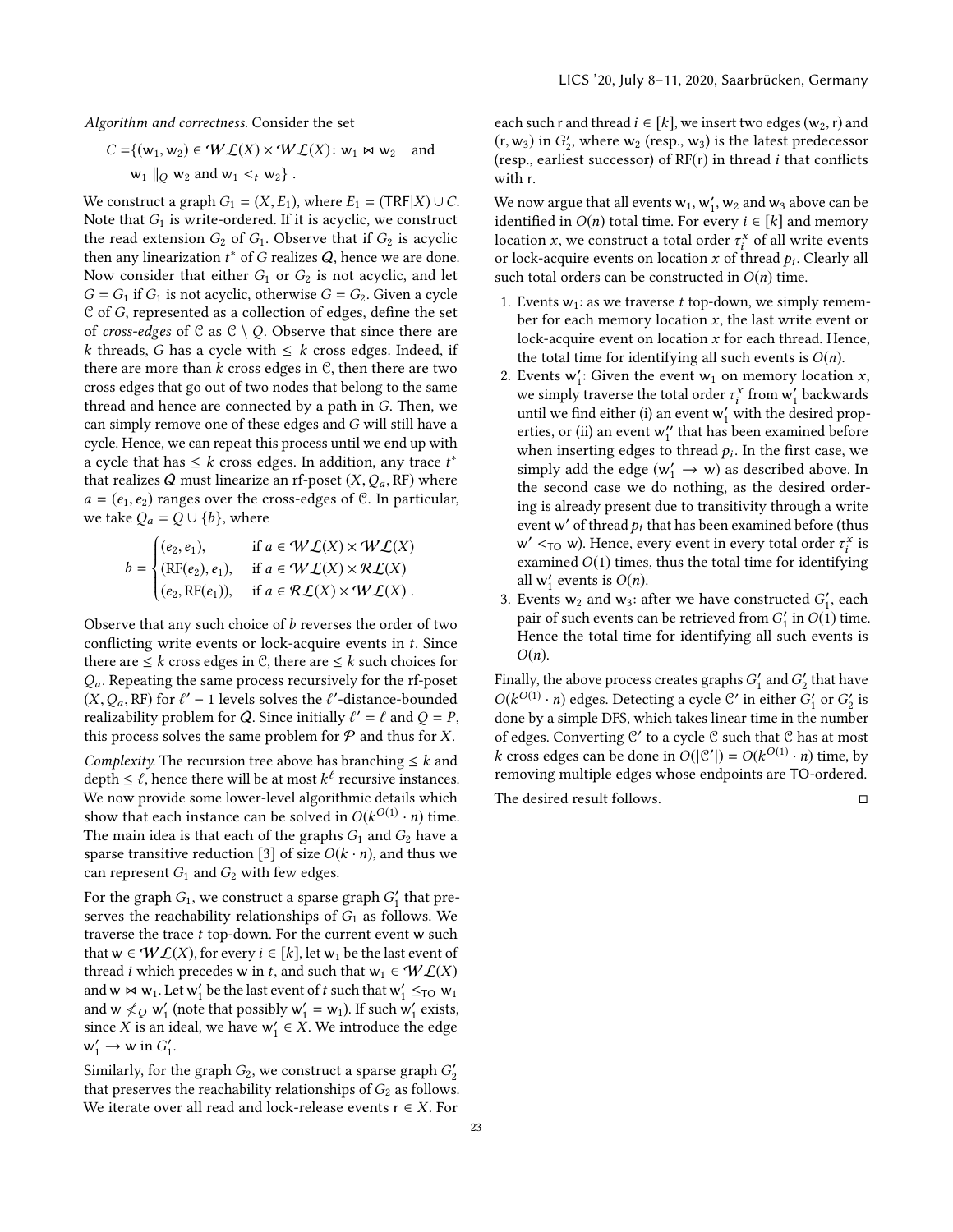*Algorithm and correctness.* Consider the set

$$C = \{(\mathsf{w}_1, \mathsf{w}_2) \in \mathcal{WL}(X) \times \mathcal{WL}(X) \colon \mathsf{w}_1 \bowtie \mathsf{w}_2 \quad \text{and} \\ \mathsf{w}_1 \parallel_Q \mathsf{w}_2 \text{ and } \mathsf{w}_1 <_t \mathsf{w}_2\} .$$

We construct a graph $G_1 = (X, E_1)$, where $E_1 = (\mathsf{TRF}|X) \cup C$. Note that $G_1$ is write-ordered. If it is acyclic, we construct the read extension $G_2$ of $G_1$. Observe that if $G_2$ is acyclic then any linearization $t^*$ of $G$ realizes $\mathcal{Q}$, hence we are done. Now consider that either $G_1$ or $G_2$ is not acyclic, and let $G = G_1$ if $G_1$ is not acyclic, otherwise $G = G_2$. Given a cycle $\mathcal{C}$ of $G$, represented as a collection of edges, define the set of *cross-edges* of $\mathcal{C}$ as $\mathcal{C} \setminus Q$. Observe that since there are $k$ threads, $G$ has a cycle with $\leq k$ cross edges. Indeed, if there are more than $k$ cross edges in $\mathcal{C}$, then there are two cross edges that go out of two nodes that belong to the same thread and hence are connected by a path in $G$. Then, we can simply remove one of these edges and $G$ will still have a cycle. Hence, we can repeat this process until we end up with a cycle that has $\leq k$ cross edges. In addition, any trace $t^*$ that realizes $\mathcal{Q}$ must linearize an rf-poset $(X, Q_a, \mathsf{RF})$ where $a = (e_1, e_2)$ ranges over the cross-edges of $\mathcal{C}$. In particular, we take $Q_a = Q \cup \{b\}$, where

$$b = \begin{cases} (e_2, e_1), & \text{if } a \in \mathcal{WL}(X) \times \mathcal{WL}(X) \\ (\mathsf{RF}(e_2), e_1), & \text{if } a \in \mathcal{WL}(X) \times \mathcal{RL}(X) \\ (e_2, \mathsf{RF}(e_1)), & \text{if } a \in \mathcal{RL}(X) \times \mathcal{WL}(X) . \end{cases}$$

Observe that any such choice of $b$ reverses the order of two conflicting write events or lock-acquire events in $t$. Since there are $\leq k$ cross edges in $\mathcal{C}$, there are $\leq k$ such choices for $Q_a$. Repeating the same process recursively for the rf-poset $(X, Q_a, \mathsf{RF})$ for $\ell' - 1$ levels solves the $\ell'$-distance-bounded realizability problem for $\mathcal{Q}$. Since initially $\ell' = \ell$ and $Q = P$, this process solves the same problem for $\mathcal{P}$ and thus for $X$.

*Complexity.* The recursion tree above has branching $\leq k$ and depth $\leq \ell$, hence there will be at most $k^\ell$ recursive instances. We now provide some lower-level algorithmic details which show that each instance can be solved in $O(k^{O(1)} \cdot n)$ time. The main idea is that each of the graphs $G_1$ and $G_2$ have a sparse transitive reduction [3] of size $O(k \cdot n)$, and thus we can represent $G_1$ and $G_2$ with few edges.

For the graph $G_1$, we construct a sparse graph $G_1'$ that preserves the reachability relationships of $G_1$ as follows. We traverse the trace $t$ top-down. For the current event $\mathsf{w}$ such that $\mathsf{w} \in \mathcal{WL}(X)$, for every $i \in [k]$, let $\mathsf{w}_1$ be the last event of thread $i$ which precedes $\mathsf{w}$ in $t$, and such that $\mathsf{w}_1 \in \mathcal{WL}(X)$ and $\mathsf{w} \bowtie \mathsf{w}_1$. Let $\mathsf{w}_1'$ be the last event of $t$ such that $\mathsf{w}_1' \leq_{\mathsf{TO}} \mathsf{w}_1$ and $\mathsf{w} \not<_Q \mathsf{w}_1'$ (note that possibly $\mathsf{w}_1' = \mathsf{w}_1$). If such $\mathsf{w}_1'$ exists, since $X$ is an ideal, we have $\mathsf{w}_1' \in X$. We introduce the edge $\mathsf{w}_1' \to \mathsf{w}$ in $G_1'$.

Similarly, for the graph $G_2$, we construct a sparse graph $G_2'$ that preserves the reachability relationships of $G_2$ as follows. We iterate over all read and lock-release events $\mathsf{r} \in X$. For each such $\mathsf{r}$ and thread $i \in [k]$, we insert two edges $(\mathsf{w}_2, \mathsf{r})$ and $(\mathsf{r}, \mathsf{w}_3)$ in $G_2'$, where $\mathsf{w}_2$ (resp., $\mathsf{w}_3$) is the latest predecessor (resp., earliest successor) of $\mathsf{RF}(\mathsf{r})$ in thread $i$ that conflicts with $\mathsf{r}$.

We now argue that all events $\mathsf{w}_1, \mathsf{w}_1', \mathsf{w}_2$ and $\mathsf{w}_3$ above can be identified in $O(n)$ total time. For every $i \in [k]$ and memory location $x$, we construct a total order $\tau_i^x$ of all write events or lock-acquire events on location $x$ of thread $p_i$. Clearly all such total orders can be constructed in $O(n)$ time.

1. Events $\mathsf{w}_1$: as we traverse $t$ top-down, we simply remember for each memory location $x$, the last write event or lock-acquire event on location $x$ for each thread. Hence, the total time for identifying all such events is $O(n)$.
2. Events $\mathsf{w}_1'$: Given the event $\mathsf{w}_1$ on memory location $x$, we simply traverse the total order $\tau_i^x$ from $\mathsf{w}_1'$ backwards until we find either (i) an event $\mathsf{w}_1'$ with the desired properties, or (ii) an event $\mathsf{w}_1''$ that has been examined before when inserting edges to thread $p_i$. In the first case, we simply add the edge $(\mathsf{w}_1' \to \mathsf{w})$ as described above. In the second case we do nothing, as the desired ordering is already present due to transitivity through a write event $\mathsf{w}'$ of thread $p_i$ that has been examined before (thus $\mathsf{w}' <_{\mathsf{TO}} \mathsf{w}$). Hence, every event in every total order $\tau_i^x$ is examined $O(1)$ times, thus the total time for identifying all $\mathsf{w}_1'$ events is $O(n)$.
3. Events $\mathsf{w}_2$ and $\mathsf{w}_3$: after we have constructed $G_1'$, each pair of such events can be retrieved from $G_1'$ in $O(1)$ time. Hence the total time for identifying all such events is $O(n)$.

Finally, the above process creates graphs $G_1'$ and $G_2'$ that have $O(k^{O(1)} \cdot n)$ edges. Detecting a cycle $\mathcal{C}'$ in either $G_1'$ or $G_2'$ is done by a simple DFS, which takes linear time in the number of edges. Converting $\mathcal{C}'$ to a cycle $\mathcal{C}$ such that $\mathcal{C}$ has at most $k$ cross edges can be done in $O(|\mathcal{C}'|) = O(k^{O(1)} \cdot n)$ time, by removing multiple edges whose endpoints are TO-ordered.

The desired result follows. □